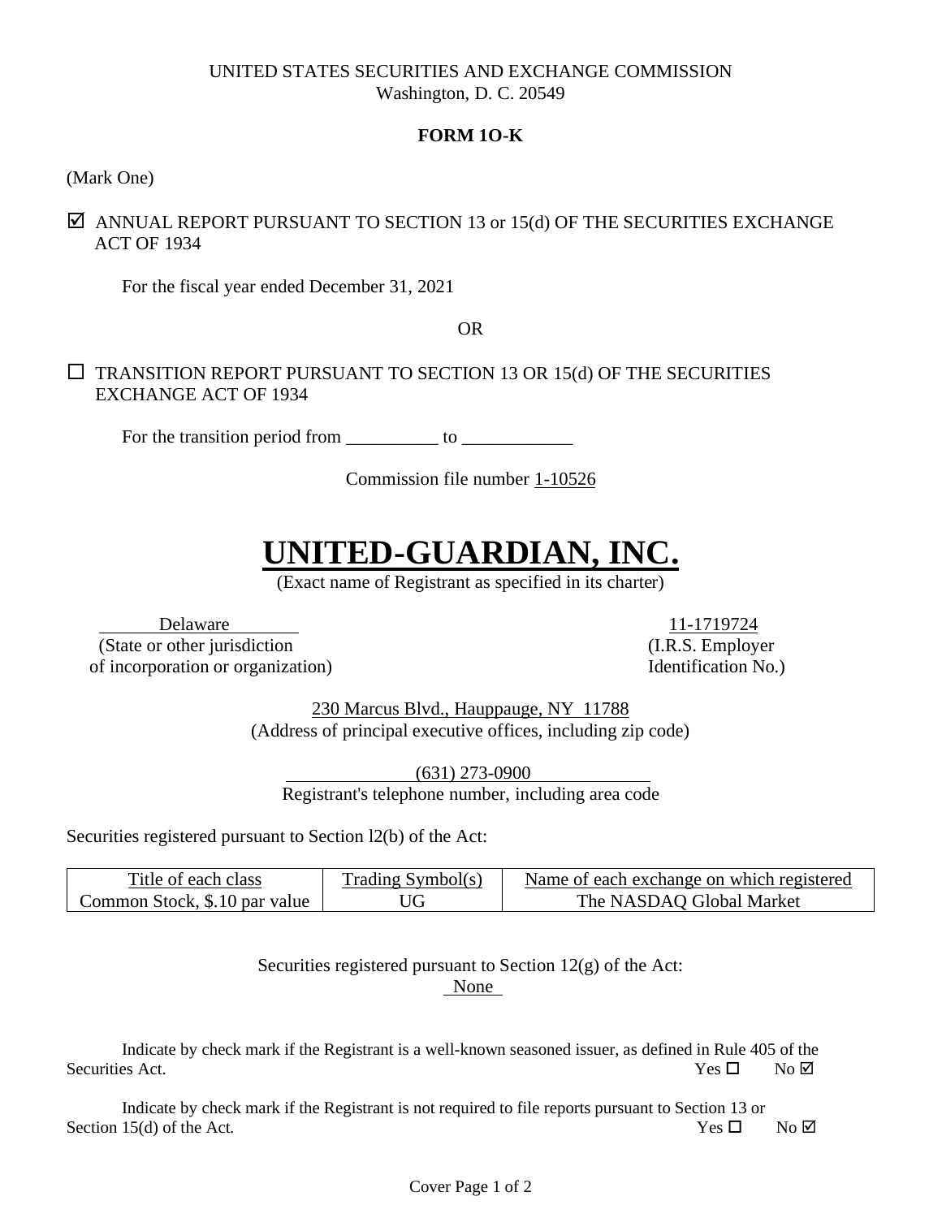UNITED STATES SECURITIES AND EXCHANGE COMMISSION
Washington, D. C. 20549

**FORM 1O-K**

(Mark One)

☑ ANNUAL REPORT PURSUANT TO SECTION 13 or 15(d) OF THE SECURITIES EXCHANGE ACT OF 1934

For the fiscal year ended December 31, 2021

OR

☐ TRANSITION REPORT PURSUANT TO SECTION 13 OR 15(d) OF THE SECURITIES EXCHANGE ACT OF 1934

For the transition period from __________ to ____________

Commission file number 1-10526

# UNITED-GUARDIAN, INC.

(Exact name of Registrant as specified in its charter)

Delaware
(State or other jurisdiction of incorporation or organization)

11-1719724
(I.R.S. Employer Identification No.)

230 Marcus Blvd., Hauppauge, NY 11788
(Address of principal executive offices, including zip code)

(631) 273-0900
Registrant's telephone number, including area code

Securities registered pursuant to Section l2(b) of the Act:

| Title of each class | Trading Symbol(s) | Name of each exchange on which registered |
|---|---|---|
| Common Stock, $.10 par value | UG | The NASDAQ Global Market |

Securities registered pursuant to Section 12(g) of the Act:
None

Indicate by check mark if the Registrant is a well-known seasoned issuer, as defined in Rule 405 of the Securities Act. Yes ☐ No ☑

Indicate by check mark if the Registrant is not required to file reports pursuant to Section 13 or Section 15(d) of the Act. Yes ☐ No ☑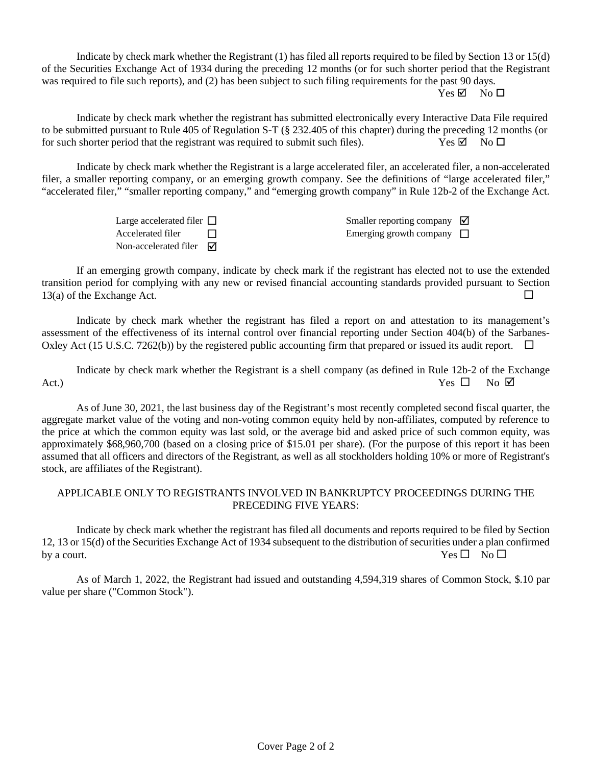Indicate by check mark whether the Registrant (1) has filed all reports required to be filed by Section 13 or 15(d) of the Securities Exchange Act of 1934 during the preceding 12 months (or for such shorter period that the Registrant was required to file such reports), and (2) has been subject to such filing requirements for the past 90 days.
Yes ☑ No ☐

Indicate by check mark whether the registrant has submitted electronically every Interactive Data File required to be submitted pursuant to Rule 405 of Regulation S-T (§ 232.405 of this chapter) during the preceding 12 months (or for such shorter period that the registrant was required to submit such files). Yes ☑ No ☐

Indicate by check mark whether the Registrant is a large accelerated filer, an accelerated filer, a non-accelerated filer, a smaller reporting company, or an emerging growth company. See the definitions of "large accelerated filer," "accelerated filer," "smaller reporting company," and "emerging growth company" in Rule 12b-2 of the Exchange Act.

| | | | |
|---|---|---|---|
| Large accelerated filer | ☐ | Smaller reporting company | ☑ |
| Accelerated filer | ☐ | Emerging growth company | ☐ |
| Non-accelerated filer | ☑ | | |

If an emerging growth company, indicate by check mark if the registrant has elected not to use the extended transition period for complying with any new or revised financial accounting standards provided pursuant to Section 13(a) of the Exchange Act. ☐

Indicate by check mark whether the registrant has filed a report on and attestation to its management's assessment of the effectiveness of its internal control over financial reporting under Section 404(b) of the Sarbanes-Oxley Act (15 U.S.C. 7262(b)) by the registered public accounting firm that prepared or issued its audit report. ☐

Indicate by check mark whether the Registrant is a shell company (as defined in Rule 12b-2 of the Exchange Act.) Yes ☐ No ☑

As of June 30, 2021, the last business day of the Registrant's most recently completed second fiscal quarter, the aggregate market value of the voting and non-voting common equity held by non-affiliates, computed by reference to the price at which the common equity was last sold, or the average bid and asked price of such common equity, was approximately $68,960,700 (based on a closing price of $15.01 per share). (For the purpose of this report it has been assumed that all officers and directors of the Registrant, as well as all stockholders holding 10% or more of Registrant's stock, are affiliates of the Registrant).

APPLICABLE ONLY TO REGISTRANTS INVOLVED IN BANKRUPTCY PROCEEDINGS DURING THE PRECEDING FIVE YEARS:

Indicate by check mark whether the registrant has filed all documents and reports required to be filed by Section 12, 13 or 15(d) of the Securities Exchange Act of 1934 subsequent to the distribution of securities under a plan confirmed by a court. Yes ☐ No ☐

As of March 1, 2022, the Registrant had issued and outstanding 4,594,319 shares of Common Stock, $.10 par value per share ("Common Stock").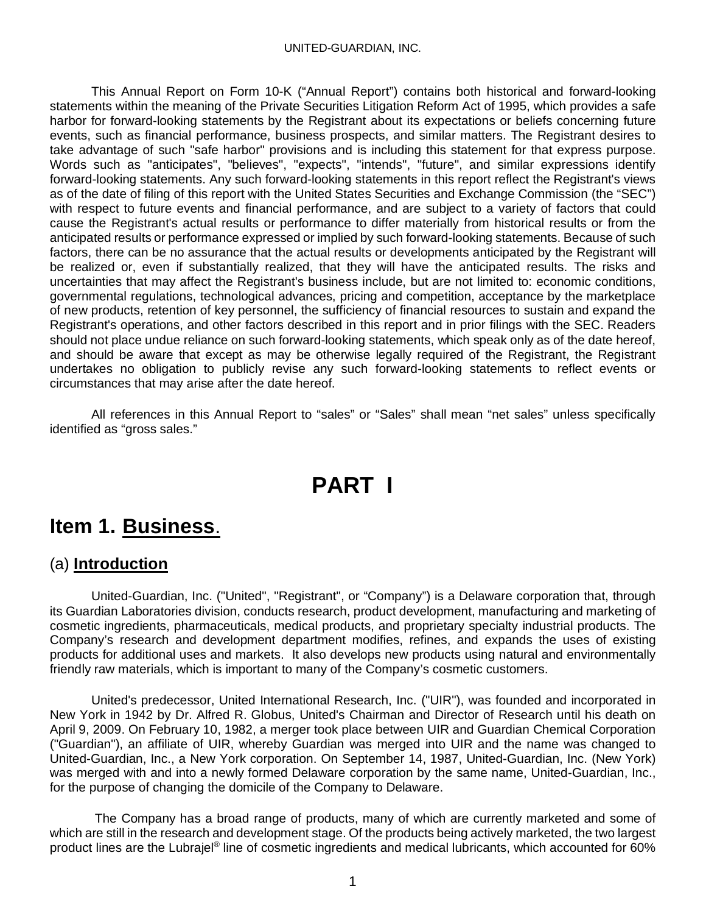This Annual Report on Form 10-K ("Annual Report") contains both historical and forward-looking statements within the meaning of the Private Securities Litigation Reform Act of 1995, which provides a safe harbor for forward-looking statements by the Registrant about its expectations or beliefs concerning future events, such as financial performance, business prospects, and similar matters. The Registrant desires to take advantage of such "safe harbor" provisions and is including this statement for that express purpose. Words such as "anticipates", "believes", "expects", "intends", "future", and similar expressions identify forward-looking statements. Any such forward-looking statements in this report reflect the Registrant's views as of the date of filing of this report with the United States Securities and Exchange Commission (the "SEC") with respect to future events and financial performance, and are subject to a variety of factors that could cause the Registrant's actual results or performance to differ materially from historical results or from the anticipated results or performance expressed or implied by such forward-looking statements. Because of such factors, there can be no assurance that the actual results or developments anticipated by the Registrant will be realized or, even if substantially realized, that they will have the anticipated results. The risks and uncertainties that may affect the Registrant's business include, but are not limited to: economic conditions, governmental regulations, technological advances, pricing and competition, acceptance by the marketplace of new products, retention of key personnel, the sufficiency of financial resources to sustain and expand the Registrant's operations, and other factors described in this report and in prior filings with the SEC. Readers should not place undue reliance on such forward-looking statements, which speak only as of the date hereof, and should be aware that except as may be otherwise legally required of the Registrant, the Registrant undertakes no obligation to publicly revise any such forward-looking statements to reflect events or circumstances that may arise after the date hereof.

All references in this Annual Report to "sales" or "Sales" shall mean "net sales" unless specifically identified as "gross sales."

# PART I

## Item 1. Business.

### (a) Introduction

United-Guardian, Inc. ("United", "Registrant", or "Company") is a Delaware corporation that, through its Guardian Laboratories division, conducts research, product development, manufacturing and marketing of cosmetic ingredients, pharmaceuticals, medical products, and proprietary specialty industrial products. The Company's research and development department modifies, refines, and expands the uses of existing products for additional uses and markets. It also develops new products using natural and environmentally friendly raw materials, which is important to many of the Company's cosmetic customers.

United's predecessor, United International Research, Inc. ("UIR"), was founded and incorporated in New York in 1942 by Dr. Alfred R. Globus, United's Chairman and Director of Research until his death on April 9, 2009. On February 10, 1982, a merger took place between UIR and Guardian Chemical Corporation ("Guardian"), an affiliate of UIR, whereby Guardian was merged into UIR and the name was changed to United-Guardian, Inc., a New York corporation. On September 14, 1987, United-Guardian, Inc. (New York) was merged with and into a newly formed Delaware corporation by the same name, United-Guardian, Inc., for the purpose of changing the domicile of the Company to Delaware.

The Company has a broad range of products, many of which are currently marketed and some of which are still in the research and development stage. Of the products being actively marketed, the two largest product lines are the Lubrajel® line of cosmetic ingredients and medical lubricants, which accounted for 60%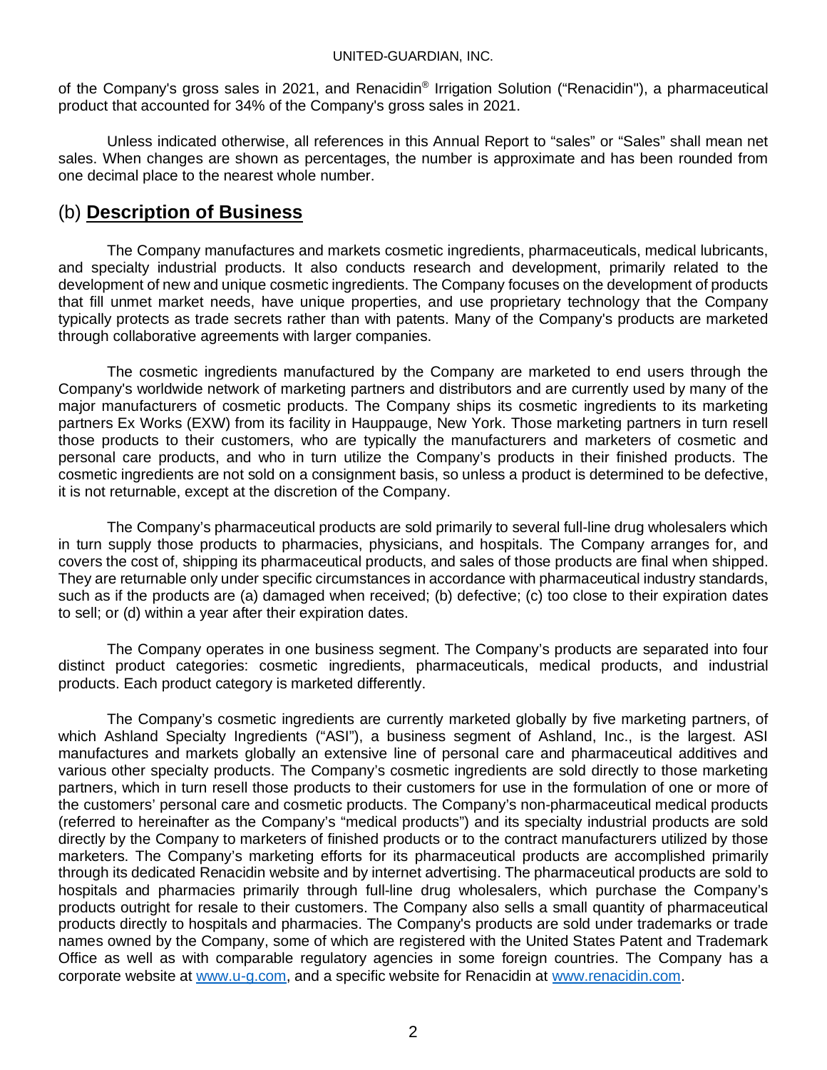of the Company's gross sales in 2021, and Renacidin® Irrigation Solution ("Renacidin"), a pharmaceutical product that accounted for 34% of the Company's gross sales in 2021.

Unless indicated otherwise, all references in this Annual Report to "sales" or "Sales" shall mean net sales. When changes are shown as percentages, the number is approximate and has been rounded from one decimal place to the nearest whole number.

## (b) **Description of Business**

The Company manufactures and markets cosmetic ingredients, pharmaceuticals, medical lubricants, and specialty industrial products. It also conducts research and development, primarily related to the development of new and unique cosmetic ingredients. The Company focuses on the development of products that fill unmet market needs, have unique properties, and use proprietary technology that the Company typically protects as trade secrets rather than with patents. Many of the Company's products are marketed through collaborative agreements with larger companies.

The cosmetic ingredients manufactured by the Company are marketed to end users through the Company's worldwide network of marketing partners and distributors and are currently used by many of the major manufacturers of cosmetic products. The Company ships its cosmetic ingredients to its marketing partners Ex Works (EXW) from its facility in Hauppauge, New York. Those marketing partners in turn resell those products to their customers, who are typically the manufacturers and marketers of cosmetic and personal care products, and who in turn utilize the Company's products in their finished products. The cosmetic ingredients are not sold on a consignment basis, so unless a product is determined to be defective, it is not returnable, except at the discretion of the Company.

The Company's pharmaceutical products are sold primarily to several full-line drug wholesalers which in turn supply those products to pharmacies, physicians, and hospitals. The Company arranges for, and covers the cost of, shipping its pharmaceutical products, and sales of those products are final when shipped. They are returnable only under specific circumstances in accordance with pharmaceutical industry standards, such as if the products are (a) damaged when received; (b) defective; (c) too close to their expiration dates to sell; or (d) within a year after their expiration dates.

The Company operates in one business segment. The Company's products are separated into four distinct product categories: cosmetic ingredients, pharmaceuticals, medical products, and industrial products. Each product category is marketed differently.

The Company's cosmetic ingredients are currently marketed globally by five marketing partners, of which Ashland Specialty Ingredients ("ASI"), a business segment of Ashland, Inc., is the largest. ASI manufactures and markets globally an extensive line of personal care and pharmaceutical additives and various other specialty products. The Company's cosmetic ingredients are sold directly to those marketing partners, which in turn resell those products to their customers for use in the formulation of one or more of the customers' personal care and cosmetic products. The Company's non-pharmaceutical medical products (referred to hereinafter as the Company's "medical products") and its specialty industrial products are sold directly by the Company to marketers of finished products or to the contract manufacturers utilized by those marketers. The Company's marketing efforts for its pharmaceutical products are accomplished primarily through its dedicated Renacidin website and by internet advertising. The pharmaceutical products are sold to hospitals and pharmacies primarily through full-line drug wholesalers, which purchase the Company's products outright for resale to their customers. The Company also sells a small quantity of pharmaceutical products directly to hospitals and pharmacies. The Company's products are sold under trademarks or trade names owned by the Company, some of which are registered with the United States Patent and Trademark Office as well as with comparable regulatory agencies in some foreign countries. The Company has a corporate website at www.u-g.com, and a specific website for Renacidin at www.renacidin.com.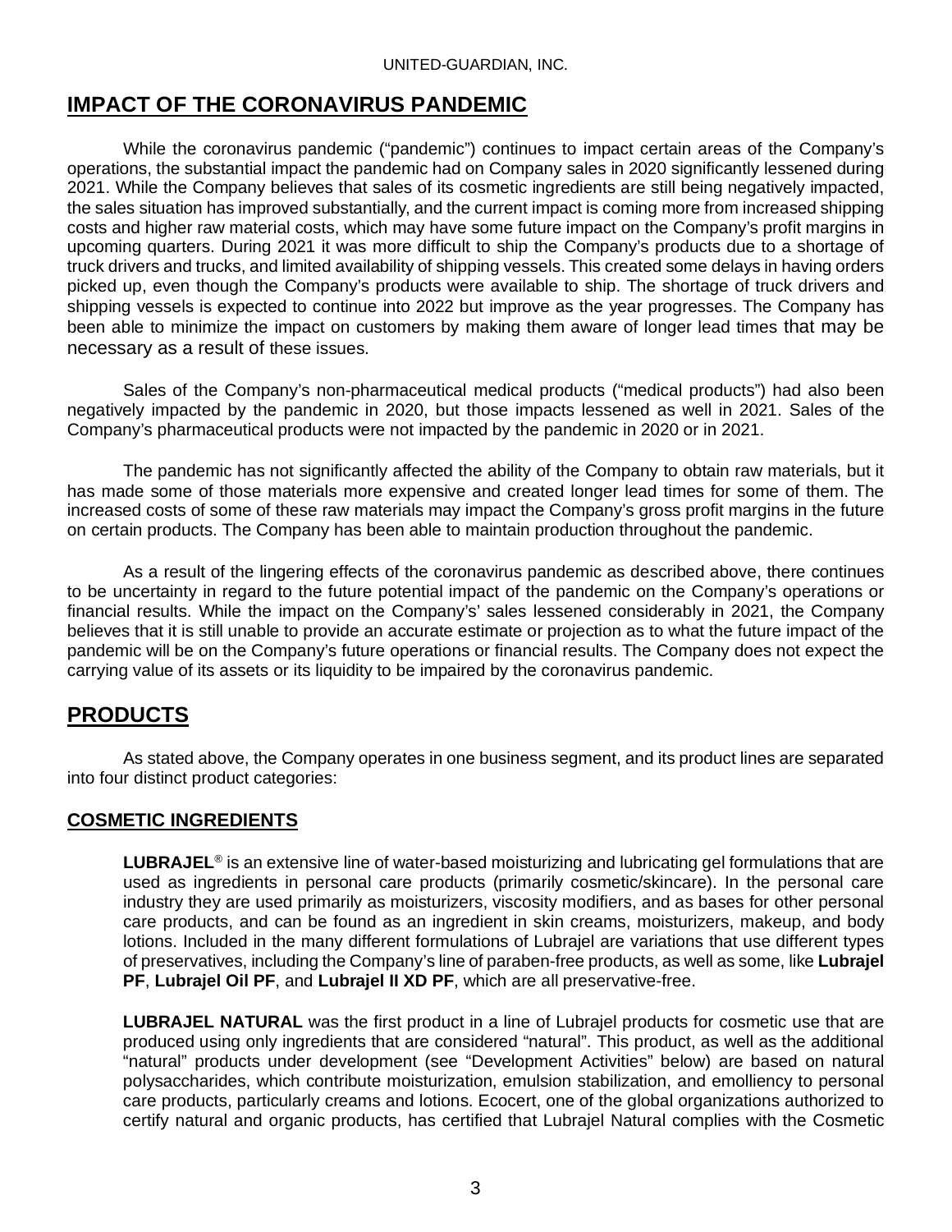## IMPACT OF THE CORONAVIRUS PANDEMIC

While the coronavirus pandemic ("pandemic") continues to impact certain areas of the Company's operations, the substantial impact the pandemic had on Company sales in 2020 significantly lessened during 2021. While the Company believes that sales of its cosmetic ingredients are still being negatively impacted, the sales situation has improved substantially, and the current impact is coming more from increased shipping costs and higher raw material costs, which may have some future impact on the Company's profit margins in upcoming quarters. During 2021 it was more difficult to ship the Company's products due to a shortage of truck drivers and trucks, and limited availability of shipping vessels. This created some delays in having orders picked up, even though the Company's products were available to ship. The shortage of truck drivers and shipping vessels is expected to continue into 2022 but improve as the year progresses. The Company has been able to minimize the impact on customers by making them aware of longer lead times that may be necessary as a result of these issues.

Sales of the Company's non-pharmaceutical medical products ("medical products") had also been negatively impacted by the pandemic in 2020, but those impacts lessened as well in 2021. Sales of the Company's pharmaceutical products were not impacted by the pandemic in 2020 or in 2021.

The pandemic has not significantly affected the ability of the Company to obtain raw materials, but it has made some of those materials more expensive and created longer lead times for some of them. The increased costs of some of these raw materials may impact the Company's gross profit margins in the future on certain products. The Company has been able to maintain production throughout the pandemic.

As a result of the lingering effects of the coronavirus pandemic as described above, there continues to be uncertainty in regard to the future potential impact of the pandemic on the Company's operations or financial results. While the impact on the Company's' sales lessened considerably in 2021, the Company believes that it is still unable to provide an accurate estimate or projection as to what the future impact of the pandemic will be on the Company's future operations or financial results. The Company does not expect the carrying value of its assets or its liquidity to be impaired by the coronavirus pandemic.

## PRODUCTS

As stated above, the Company operates in one business segment, and its product lines are separated into four distinct product categories:

### COSMETIC INGREDIENTS

**LUBRAJEL®** is an extensive line of water-based moisturizing and lubricating gel formulations that are used as ingredients in personal care products (primarily cosmetic/skincare). In the personal care industry they are used primarily as moisturizers, viscosity modifiers, and as bases for other personal care products, and can be found as an ingredient in skin creams, moisturizers, makeup, and body lotions. Included in the many different formulations of Lubrajel are variations that use different types of preservatives, including the Company's line of paraben-free products, as well as some, like **Lubrajel PF**, **Lubrajel Oil PF**, and **Lubrajel II XD PF**, which are all preservative-free.

**LUBRAJEL NATURAL** was the first product in a line of Lubrajel products for cosmetic use that are produced using only ingredients that are considered "natural". This product, as well as the additional "natural" products under development (see "Development Activities" below) are based on natural polysaccharides, which contribute moisturization, emulsion stabilization, and emolliency to personal care products, particularly creams and lotions. Ecocert, one of the global organizations authorized to certify natural and organic products, has certified that Lubrajel Natural complies with the Cosmetic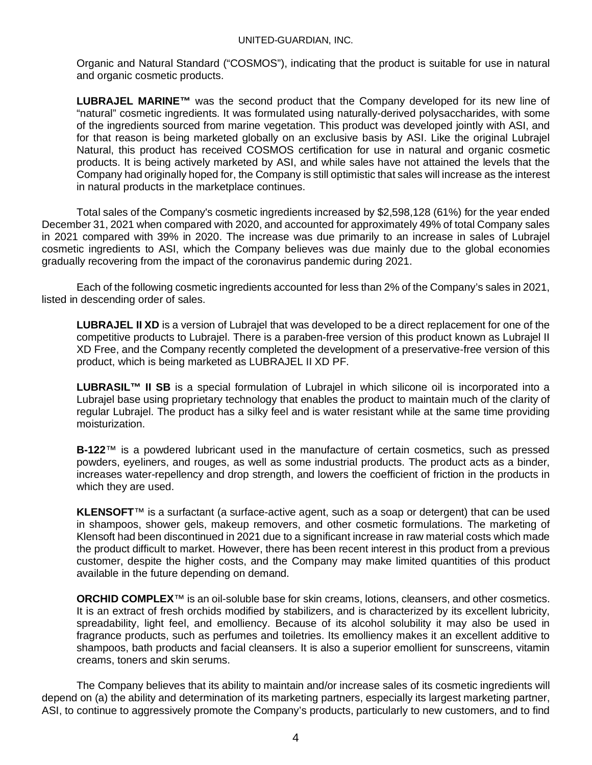Organic and Natural Standard ("COSMOS"), indicating that the product is suitable for use in natural and organic cosmetic products.

**LUBRAJEL MARINE™** was the second product that the Company developed for its new line of "natural" cosmetic ingredients. It was formulated using naturally-derived polysaccharides, with some of the ingredients sourced from marine vegetation. This product was developed jointly with ASI, and for that reason is being marketed globally on an exclusive basis by ASI. Like the original Lubrajel Natural, this product has received COSMOS certification for use in natural and organic cosmetic products. It is being actively marketed by ASI, and while sales have not attained the levels that the Company had originally hoped for, the Company is still optimistic that sales will increase as the interest in natural products in the marketplace continues.

Total sales of the Company's cosmetic ingredients increased by $2,598,128 (61%) for the year ended December 31, 2021 when compared with 2020, and accounted for approximately 49% of total Company sales in 2021 compared with 39% in 2020. The increase was due primarily to an increase in sales of Lubrajel cosmetic ingredients to ASI, which the Company believes was due mainly due to the global economies gradually recovering from the impact of the coronavirus pandemic during 2021.

Each of the following cosmetic ingredients accounted for less than 2% of the Company's sales in 2021, listed in descending order of sales.

**LUBRAJEL II XD** is a version of Lubrajel that was developed to be a direct replacement for one of the competitive products to Lubrajel. There is a paraben-free version of this product known as Lubrajel II XD Free, and the Company recently completed the development of a preservative-free version of this product, which is being marketed as LUBRAJEL II XD PF.

**LUBRASIL™ II SB** is a special formulation of Lubrajel in which silicone oil is incorporated into a Lubrajel base using proprietary technology that enables the product to maintain much of the clarity of regular Lubrajel. The product has a silky feel and is water resistant while at the same time providing moisturization.

**B-122**™ is a powdered lubricant used in the manufacture of certain cosmetics, such as pressed powders, eyeliners, and rouges, as well as some industrial products. The product acts as a binder, increases water-repellency and drop strength, and lowers the coefficient of friction in the products in which they are used.

**KLENSOFT**™ is a surfactant (a surface-active agent, such as a soap or detergent) that can be used in shampoos, shower gels, makeup removers, and other cosmetic formulations. The marketing of Klensoft had been discontinued in 2021 due to a significant increase in raw material costs which made the product difficult to market. However, there has been recent interest in this product from a previous customer, despite the higher costs, and the Company may make limited quantities of this product available in the future depending on demand.

**ORCHID COMPLEX**™ is an oil-soluble base for skin creams, lotions, cleansers, and other cosmetics. It is an extract of fresh orchids modified by stabilizers, and is characterized by its excellent lubricity, spreadability, light feel, and emolliency. Because of its alcohol solubility it may also be used in fragrance products, such as perfumes and toiletries. Its emolliency makes it an excellent additive to shampoos, bath products and facial cleansers. It is also a superior emollient for sunscreens, vitamin creams, toners and skin serums.

The Company believes that its ability to maintain and/or increase sales of its cosmetic ingredients will depend on (a) the ability and determination of its marketing partners, especially its largest marketing partner, ASI, to continue to aggressively promote the Company's products, particularly to new customers, and to find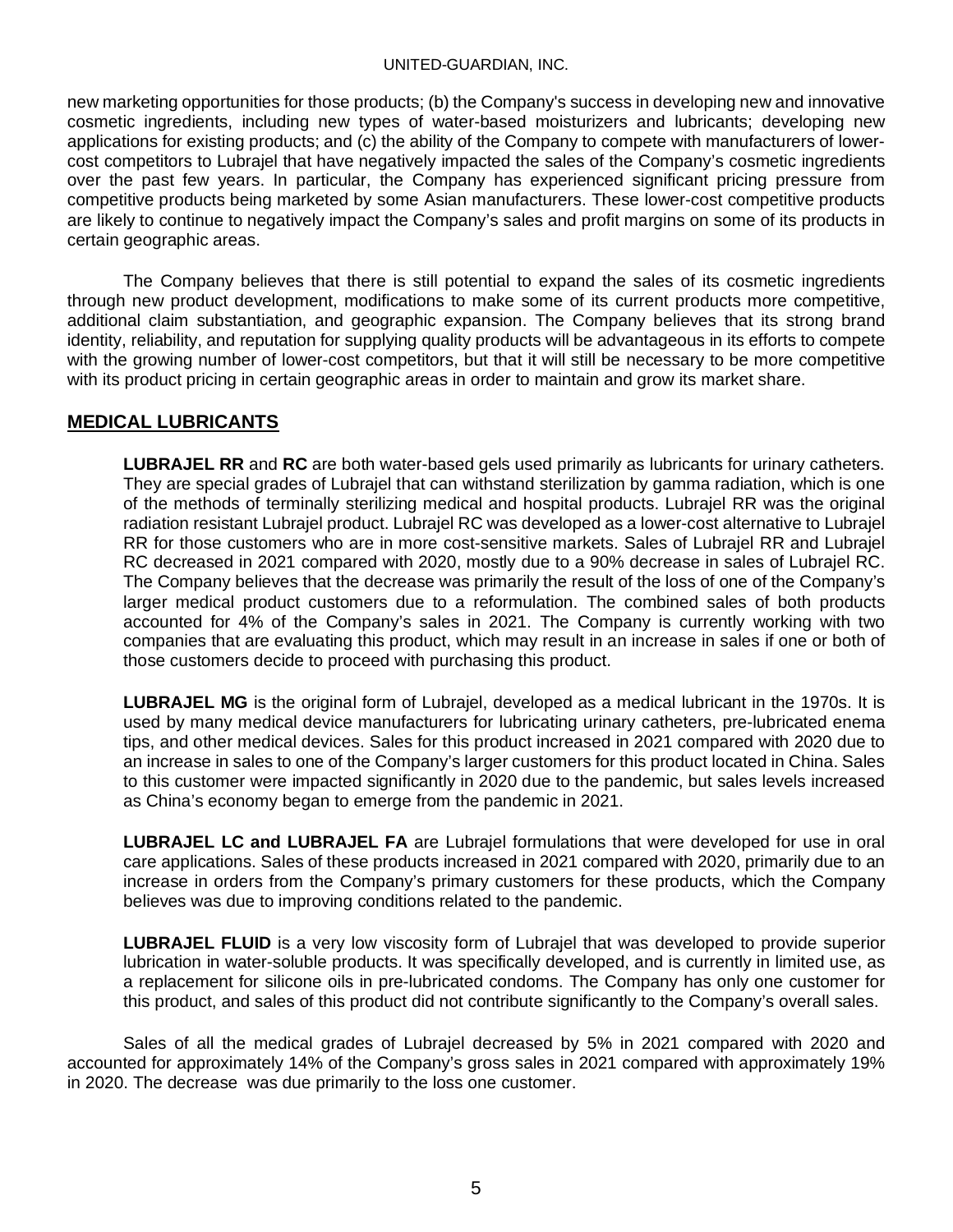new marketing opportunities for those products; (b) the Company's success in developing new and innovative cosmetic ingredients, including new types of water-based moisturizers and lubricants; developing new applications for existing products; and (c) the ability of the Company to compete with manufacturers of lower-cost competitors to Lubrajel that have negatively impacted the sales of the Company's cosmetic ingredients over the past few years. In particular, the Company has experienced significant pricing pressure from competitive products being marketed by some Asian manufacturers. These lower-cost competitive products are likely to continue to negatively impact the Company's sales and profit margins on some of its products in certain geographic areas.

The Company believes that there is still potential to expand the sales of its cosmetic ingredients through new product development, modifications to make some of its current products more competitive, additional claim substantiation, and geographic expansion. The Company believes that its strong brand identity, reliability, and reputation for supplying quality products will be advantageous in its efforts to compete with the growing number of lower-cost competitors, but that it will still be necessary to be more competitive with its product pricing in certain geographic areas in order to maintain and grow its market share.

## MEDICAL LUBRICANTS

**LUBRAJEL RR** and **RC** are both water-based gels used primarily as lubricants for urinary catheters. They are special grades of Lubrajel that can withstand sterilization by gamma radiation, which is one of the methods of terminally sterilizing medical and hospital products. Lubrajel RR was the original radiation resistant Lubrajel product. Lubrajel RC was developed as a lower-cost alternative to Lubrajel RR for those customers who are in more cost-sensitive markets. Sales of Lubrajel RR and Lubrajel RC decreased in 2021 compared with 2020, mostly due to a 90% decrease in sales of Lubrajel RC. The Company believes that the decrease was primarily the result of the loss of one of the Company's larger medical product customers due to a reformulation. The combined sales of both products accounted for 4% of the Company's sales in 2021. The Company is currently working with two companies that are evaluating this product, which may result in an increase in sales if one or both of those customers decide to proceed with purchasing this product.

**LUBRAJEL MG** is the original form of Lubrajel, developed as a medical lubricant in the 1970s. It is used by many medical device manufacturers for lubricating urinary catheters, pre-lubricated enema tips, and other medical devices. Sales for this product increased in 2021 compared with 2020 due to an increase in sales to one of the Company's larger customers for this product located in China. Sales to this customer were impacted significantly in 2020 due to the pandemic, but sales levels increased as China's economy began to emerge from the pandemic in 2021.

**LUBRAJEL LC and LUBRAJEL FA** are Lubrajel formulations that were developed for use in oral care applications. Sales of these products increased in 2021 compared with 2020, primarily due to an increase in orders from the Company's primary customers for these products, which the Company believes was due to improving conditions related to the pandemic.

**LUBRAJEL FLUID** is a very low viscosity form of Lubrajel that was developed to provide superior lubrication in water-soluble products. It was specifically developed, and is currently in limited use, as a replacement for silicone oils in pre-lubricated condoms. The Company has only one customer for this product, and sales of this product did not contribute significantly to the Company's overall sales.

Sales of all the medical grades of Lubrajel decreased by 5% in 2021 compared with 2020 and accounted for approximately 14% of the Company's gross sales in 2021 compared with approximately 19% in 2020. The decrease was due primarily to the loss one customer.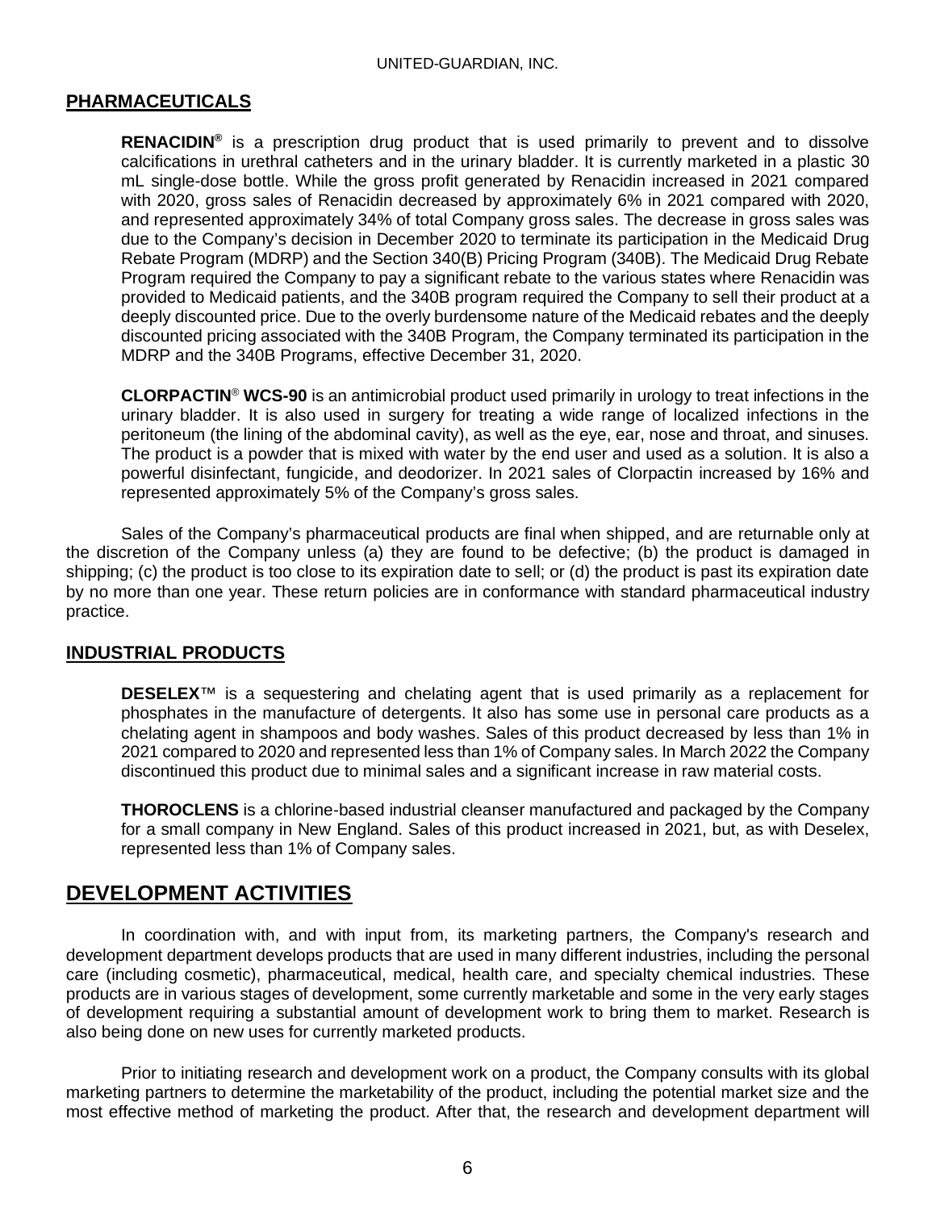## PHARMACEUTICALS

**RENACIDIN®** is a prescription drug product that is used primarily to prevent and to dissolve calcifications in urethral catheters and in the urinary bladder. It is currently marketed in a plastic 30 mL single-dose bottle. While the gross profit generated by Renacidin increased in 2021 compared with 2020, gross sales of Renacidin decreased by approximately 6% in 2021 compared with 2020, and represented approximately 34% of total Company gross sales. The decrease in gross sales was due to the Company's decision in December 2020 to terminate its participation in the Medicaid Drug Rebate Program (MDRP) and the Section 340(B) Pricing Program (340B). The Medicaid Drug Rebate Program required the Company to pay a significant rebate to the various states where Renacidin was provided to Medicaid patients, and the 340B program required the Company to sell their product at a deeply discounted price. Due to the overly burdensome nature of the Medicaid rebates and the deeply discounted pricing associated with the 340B Program, the Company terminated its participation in the MDRP and the 340B Programs, effective December 31, 2020.

**CLORPACTIN® WCS-90** is an antimicrobial product used primarily in urology to treat infections in the urinary bladder. It is also used in surgery for treating a wide range of localized infections in the peritoneum (the lining of the abdominal cavity), as well as the eye, ear, nose and throat, and sinuses. The product is a powder that is mixed with water by the end user and used as a solution. It is also a powerful disinfectant, fungicide, and deodorizer. In 2021 sales of Clorpactin increased by 16% and represented approximately 5% of the Company's gross sales.

Sales of the Company's pharmaceutical products are final when shipped, and are returnable only at the discretion of the Company unless (a) they are found to be defective; (b) the product is damaged in shipping; (c) the product is too close to its expiration date to sell; or (d) the product is past its expiration date by no more than one year. These return policies are in conformance with standard pharmaceutical industry practice.

## INDUSTRIAL PRODUCTS

**DESELEX**™ is a sequestering and chelating agent that is used primarily as a replacement for phosphates in the manufacture of detergents. It also has some use in personal care products as a chelating agent in shampoos and body washes. Sales of this product decreased by less than 1% in 2021 compared to 2020 and represented less than 1% of Company sales. In March 2022 the Company discontinued this product due to minimal sales and a significant increase in raw material costs.

**THOROCLENS** is a chlorine-based industrial cleanser manufactured and packaged by the Company for a small company in New England. Sales of this product increased in 2021, but, as with Deselex, represented less than 1% of Company sales.

# DEVELOPMENT ACTIVITIES

In coordination with, and with input from, its marketing partners, the Company's research and development department develops products that are used in many different industries, including the personal care (including cosmetic), pharmaceutical, medical, health care, and specialty chemical industries. These products are in various stages of development, some currently marketable and some in the very early stages of development requiring a substantial amount of development work to bring them to market. Research is also being done on new uses for currently marketed products.

Prior to initiating research and development work on a product, the Company consults with its global marketing partners to determine the marketability of the product, including the potential market size and the most effective method of marketing the product. After that, the research and development department will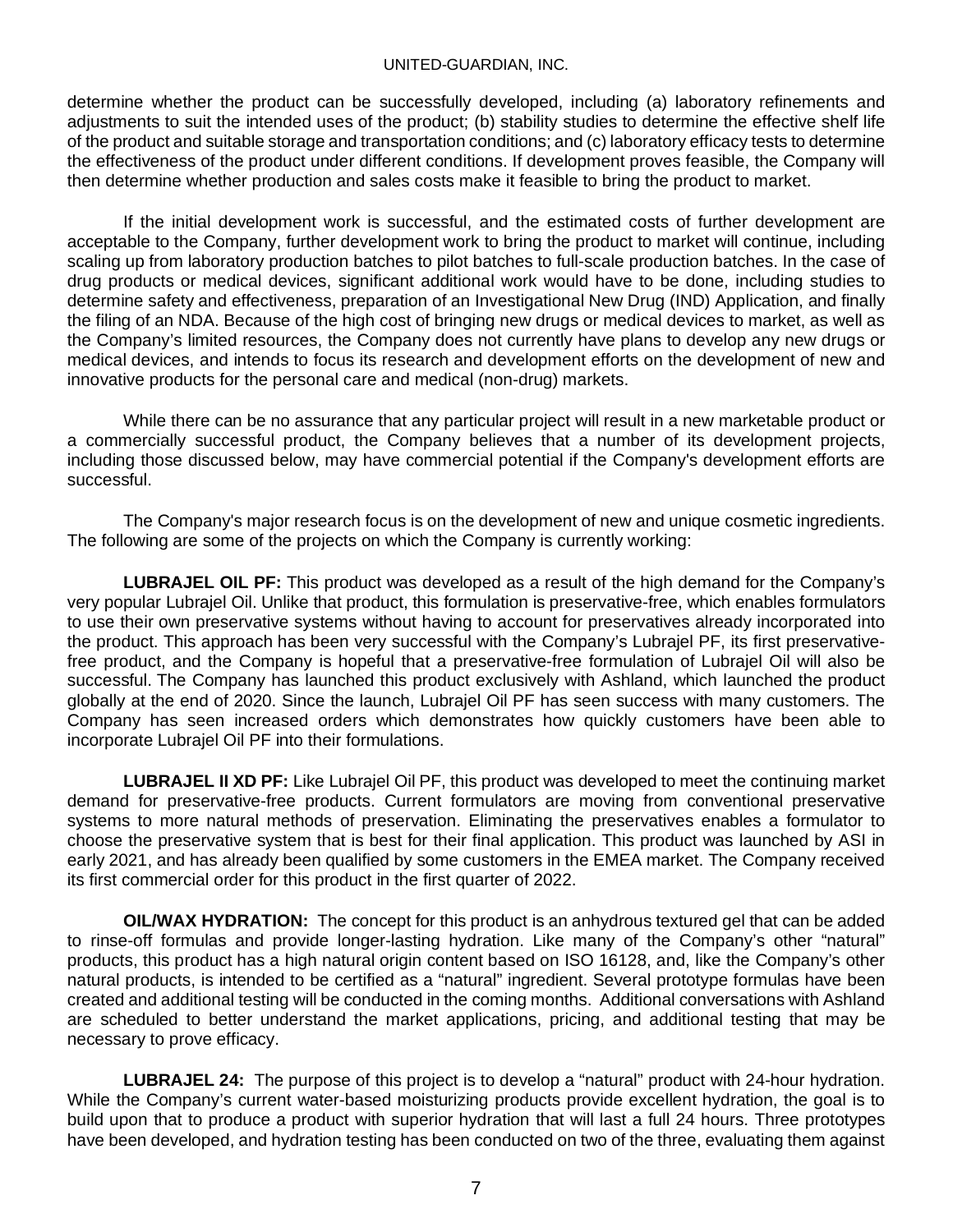determine whether the product can be successfully developed, including (a) laboratory refinements and adjustments to suit the intended uses of the product; (b) stability studies to determine the effective shelf life of the product and suitable storage and transportation conditions; and (c) laboratory efficacy tests to determine the effectiveness of the product under different conditions. If development proves feasible, the Company will then determine whether production and sales costs make it feasible to bring the product to market.

If the initial development work is successful, and the estimated costs of further development are acceptable to the Company, further development work to bring the product to market will continue, including scaling up from laboratory production batches to pilot batches to full-scale production batches. In the case of drug products or medical devices, significant additional work would have to be done, including studies to determine safety and effectiveness, preparation of an Investigational New Drug (IND) Application, and finally the filing of an NDA. Because of the high cost of bringing new drugs or medical devices to market, as well as the Company's limited resources, the Company does not currently have plans to develop any new drugs or medical devices, and intends to focus its research and development efforts on the development of new and innovative products for the personal care and medical (non-drug) markets.

While there can be no assurance that any particular project will result in a new marketable product or a commercially successful product, the Company believes that a number of its development projects, including those discussed below, may have commercial potential if the Company's development efforts are successful.

The Company's major research focus is on the development of new and unique cosmetic ingredients. The following are some of the projects on which the Company is currently working:

**LUBRAJEL OIL PF:** This product was developed as a result of the high demand for the Company's very popular Lubrajel Oil. Unlike that product, this formulation is preservative-free, which enables formulators to use their own preservative systems without having to account for preservatives already incorporated into the product. This approach has been very successful with the Company's Lubrajel PF, its first preservative-free product, and the Company is hopeful that a preservative-free formulation of Lubrajel Oil will also be successful. The Company has launched this product exclusively with Ashland, which launched the product globally at the end of 2020. Since the launch, Lubrajel Oil PF has seen success with many customers. The Company has seen increased orders which demonstrates how quickly customers have been able to incorporate Lubrajel Oil PF into their formulations.

**LUBRAJEL II XD PF:** Like Lubrajel Oil PF, this product was developed to meet the continuing market demand for preservative-free products. Current formulators are moving from conventional preservative systems to more natural methods of preservation. Eliminating the preservatives enables a formulator to choose the preservative system that is best for their final application. This product was launched by ASI in early 2021, and has already been qualified by some customers in the EMEA market. The Company received its first commercial order for this product in the first quarter of 2022.

**OIL/WAX HYDRATION:** The concept for this product is an anhydrous textured gel that can be added to rinse-off formulas and provide longer-lasting hydration. Like many of the Company's other "natural" products, this product has a high natural origin content based on ISO 16128, and, like the Company's other natural products, is intended to be certified as a "natural" ingredient. Several prototype formulas have been created and additional testing will be conducted in the coming months. Additional conversations with Ashland are scheduled to better understand the market applications, pricing, and additional testing that may be necessary to prove efficacy.

**LUBRAJEL 24:** The purpose of this project is to develop a "natural" product with 24-hour hydration. While the Company's current water-based moisturizing products provide excellent hydration, the goal is to build upon that to produce a product with superior hydration that will last a full 24 hours. Three prototypes have been developed, and hydration testing has been conducted on two of the three, evaluating them against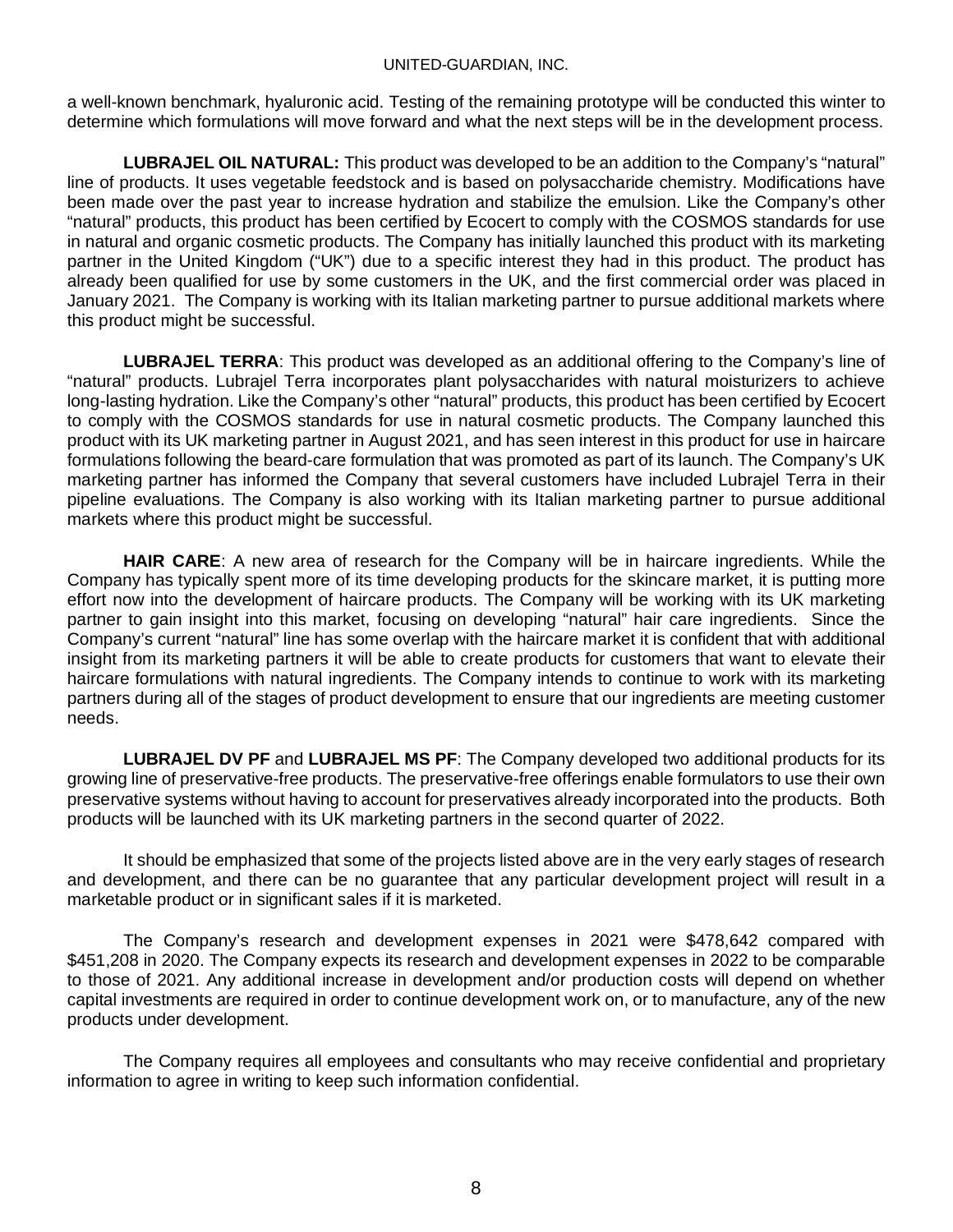a well-known benchmark, hyaluronic acid. Testing of the remaining prototype will be conducted this winter to determine which formulations will move forward and what the next steps will be in the development process.

**LUBRAJEL OIL NATURAL:** This product was developed to be an addition to the Company's "natural" line of products. It uses vegetable feedstock and is based on polysaccharide chemistry. Modifications have been made over the past year to increase hydration and stabilize the emulsion. Like the Company's other "natural" products, this product has been certified by Ecocert to comply with the COSMOS standards for use in natural and organic cosmetic products. The Company has initially launched this product with its marketing partner in the United Kingdom ("UK") due to a specific interest they had in this product. The product has already been qualified for use by some customers in the UK, and the first commercial order was placed in January 2021. The Company is working with its Italian marketing partner to pursue additional markets where this product might be successful.

**LUBRAJEL TERRA**: This product was developed as an additional offering to the Company's line of "natural" products. Lubrajel Terra incorporates plant polysaccharides with natural moisturizers to achieve long-lasting hydration. Like the Company's other "natural" products, this product has been certified by Ecocert to comply with the COSMOS standards for use in natural cosmetic products. The Company launched this product with its UK marketing partner in August 2021, and has seen interest in this product for use in haircare formulations following the beard-care formulation that was promoted as part of its launch. The Company's UK marketing partner has informed the Company that several customers have included Lubrajel Terra in their pipeline evaluations. The Company is also working with its Italian marketing partner to pursue additional markets where this product might be successful.

**HAIR CARE**: A new area of research for the Company will be in haircare ingredients. While the Company has typically spent more of its time developing products for the skincare market, it is putting more effort now into the development of haircare products. The Company will be working with its UK marketing partner to gain insight into this market, focusing on developing "natural" hair care ingredients. Since the Company's current "natural" line has some overlap with the haircare market it is confident that with additional insight from its marketing partners it will be able to create products for customers that want to elevate their haircare formulations with natural ingredients. The Company intends to continue to work with its marketing partners during all of the stages of product development to ensure that our ingredients are meeting customer needs.

**LUBRAJEL DV PF** and **LUBRAJEL MS PF**: The Company developed two additional products for its growing line of preservative-free products. The preservative-free offerings enable formulators to use their own preservative systems without having to account for preservatives already incorporated into the products. Both products will be launched with its UK marketing partners in the second quarter of 2022.

It should be emphasized that some of the projects listed above are in the very early stages of research and development, and there can be no guarantee that any particular development project will result in a marketable product or in significant sales if it is marketed.

The Company's research and development expenses in 2021 were $478,642 compared with $451,208 in 2020. The Company expects its research and development expenses in 2022 to be comparable to those of 2021. Any additional increase in development and/or production costs will depend on whether capital investments are required in order to continue development work on, or to manufacture, any of the new products under development.

The Company requires all employees and consultants who may receive confidential and proprietary information to agree in writing to keep such information confidential.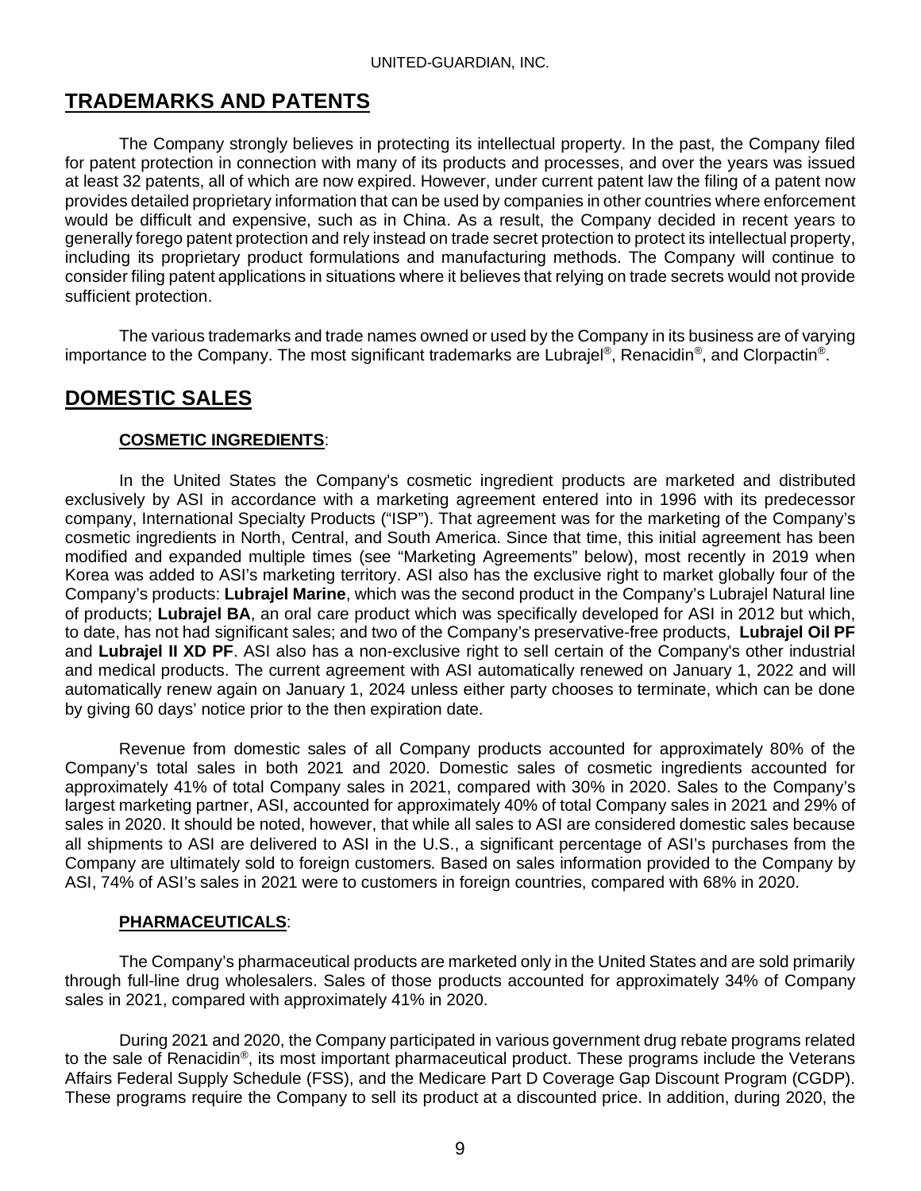## TRADEMARKS AND PATENTS

The Company strongly believes in protecting its intellectual property. In the past, the Company filed for patent protection in connection with many of its products and processes, and over the years was issued at least 32 patents, all of which are now expired. However, under current patent law the filing of a patent now provides detailed proprietary information that can be used by companies in other countries where enforcement would be difficult and expensive, such as in China. As a result, the Company decided in recent years to generally forego patent protection and rely instead on trade secret protection to protect its intellectual property, including its proprietary product formulations and manufacturing methods. The Company will continue to consider filing patent applications in situations where it believes that relying on trade secrets would not provide sufficient protection.

The various trademarks and trade names owned or used by the Company in its business are of varying importance to the Company. The most significant trademarks are Lubrajel®, Renacidin®, and Clorpactin®.

## DOMESTIC SALES

### COSMETIC INGREDIENTS:

In the United States the Company's cosmetic ingredient products are marketed and distributed exclusively by ASI in accordance with a marketing agreement entered into in 1996 with its predecessor company, International Specialty Products ("ISP"). That agreement was for the marketing of the Company's cosmetic ingredients in North, Central, and South America. Since that time, this initial agreement has been modified and expanded multiple times (see "Marketing Agreements" below), most recently in 2019 when Korea was added to ASI's marketing territory. ASI also has the exclusive right to market globally four of the Company's products: **Lubrajel Marine**, which was the second product in the Company's Lubrajel Natural line of products; **Lubrajel BA**, an oral care product which was specifically developed for ASI in 2012 but which, to date, has not had significant sales; and two of the Company's preservative-free products, **Lubrajel Oil PF** and **Lubrajel II XD PF**. ASI also has a non-exclusive right to sell certain of the Company's other industrial and medical products. The current agreement with ASI automatically renewed on January 1, 2022 and will automatically renew again on January 1, 2024 unless either party chooses to terminate, which can be done by giving 60 days' notice prior to the then expiration date.

Revenue from domestic sales of all Company products accounted for approximately 80% of the Company's total sales in both 2021 and 2020. Domestic sales of cosmetic ingredients accounted for approximately 41% of total Company sales in 2021, compared with 30% in 2020. Sales to the Company's largest marketing partner, ASI, accounted for approximately 40% of total Company sales in 2021 and 29% of sales in 2020. It should be noted, however, that while all sales to ASI are considered domestic sales because all shipments to ASI are delivered to ASI in the U.S., a significant percentage of ASI's purchases from the Company are ultimately sold to foreign customers. Based on sales information provided to the Company by ASI, 74% of ASI's sales in 2021 were to customers in foreign countries, compared with 68% in 2020.

### PHARMACEUTICALS:

The Company's pharmaceutical products are marketed only in the United States and are sold primarily through full-line drug wholesalers. Sales of those products accounted for approximately 34% of Company sales in 2021, compared with approximately 41% in 2020.

During 2021 and 2020, the Company participated in various government drug rebate programs related to the sale of Renacidin®, its most important pharmaceutical product. These programs include the Veterans Affairs Federal Supply Schedule (FSS), and the Medicare Part D Coverage Gap Discount Program (CGDP). These programs require the Company to sell its product at a discounted price. In addition, during 2020, the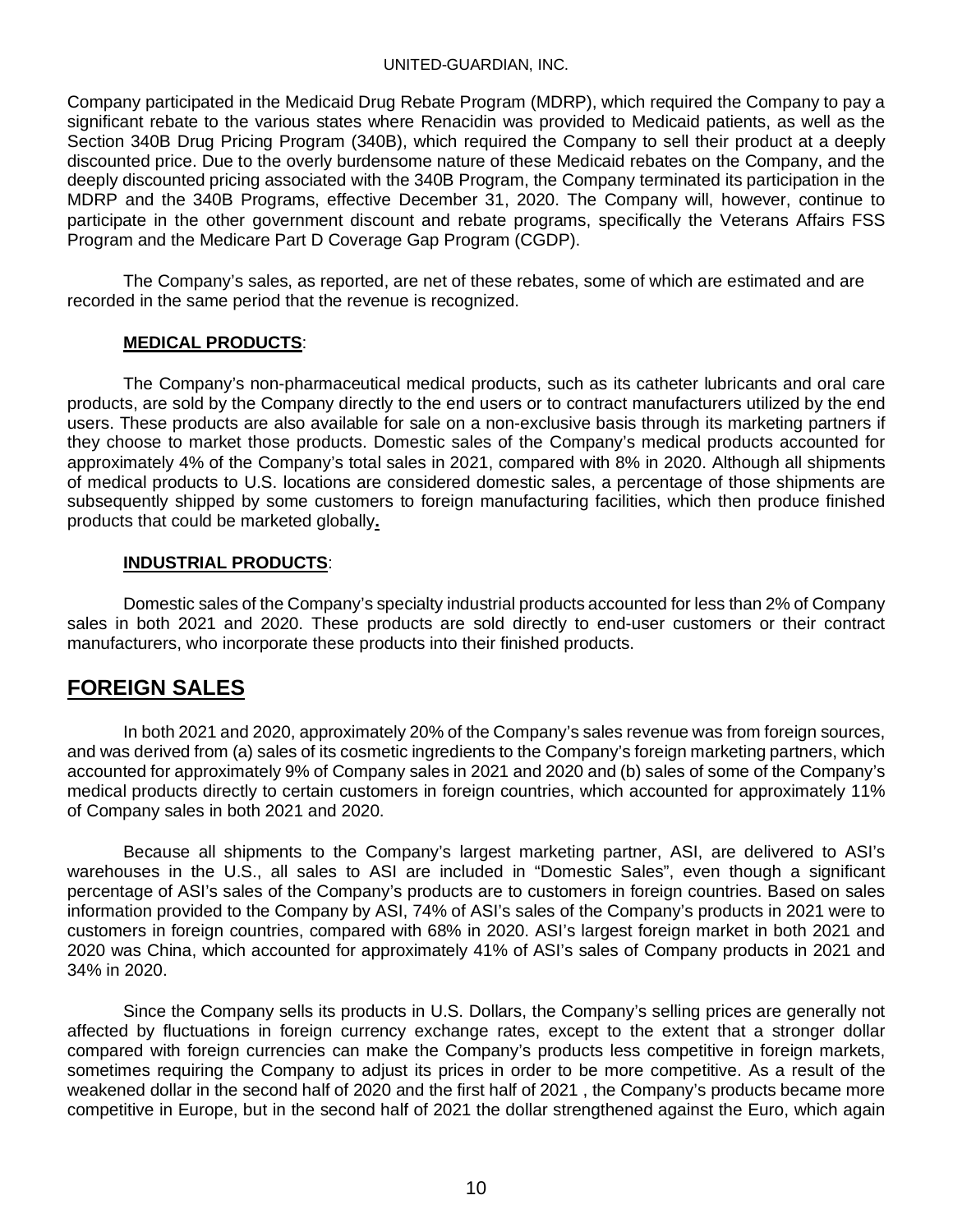Company participated in the Medicaid Drug Rebate Program (MDRP), which required the Company to pay a significant rebate to the various states where Renacidin was provided to Medicaid patients, as well as the Section 340B Drug Pricing Program (340B), which required the Company to sell their product at a deeply discounted price. Due to the overly burdensome nature of these Medicaid rebates on the Company, and the deeply discounted pricing associated with the 340B Program, the Company terminated its participation in the MDRP and the 340B Programs, effective December 31, 2020. The Company will, however, continue to participate in the other government discount and rebate programs, specifically the Veterans Affairs FSS Program and the Medicare Part D Coverage Gap Program (CGDP).

The Company's sales, as reported, are net of these rebates, some of which are estimated and are recorded in the same period that the revenue is recognized.

**MEDICAL PRODUCTS**:

The Company's non-pharmaceutical medical products, such as its catheter lubricants and oral care products, are sold by the Company directly to the end users or to contract manufacturers utilized by the end users. These products are also available for sale on a non-exclusive basis through its marketing partners if they choose to market those products. Domestic sales of the Company's medical products accounted for approximately 4% of the Company's total sales in 2021, compared with 8% in 2020. Although all shipments of medical products to U.S. locations are considered domestic sales, a percentage of those shipments are subsequently shipped by some customers to foreign manufacturing facilities, which then produce finished products that could be marketed globally.

**INDUSTRIAL PRODUCTS**:

Domestic sales of the Company's specialty industrial products accounted for less than 2% of Company sales in both 2021 and 2020. These products are sold directly to end-user customers or their contract manufacturers, who incorporate these products into their finished products.

## FOREIGN SALES

In both 2021 and 2020, approximately 20% of the Company's sales revenue was from foreign sources, and was derived from (a) sales of its cosmetic ingredients to the Company's foreign marketing partners, which accounted for approximately 9% of Company sales in 2021 and 2020 and (b) sales of some of the Company's medical products directly to certain customers in foreign countries, which accounted for approximately 11% of Company sales in both 2021 and 2020.

Because all shipments to the Company's largest marketing partner, ASI, are delivered to ASI's warehouses in the U.S., all sales to ASI are included in "Domestic Sales", even though a significant percentage of ASI's sales of the Company's products are to customers in foreign countries. Based on sales information provided to the Company by ASI, 74% of ASI's sales of the Company's products in 2021 were to customers in foreign countries, compared with 68% in 2020. ASI's largest foreign market in both 2021 and 2020 was China, which accounted for approximately 41% of ASI's sales of Company products in 2021 and 34% in 2020.

Since the Company sells its products in U.S. Dollars, the Company's selling prices are generally not affected by fluctuations in foreign currency exchange rates, except to the extent that a stronger dollar compared with foreign currencies can make the Company's products less competitive in foreign markets, sometimes requiring the Company to adjust its prices in order to be more competitive. As a result of the weakened dollar in the second half of 2020 and the first half of 2021 , the Company's products became more competitive in Europe, but in the second half of 2021 the dollar strengthened against the Euro, which again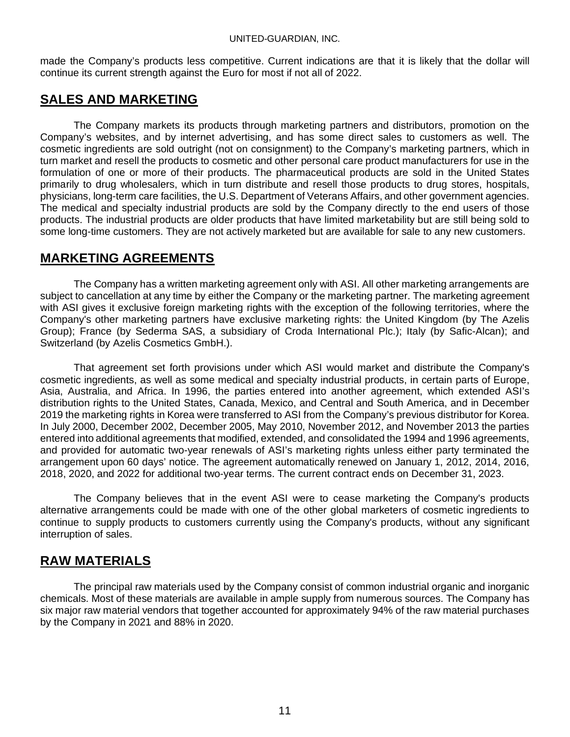made the Company's products less competitive. Current indications are that it is likely that the dollar will continue its current strength against the Euro for most if not all of 2022.

## SALES AND MARKETING

The Company markets its products through marketing partners and distributors, promotion on the Company's websites, and by internet advertising, and has some direct sales to customers as well. The cosmetic ingredients are sold outright (not on consignment) to the Company's marketing partners, which in turn market and resell the products to cosmetic and other personal care product manufacturers for use in the formulation of one or more of their products. The pharmaceutical products are sold in the United States primarily to drug wholesalers, which in turn distribute and resell those products to drug stores, hospitals, physicians, long-term care facilities, the U.S. Department of Veterans Affairs, and other government agencies. The medical and specialty industrial products are sold by the Company directly to the end users of those products. The industrial products are older products that have limited marketability but are still being sold to some long-time customers. They are not actively marketed but are available for sale to any new customers.

## MARKETING AGREEMENTS

The Company has a written marketing agreement only with ASI. All other marketing arrangements are subject to cancellation at any time by either the Company or the marketing partner. The marketing agreement with ASI gives it exclusive foreign marketing rights with the exception of the following territories, where the Company's other marketing partners have exclusive marketing rights: the United Kingdom (by The Azelis Group); France (by Sederma SAS, a subsidiary of Croda International Plc.); Italy (by Safic-Alcan); and Switzerland (by Azelis Cosmetics GmbH.).

That agreement set forth provisions under which ASI would market and distribute the Company's cosmetic ingredients, as well as some medical and specialty industrial products, in certain parts of Europe, Asia, Australia, and Africa. In 1996, the parties entered into another agreement, which extended ASI's distribution rights to the United States, Canada, Mexico, and Central and South America, and in December 2019 the marketing rights in Korea were transferred to ASI from the Company's previous distributor for Korea. In July 2000, December 2002, December 2005, May 2010, November 2012, and November 2013 the parties entered into additional agreements that modified, extended, and consolidated the 1994 and 1996 agreements, and provided for automatic two-year renewals of ASI's marketing rights unless either party terminated the arrangement upon 60 days' notice. The agreement automatically renewed on January 1, 2012, 2014, 2016, 2018, 2020, and 2022 for additional two-year terms. The current contract ends on December 31, 2023.

The Company believes that in the event ASI were to cease marketing the Company's products alternative arrangements could be made with one of the other global marketers of cosmetic ingredients to continue to supply products to customers currently using the Company's products, without any significant interruption of sales.

## RAW MATERIALS

The principal raw materials used by the Company consist of common industrial organic and inorganic chemicals. Most of these materials are available in ample supply from numerous sources. The Company has six major raw material vendors that together accounted for approximately 94% of the raw material purchases by the Company in 2021 and 88% in 2020.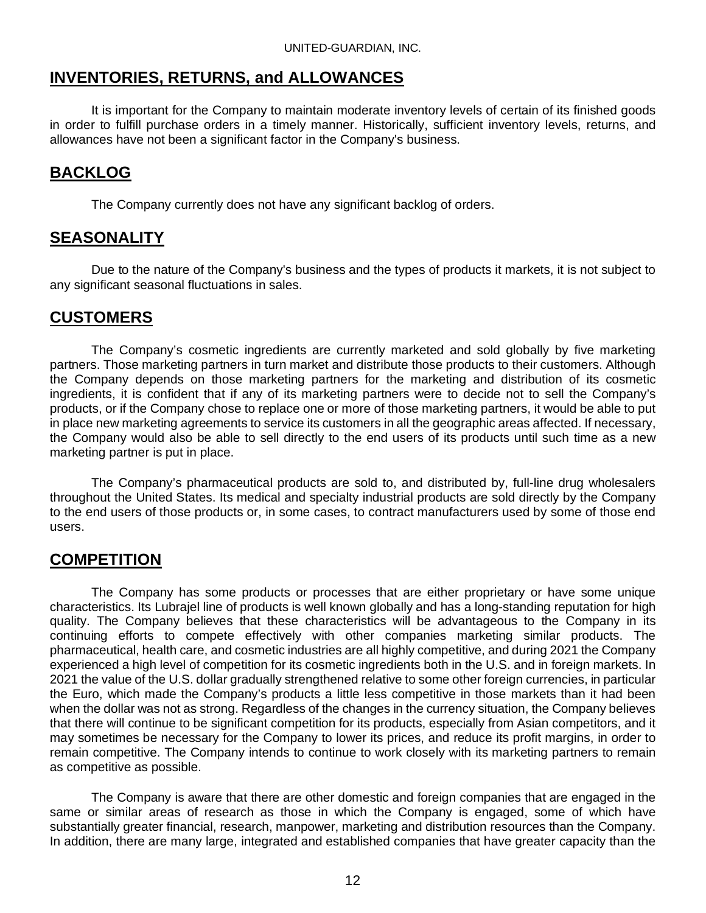## INVENTORIES, RETURNS, and ALLOWANCES

It is important for the Company to maintain moderate inventory levels of certain of its finished goods in order to fulfill purchase orders in a timely manner. Historically, sufficient inventory levels, returns, and allowances have not been a significant factor in the Company's business.

## BACKLOG

The Company currently does not have any significant backlog of orders.

## SEASONALITY

Due to the nature of the Company's business and the types of products it markets, it is not subject to any significant seasonal fluctuations in sales.

## CUSTOMERS

The Company's cosmetic ingredients are currently marketed and sold globally by five marketing partners. Those marketing partners in turn market and distribute those products to their customers. Although the Company depends on those marketing partners for the marketing and distribution of its cosmetic ingredients, it is confident that if any of its marketing partners were to decide not to sell the Company's products, or if the Company chose to replace one or more of those marketing partners, it would be able to put in place new marketing agreements to service its customers in all the geographic areas affected. If necessary, the Company would also be able to sell directly to the end users of its products until such time as a new marketing partner is put in place.

The Company's pharmaceutical products are sold to, and distributed by, full-line drug wholesalers throughout the United States. Its medical and specialty industrial products are sold directly by the Company to the end users of those products or, in some cases, to contract manufacturers used by some of those end users.

## COMPETITION

The Company has some products or processes that are either proprietary or have some unique characteristics. Its Lubrajel line of products is well known globally and has a long-standing reputation for high quality. The Company believes that these characteristics will be advantageous to the Company in its continuing efforts to compete effectively with other companies marketing similar products. The pharmaceutical, health care, and cosmetic industries are all highly competitive, and during 2021 the Company experienced a high level of competition for its cosmetic ingredients both in the U.S. and in foreign markets. In 2021 the value of the U.S. dollar gradually strengthened relative to some other foreign currencies, in particular the Euro, which made the Company's products a little less competitive in those markets than it had been when the dollar was not as strong. Regardless of the changes in the currency situation, the Company believes that there will continue to be significant competition for its products, especially from Asian competitors, and it may sometimes be necessary for the Company to lower its prices, and reduce its profit margins, in order to remain competitive. The Company intends to continue to work closely with its marketing partners to remain as competitive as possible.

The Company is aware that there are other domestic and foreign companies that are engaged in the same or similar areas of research as those in which the Company is engaged, some of which have substantially greater financial, research, manpower, marketing and distribution resources than the Company. In addition, there are many large, integrated and established companies that have greater capacity than the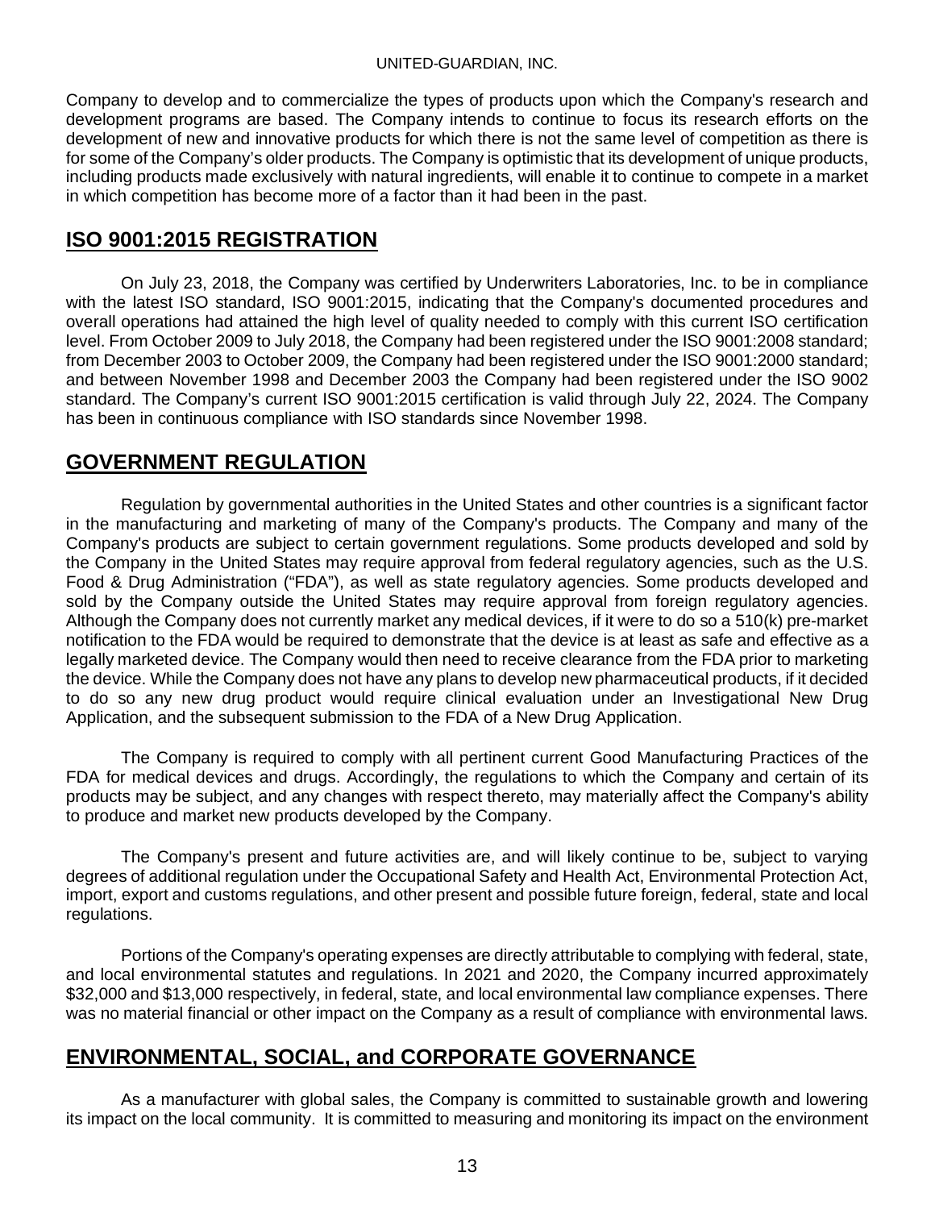Company to develop and to commercialize the types of products upon which the Company's research and development programs are based. The Company intends to continue to focus its research efforts on the development of new and innovative products for which there is not the same level of competition as there is for some of the Company's older products. The Company is optimistic that its development of unique products, including products made exclusively with natural ingredients, will enable it to continue to compete in a market in which competition has become more of a factor than it had been in the past.

## ISO 9001:2015 REGISTRATION

On July 23, 2018, the Company was certified by Underwriters Laboratories, Inc. to be in compliance with the latest ISO standard, ISO 9001:2015, indicating that the Company's documented procedures and overall operations had attained the high level of quality needed to comply with this current ISO certification level. From October 2009 to July 2018, the Company had been registered under the ISO 9001:2008 standard; from December 2003 to October 2009, the Company had been registered under the ISO 9001:2000 standard; and between November 1998 and December 2003 the Company had been registered under the ISO 9002 standard. The Company's current ISO 9001:2015 certification is valid through July 22, 2024. The Company has been in continuous compliance with ISO standards since November 1998.

## GOVERNMENT REGULATION

Regulation by governmental authorities in the United States and other countries is a significant factor in the manufacturing and marketing of many of the Company's products. The Company and many of the Company's products are subject to certain government regulations. Some products developed and sold by the Company in the United States may require approval from federal regulatory agencies, such as the U.S. Food & Drug Administration ("FDA"), as well as state regulatory agencies. Some products developed and sold by the Company outside the United States may require approval from foreign regulatory agencies. Although the Company does not currently market any medical devices, if it were to do so a 510(k) pre-market notification to the FDA would be required to demonstrate that the device is at least as safe and effective as a legally marketed device. The Company would then need to receive clearance from the FDA prior to marketing the device. While the Company does not have any plans to develop new pharmaceutical products, if it decided to do so any new drug product would require clinical evaluation under an Investigational New Drug Application, and the subsequent submission to the FDA of a New Drug Application.

The Company is required to comply with all pertinent current Good Manufacturing Practices of the FDA for medical devices and drugs. Accordingly, the regulations to which the Company and certain of its products may be subject, and any changes with respect thereto, may materially affect the Company's ability to produce and market new products developed by the Company.

The Company's present and future activities are, and will likely continue to be, subject to varying degrees of additional regulation under the Occupational Safety and Health Act, Environmental Protection Act, import, export and customs regulations, and other present and possible future foreign, federal, state and local regulations.

Portions of the Company's operating expenses are directly attributable to complying with federal, state, and local environmental statutes and regulations. In 2021 and 2020, the Company incurred approximately $32,000 and $13,000 respectively, in federal, state, and local environmental law compliance expenses. There was no material financial or other impact on the Company as a result of compliance with environmental laws.

## ENVIRONMENTAL, SOCIAL, and CORPORATE GOVERNANCE

As a manufacturer with global sales, the Company is committed to sustainable growth and lowering its impact on the local community. It is committed to measuring and monitoring its impact on the environment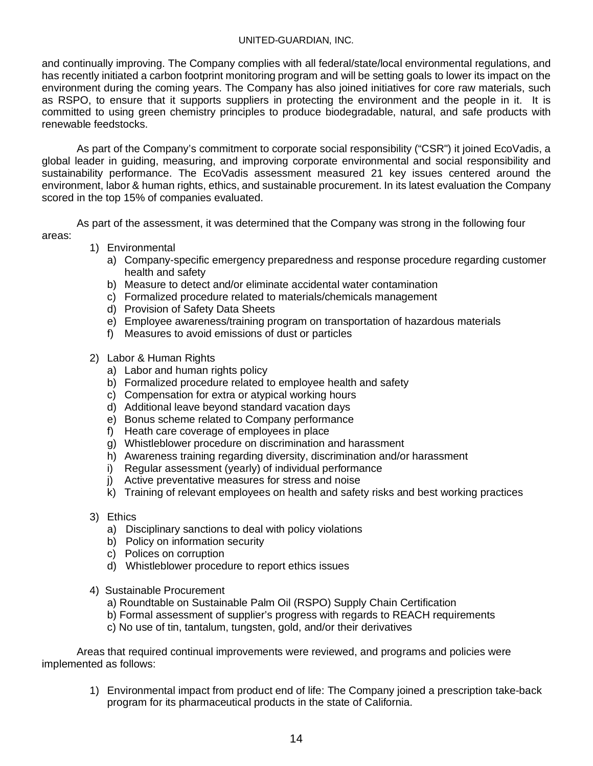and continually improving. The Company complies with all federal/state/local environmental regulations, and has recently initiated a carbon footprint monitoring program and will be setting goals to lower its impact on the environment during the coming years. The Company has also joined initiatives for core raw materials, such as RSPO, to ensure that it supports suppliers in protecting the environment and the people in it. It is committed to using green chemistry principles to produce biodegradable, natural, and safe products with renewable feedstocks.

As part of the Company's commitment to corporate social responsibility ("CSR") it joined EcoVadis, a global leader in guiding, measuring, and improving corporate environmental and social responsibility and sustainability performance. The EcoVadis assessment measured 21 key issues centered around the environment, labor & human rights, ethics, and sustainable procurement. In its latest evaluation the Company scored in the top 15% of companies evaluated.

As part of the assessment, it was determined that the Company was strong in the following four areas:

1) Environmental
   a) Company-specific emergency preparedness and response procedure regarding customer health and safety
   b) Measure to detect and/or eliminate accidental water contamination
   c) Formalized procedure related to materials/chemicals management
   d) Provision of Safety Data Sheets
   e) Employee awareness/training program on transportation of hazardous materials
   f) Measures to avoid emissions of dust or particles

2) Labor & Human Rights
   a) Labor and human rights policy
   b) Formalized procedure related to employee health and safety
   c) Compensation for extra or atypical working hours
   d) Additional leave beyond standard vacation days
   e) Bonus scheme related to Company performance
   f) Heath care coverage of employees in place
   g) Whistleblower procedure on discrimination and harassment
   h) Awareness training regarding diversity, discrimination and/or harassment
   i) Regular assessment (yearly) of individual performance
   j) Active preventative measures for stress and noise
   k) Training of relevant employees on health and safety risks and best working practices

3) Ethics
   a) Disciplinary sanctions to deal with policy violations
   b) Policy on information security
   c) Polices on corruption
   d) Whistleblower procedure to report ethics issues

4) Sustainable Procurement
   a) Roundtable on Sustainable Palm Oil (RSPO) Supply Chain Certification
   b) Formal assessment of supplier's progress with regards to REACH requirements
   c) No use of tin, tantalum, tungsten, gold, and/or their derivatives

Areas that required continual improvements were reviewed, and programs and policies were implemented as follows:

1) Environmental impact from product end of life: The Company joined a prescription take-back program for its pharmaceutical products in the state of California.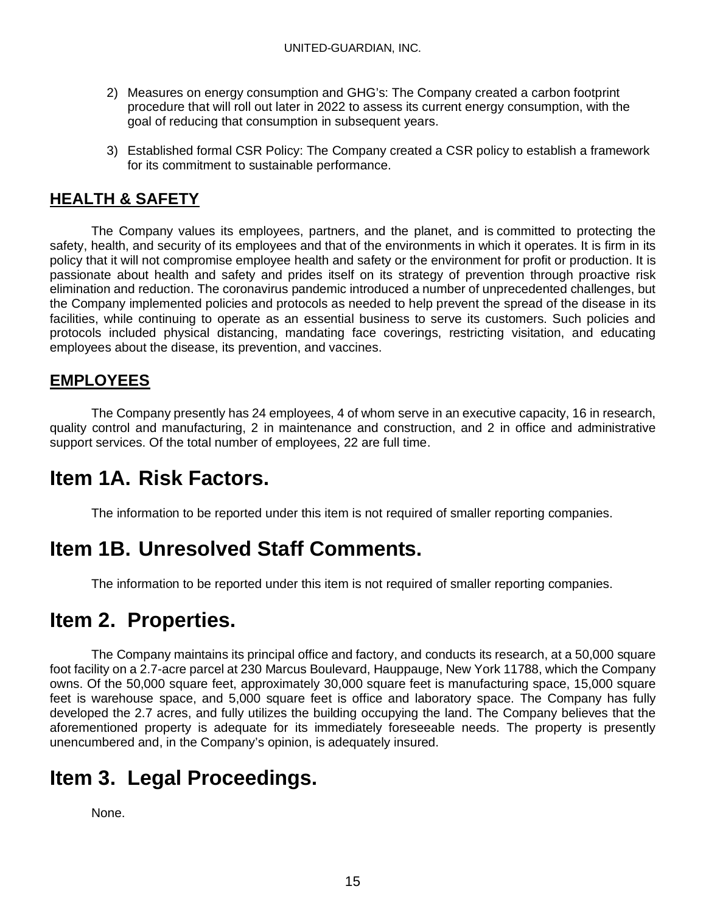2) Measures on energy consumption and GHG's: The Company created a carbon footprint procedure that will roll out later in 2022 to assess its current energy consumption, with the goal of reducing that consumption in subsequent years.

3) Established formal CSR Policy: The Company created a CSR policy to establish a framework for its commitment to sustainable performance.

## HEALTH & SAFETY

The Company values its employees, partners, and the planet, and is committed to protecting the safety, health, and security of its employees and that of the environments in which it operates. It is firm in its policy that it will not compromise employee health and safety or the environment for profit or production. It is passionate about health and safety and prides itself on its strategy of prevention through proactive risk elimination and reduction. The coronavirus pandemic introduced a number of unprecedented challenges, but the Company implemented policies and protocols as needed to help prevent the spread of the disease in its facilities, while continuing to operate as an essential business to serve its customers. Such policies and protocols included physical distancing, mandating face coverings, restricting visitation, and educating employees about the disease, its prevention, and vaccines.

## EMPLOYEES

The Company presently has 24 employees, 4 of whom serve in an executive capacity, 16 in research, quality control and manufacturing, 2 in maintenance and construction, and 2 in office and administrative support services. Of the total number of employees, 22 are full time.

# Item 1A. Risk Factors.

The information to be reported under this item is not required of smaller reporting companies.

# Item 1B. Unresolved Staff Comments.

The information to be reported under this item is not required of smaller reporting companies.

# Item 2. Properties.

The Company maintains its principal office and factory, and conducts its research, at a 50,000 square foot facility on a 2.7-acre parcel at 230 Marcus Boulevard, Hauppauge, New York 11788, which the Company owns. Of the 50,000 square feet, approximately 30,000 square feet is manufacturing space, 15,000 square feet is warehouse space, and 5,000 square feet is office and laboratory space. The Company has fully developed the 2.7 acres, and fully utilizes the building occupying the land. The Company believes that the aforementioned property is adequate for its immediately foreseeable needs. The property is presently unencumbered and, in the Company's opinion, is adequately insured.

# Item 3. Legal Proceedings.

None.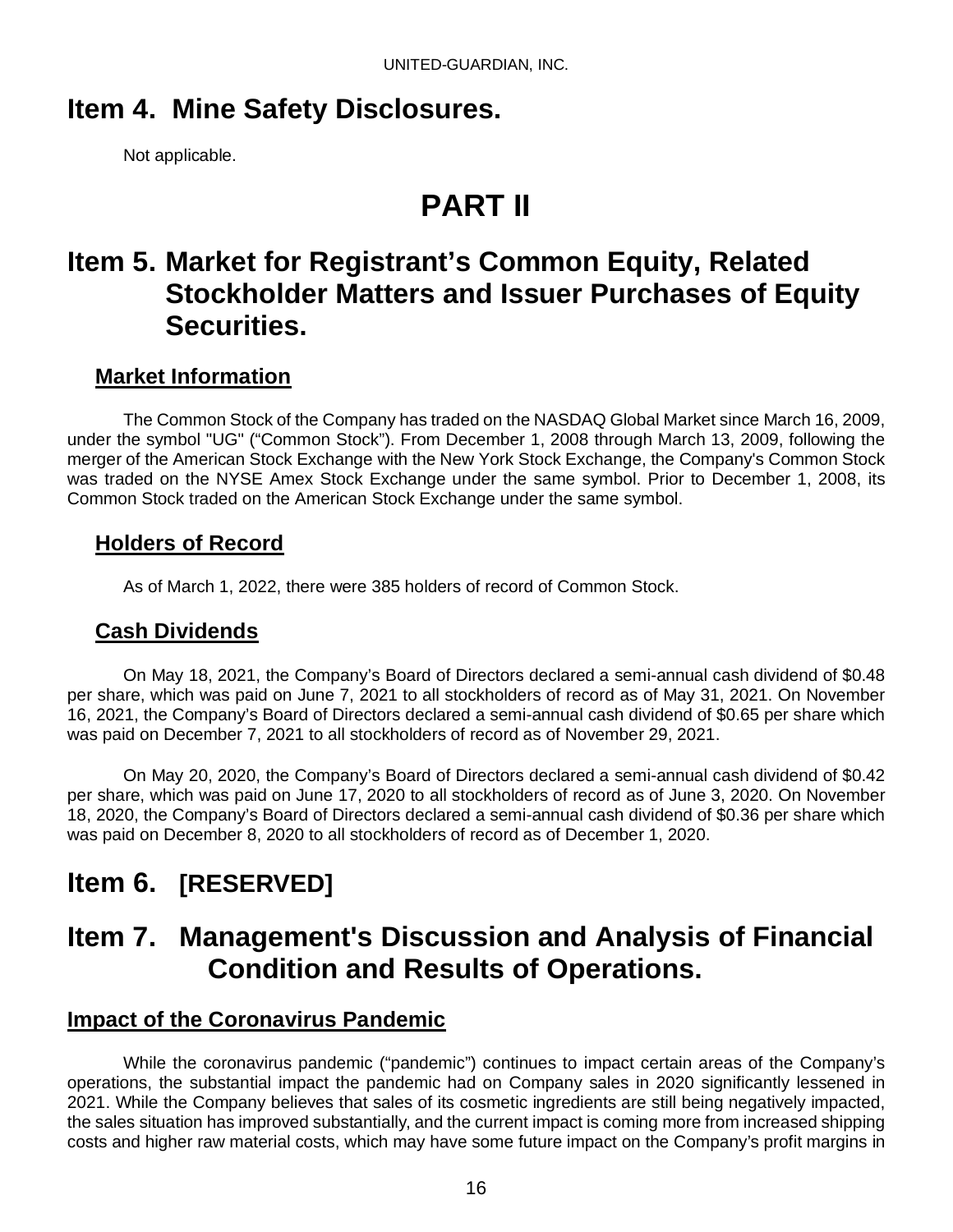## Item 4. Mine Safety Disclosures.

Not applicable.

# PART II

## Item 5. Market for Registrant's Common Equity, Related Stockholder Matters and Issuer Purchases of Equity Securities.

### Market Information

The Common Stock of the Company has traded on the NASDAQ Global Market since March 16, 2009, under the symbol "UG" ("Common Stock"). From December 1, 2008 through March 13, 2009, following the merger of the American Stock Exchange with the New York Stock Exchange, the Company's Common Stock was traded on the NYSE Amex Stock Exchange under the same symbol. Prior to December 1, 2008, its Common Stock traded on the American Stock Exchange under the same symbol.

### Holders of Record

As of March 1, 2022, there were 385 holders of record of Common Stock.

### Cash Dividends

On May 18, 2021, the Company's Board of Directors declared a semi-annual cash dividend of $0.48 per share, which was paid on June 7, 2021 to all stockholders of record as of May 31, 2021. On November 16, 2021, the Company's Board of Directors declared a semi-annual cash dividend of $0.65 per share which was paid on December 7, 2021 to all stockholders of record as of November 29, 2021.

On May 20, 2020, the Company's Board of Directors declared a semi-annual cash dividend of $0.42 per share, which was paid on June 17, 2020 to all stockholders of record as of June 3, 2020. On November 18, 2020, the Company's Board of Directors declared a semi-annual cash dividend of $0.36 per share which was paid on December 8, 2020 to all stockholders of record as of December 1, 2020.

## Item 6. [RESERVED]

## Item 7. Management's Discussion and Analysis of Financial Condition and Results of Operations.

### Impact of the Coronavirus Pandemic

While the coronavirus pandemic ("pandemic") continues to impact certain areas of the Company's operations, the substantial impact the pandemic had on Company sales in 2020 significantly lessened in 2021. While the Company believes that sales of its cosmetic ingredients are still being negatively impacted, the sales situation has improved substantially, and the current impact is coming more from increased shipping costs and higher raw material costs, which may have some future impact on the Company's profit margins in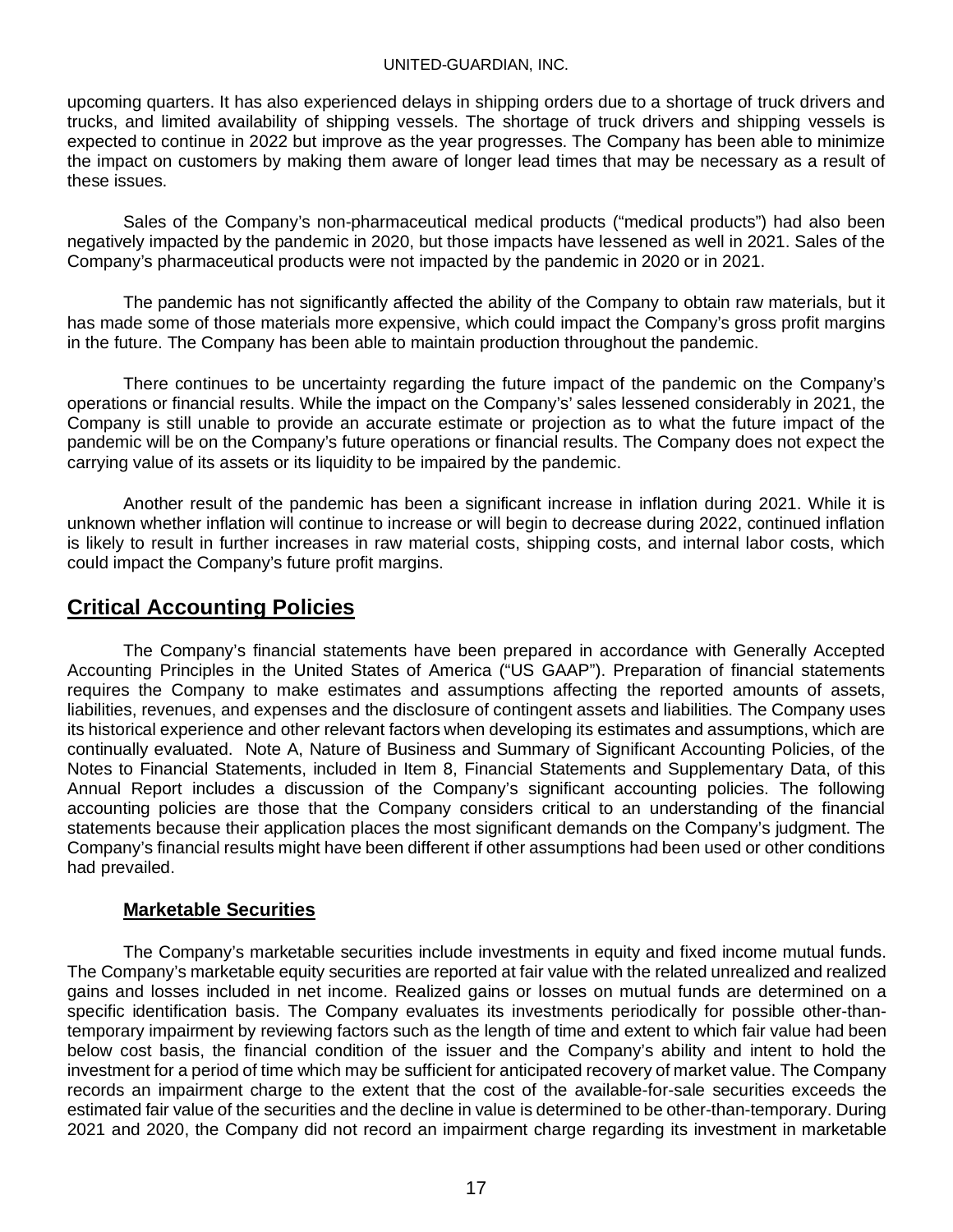upcoming quarters. It has also experienced delays in shipping orders due to a shortage of truck drivers and trucks, and limited availability of shipping vessels. The shortage of truck drivers and shipping vessels is expected to continue in 2022 but improve as the year progresses. The Company has been able to minimize the impact on customers by making them aware of longer lead times that may be necessary as a result of these issues.

Sales of the Company's non-pharmaceutical medical products ("medical products") had also been negatively impacted by the pandemic in 2020, but those impacts have lessened as well in 2021. Sales of the Company's pharmaceutical products were not impacted by the pandemic in 2020 or in 2021.

The pandemic has not significantly affected the ability of the Company to obtain raw materials, but it has made some of those materials more expensive, which could impact the Company's gross profit margins in the future. The Company has been able to maintain production throughout the pandemic.

There continues to be uncertainty regarding the future impact of the pandemic on the Company's operations or financial results. While the impact on the Company's' sales lessened considerably in 2021, the Company is still unable to provide an accurate estimate or projection as to what the future impact of the pandemic will be on the Company's future operations or financial results. The Company does not expect the carrying value of its assets or its liquidity to be impaired by the pandemic.

Another result of the pandemic has been a significant increase in inflation during 2021. While it is unknown whether inflation will continue to increase or will begin to decrease during 2022, continued inflation is likely to result in further increases in raw material costs, shipping costs, and internal labor costs, which could impact the Company's future profit margins.

## Critical Accounting Policies

The Company's financial statements have been prepared in accordance with Generally Accepted Accounting Principles in the United States of America ("US GAAP"). Preparation of financial statements requires the Company to make estimates and assumptions affecting the reported amounts of assets, liabilities, revenues, and expenses and the disclosure of contingent assets and liabilities. The Company uses its historical experience and other relevant factors when developing its estimates and assumptions, which are continually evaluated. Note A, Nature of Business and Summary of Significant Accounting Policies, of the Notes to Financial Statements, included in Item 8, Financial Statements and Supplementary Data, of this Annual Report includes a discussion of the Company's significant accounting policies. The following accounting policies are those that the Company considers critical to an understanding of the financial statements because their application places the most significant demands on the Company's judgment. The Company's financial results might have been different if other assumptions had been used or other conditions had prevailed.

### Marketable Securities

The Company's marketable securities include investments in equity and fixed income mutual funds. The Company's marketable equity securities are reported at fair value with the related unrealized and realized gains and losses included in net income. Realized gains or losses on mutual funds are determined on a specific identification basis. The Company evaluates its investments periodically for possible other-than-temporary impairment by reviewing factors such as the length of time and extent to which fair value had been below cost basis, the financial condition of the issuer and the Company's ability and intent to hold the investment for a period of time which may be sufficient for anticipated recovery of market value. The Company records an impairment charge to the extent that the cost of the available-for-sale securities exceeds the estimated fair value of the securities and the decline in value is determined to be other-than-temporary. During 2021 and 2020, the Company did not record an impairment charge regarding its investment in marketable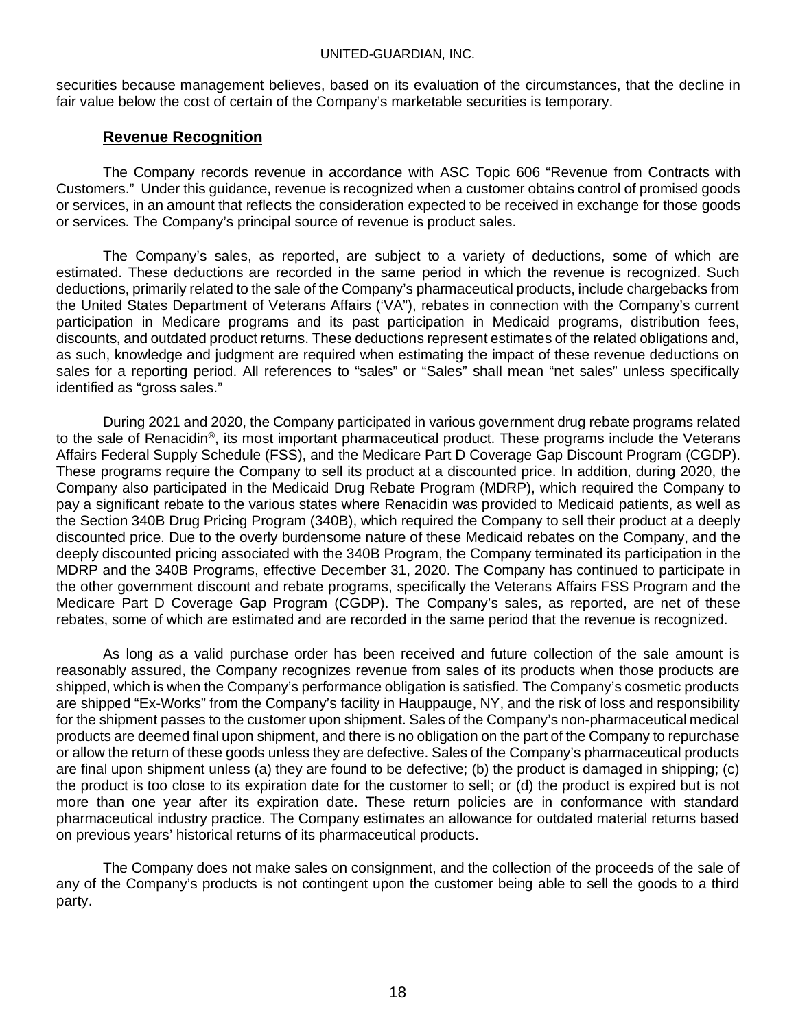securities because management believes, based on its evaluation of the circumstances, that the decline in fair value below the cost of certain of the Company's marketable securities is temporary.

## Revenue Recognition

The Company records revenue in accordance with ASC Topic 606 "Revenue from Contracts with Customers." Under this guidance, revenue is recognized when a customer obtains control of promised goods or services, in an amount that reflects the consideration expected to be received in exchange for those goods or services. The Company's principal source of revenue is product sales.

The Company's sales, as reported, are subject to a variety of deductions, some of which are estimated. These deductions are recorded in the same period in which the revenue is recognized. Such deductions, primarily related to the sale of the Company's pharmaceutical products, include chargebacks from the United States Department of Veterans Affairs ('VA"), rebates in connection with the Company's current participation in Medicare programs and its past participation in Medicaid programs, distribution fees, discounts, and outdated product returns. These deductions represent estimates of the related obligations and, as such, knowledge and judgment are required when estimating the impact of these revenue deductions on sales for a reporting period. All references to "sales" or "Sales" shall mean "net sales" unless specifically identified as "gross sales."

During 2021 and 2020, the Company participated in various government drug rebate programs related to the sale of Renacidin®, its most important pharmaceutical product. These programs include the Veterans Affairs Federal Supply Schedule (FSS), and the Medicare Part D Coverage Gap Discount Program (CGDP). These programs require the Company to sell its product at a discounted price. In addition, during 2020, the Company also participated in the Medicaid Drug Rebate Program (MDRP), which required the Company to pay a significant rebate to the various states where Renacidin was provided to Medicaid patients, as well as the Section 340B Drug Pricing Program (340B), which required the Company to sell their product at a deeply discounted price. Due to the overly burdensome nature of these Medicaid rebates on the Company, and the deeply discounted pricing associated with the 340B Program, the Company terminated its participation in the MDRP and the 340B Programs, effective December 31, 2020. The Company has continued to participate in the other government discount and rebate programs, specifically the Veterans Affairs FSS Program and the Medicare Part D Coverage Gap Program (CGDP). The Company's sales, as reported, are net of these rebates, some of which are estimated and are recorded in the same period that the revenue is recognized.

As long as a valid purchase order has been received and future collection of the sale amount is reasonably assured, the Company recognizes revenue from sales of its products when those products are shipped, which is when the Company's performance obligation is satisfied. The Company's cosmetic products are shipped "Ex-Works" from the Company's facility in Hauppauge, NY, and the risk of loss and responsibility for the shipment passes to the customer upon shipment. Sales of the Company's non-pharmaceutical medical products are deemed final upon shipment, and there is no obligation on the part of the Company to repurchase or allow the return of these goods unless they are defective. Sales of the Company's pharmaceutical products are final upon shipment unless (a) they are found to be defective; (b) the product is damaged in shipping; (c) the product is too close to its expiration date for the customer to sell; or (d) the product is expired but is not more than one year after its expiration date. These return policies are in conformance with standard pharmaceutical industry practice. The Company estimates an allowance for outdated material returns based on previous years' historical returns of its pharmaceutical products.

The Company does not make sales on consignment, and the collection of the proceeds of the sale of any of the Company's products is not contingent upon the customer being able to sell the goods to a third party.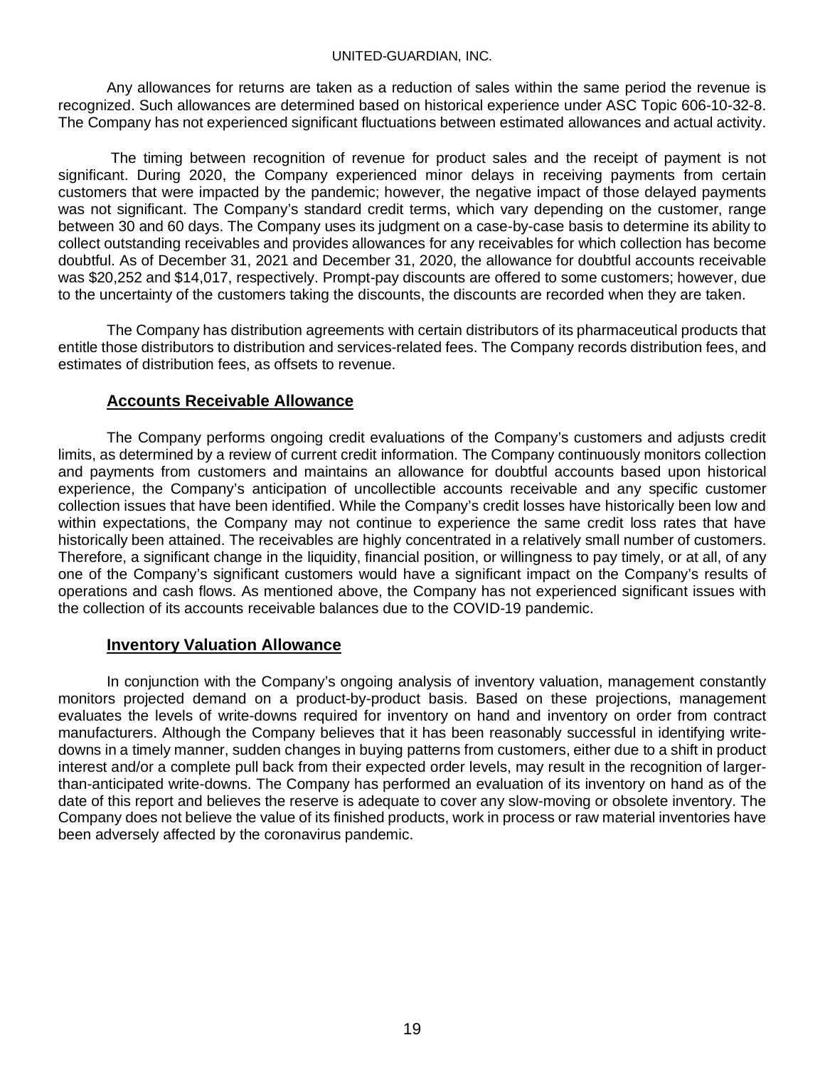Any allowances for returns are taken as a reduction of sales within the same period the revenue is recognized. Such allowances are determined based on historical experience under ASC Topic 606-10-32-8. The Company has not experienced significant fluctuations between estimated allowances and actual activity.

The timing between recognition of revenue for product sales and the receipt of payment is not significant. During 2020, the Company experienced minor delays in receiving payments from certain customers that were impacted by the pandemic; however, the negative impact of those delayed payments was not significant. The Company's standard credit terms, which vary depending on the customer, range between 30 and 60 days. The Company uses its judgment on a case-by-case basis to determine its ability to collect outstanding receivables and provides allowances for any receivables for which collection has become doubtful. As of December 31, 2021 and December 31, 2020, the allowance for doubtful accounts receivable was $20,252 and $14,017, respectively. Prompt-pay discounts are offered to some customers; however, due to the uncertainty of the customers taking the discounts, the discounts are recorded when they are taken.

The Company has distribution agreements with certain distributors of its pharmaceutical products that entitle those distributors to distribution and services-related fees. The Company records distribution fees, and estimates of distribution fees, as offsets to revenue.

## Accounts Receivable Allowance

The Company performs ongoing credit evaluations of the Company's customers and adjusts credit limits, as determined by a review of current credit information. The Company continuously monitors collection and payments from customers and maintains an allowance for doubtful accounts based upon historical experience, the Company's anticipation of uncollectible accounts receivable and any specific customer collection issues that have been identified. While the Company's credit losses have historically been low and within expectations, the Company may not continue to experience the same credit loss rates that have historically been attained. The receivables are highly concentrated in a relatively small number of customers. Therefore, a significant change in the liquidity, financial position, or willingness to pay timely, or at all, of any one of the Company's significant customers would have a significant impact on the Company's results of operations and cash flows. As mentioned above, the Company has not experienced significant issues with the collection of its accounts receivable balances due to the COVID-19 pandemic.

## Inventory Valuation Allowance

In conjunction with the Company's ongoing analysis of inventory valuation, management constantly monitors projected demand on a product-by-product basis. Based on these projections, management evaluates the levels of write-downs required for inventory on hand and inventory on order from contract manufacturers. Although the Company believes that it has been reasonably successful in identifying write-downs in a timely manner, sudden changes in buying patterns from customers, either due to a shift in product interest and/or a complete pull back from their expected order levels, may result in the recognition of larger-than-anticipated write-downs. The Company has performed an evaluation of its inventory on hand as of the date of this report and believes the reserve is adequate to cover any slow-moving or obsolete inventory. The Company does not believe the value of its finished products, work in process or raw material inventories have been adversely affected by the coronavirus pandemic.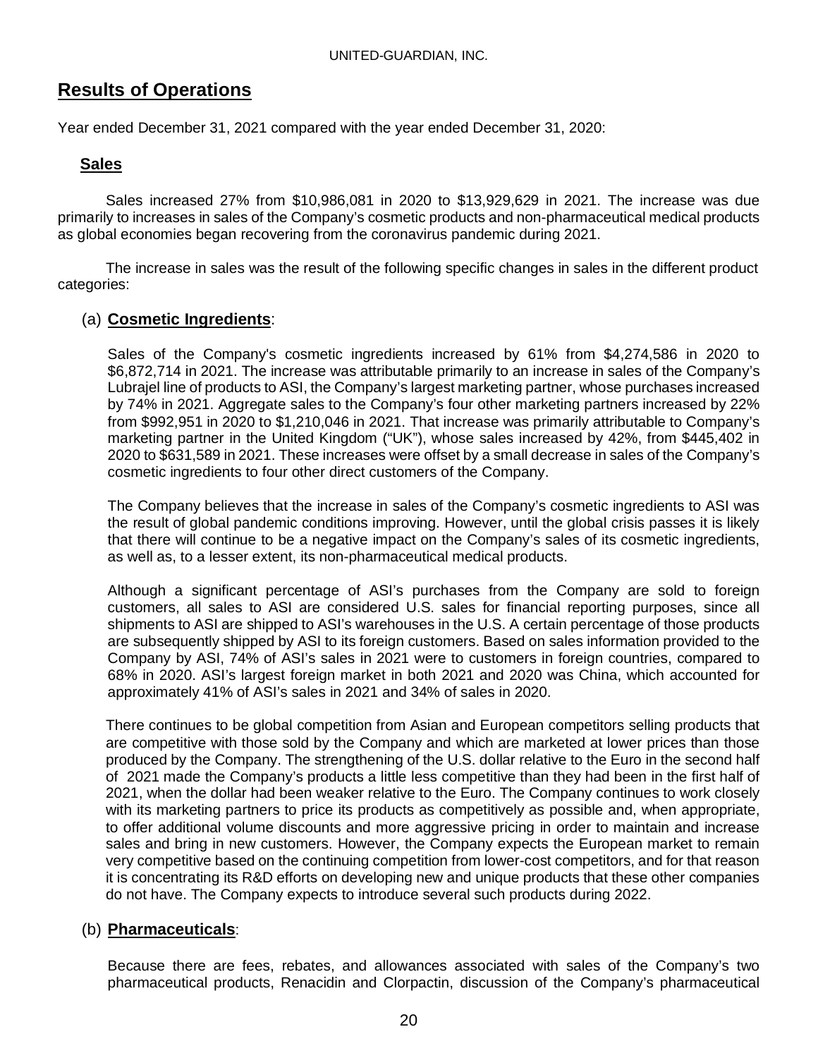## Results of Operations

Year ended December 31, 2021 compared with the year ended December 31, 2020:

### Sales

Sales increased 27% from $10,986,081 in 2020 to $13,929,629 in 2021. The increase was due primarily to increases in sales of the Company's cosmetic products and non-pharmaceutical medical products as global economies began recovering from the coronavirus pandemic during 2021.

The increase in sales was the result of the following specific changes in sales in the different product categories:

(a) **Cosmetic Ingredients**:

Sales of the Company's cosmetic ingredients increased by 61% from $4,274,586 in 2020 to $6,872,714 in 2021. The increase was attributable primarily to an increase in sales of the Company's Lubrajel line of products to ASI, the Company's largest marketing partner, whose purchases increased by 74% in 2021. Aggregate sales to the Company's four other marketing partners increased by 22% from $992,951 in 2020 to $1,210,046 in 2021. That increase was primarily attributable to Company's marketing partner in the United Kingdom ("UK"), whose sales increased by 42%, from $445,402 in 2020 to $631,589 in 2021. These increases were offset by a small decrease in sales of the Company's cosmetic ingredients to four other direct customers of the Company.

The Company believes that the increase in sales of the Company's cosmetic ingredients to ASI was the result of global pandemic conditions improving. However, until the global crisis passes it is likely that there will continue to be a negative impact on the Company's sales of its cosmetic ingredients, as well as, to a lesser extent, its non-pharmaceutical medical products.

Although a significant percentage of ASI's purchases from the Company are sold to foreign customers, all sales to ASI are considered U.S. sales for financial reporting purposes, since all shipments to ASI are shipped to ASI's warehouses in the U.S. A certain percentage of those products are subsequently shipped by ASI to its foreign customers. Based on sales information provided to the Company by ASI, 74% of ASI's sales in 2021 were to customers in foreign countries, compared to 68% in 2020. ASI's largest foreign market in both 2021 and 2020 was China, which accounted for approximately 41% of ASI's sales in 2021 and 34% of sales in 2020.

There continues to be global competition from Asian and European competitors selling products that are competitive with those sold by the Company and which are marketed at lower prices than those produced by the Company. The strengthening of the U.S. dollar relative to the Euro in the second half of 2021 made the Company's products a little less competitive than they had been in the first half of 2021, when the dollar had been weaker relative to the Euro. The Company continues to work closely with its marketing partners to price its products as competitively as possible and, when appropriate, to offer additional volume discounts and more aggressive pricing in order to maintain and increase sales and bring in new customers. However, the Company expects the European market to remain very competitive based on the continuing competition from lower-cost competitors, and for that reason it is concentrating its R&D efforts on developing new and unique products that these other companies do not have. The Company expects to introduce several such products during 2022.

(b) **Pharmaceuticals**:

Because there are fees, rebates, and allowances associated with sales of the Company's two pharmaceutical products, Renacidin and Clorpactin, discussion of the Company's pharmaceutical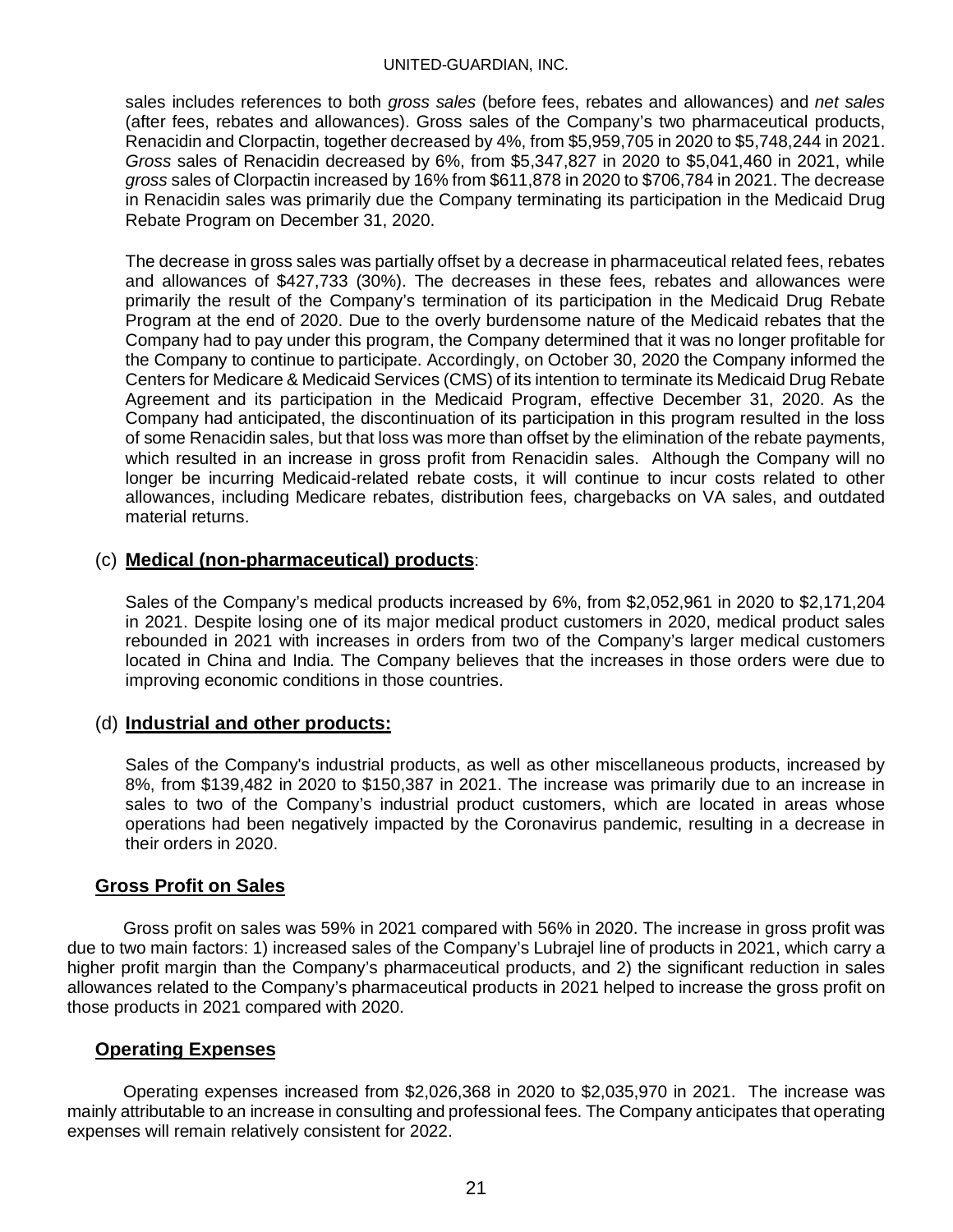sales includes references to both *gross sales* (before fees, rebates and allowances) and *net sales* (after fees, rebates and allowances). Gross sales of the Company's two pharmaceutical products, Renacidin and Clorpactin, together decreased by 4%, from $5,959,705 in 2020 to $5,748,244 in 2021. *Gross* sales of Renacidin decreased by 6%, from $5,347,827 in 2020 to $5,041,460 in 2021, while *gross* sales of Clorpactin increased by 16% from $611,878 in 2020 to $706,784 in 2021. The decrease in Renacidin sales was primarily due the Company terminating its participation in the Medicaid Drug Rebate Program on December 31, 2020.

The decrease in gross sales was partially offset by a decrease in pharmaceutical related fees, rebates and allowances of $427,733 (30%). The decreases in these fees, rebates and allowances were primarily the result of the Company's termination of its participation in the Medicaid Drug Rebate Program at the end of 2020. Due to the overly burdensome nature of the Medicaid rebates that the Company had to pay under this program, the Company determined that it was no longer profitable for the Company to continue to participate. Accordingly, on October 30, 2020 the Company informed the Centers for Medicare & Medicaid Services (CMS) of its intention to terminate its Medicaid Drug Rebate Agreement and its participation in the Medicaid Program, effective December 31, 2020. As the Company had anticipated, the discontinuation of its participation in this program resulted in the loss of some Renacidin sales, but that loss was more than offset by the elimination of the rebate payments, which resulted in an increase in gross profit from Renacidin sales. Although the Company will no longer be incurring Medicaid-related rebate costs, it will continue to incur costs related to other allowances, including Medicare rebates, distribution fees, chargebacks on VA sales, and outdated material returns.

(c) **Medical (non-pharmaceutical) products**:

Sales of the Company's medical products increased by 6%, from $2,052,961 in 2020 to $2,171,204 in 2021. Despite losing one of its major medical product customers in 2020, medical product sales rebounded in 2021 with increases in orders from two of the Company's larger medical customers located in China and India. The Company believes that the increases in those orders were due to improving economic conditions in those countries.

(d) **Industrial and other products:**

Sales of the Company's industrial products, as well as other miscellaneous products, increased by 8%, from $139,482 in 2020 to $150,387 in 2021. The increase was primarily due to an increase in sales to two of the Company's industrial product customers, which are located in areas whose operations had been negatively impacted by the Coronavirus pandemic, resulting in a decrease in their orders in 2020.

## Gross Profit on Sales

Gross profit on sales was 59% in 2021 compared with 56% in 2020. The increase in gross profit was due to two main factors: 1) increased sales of the Company's Lubrajel line of products in 2021, which carry a higher profit margin than the Company's pharmaceutical products, and 2) the significant reduction in sales allowances related to the Company's pharmaceutical products in 2021 helped to increase the gross profit on those products in 2021 compared with 2020.

## Operating Expenses

Operating expenses increased from $2,026,368 in 2020 to $2,035,970 in 2021. The increase was mainly attributable to an increase in consulting and professional fees. The Company anticipates that operating expenses will remain relatively consistent for 2022.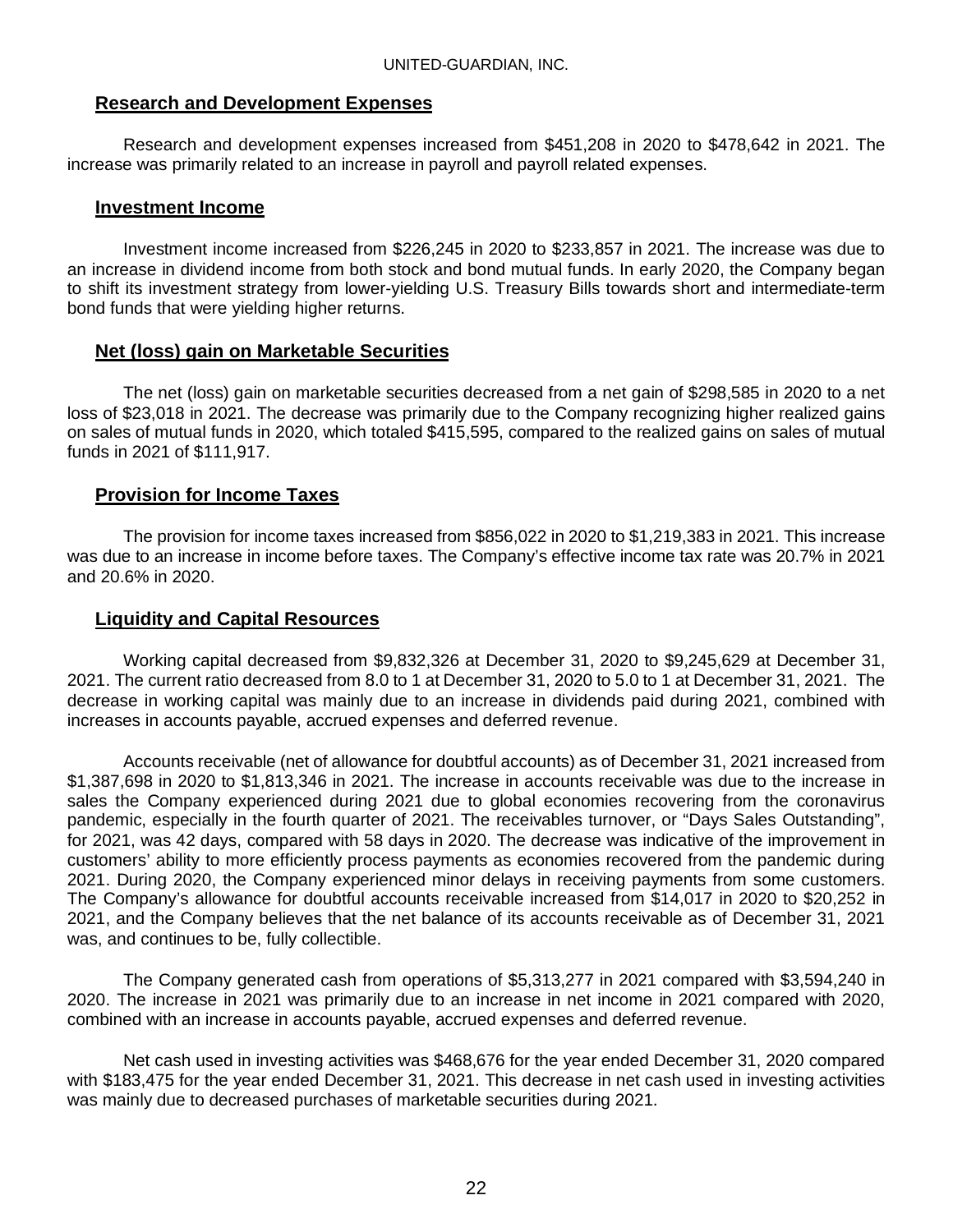## Research and Development Expenses

Research and development expenses increased from $451,208 in 2020 to $478,642 in 2021. The increase was primarily related to an increase in payroll and payroll related expenses.

## Investment Income

Investment income increased from $226,245 in 2020 to $233,857 in 2021. The increase was due to an increase in dividend income from both stock and bond mutual funds. In early 2020, the Company began to shift its investment strategy from lower-yielding U.S. Treasury Bills towards short and intermediate-term bond funds that were yielding higher returns.

## Net (loss) gain on Marketable Securities

The net (loss) gain on marketable securities decreased from a net gain of $298,585 in 2020 to a net loss of $23,018 in 2021. The decrease was primarily due to the Company recognizing higher realized gains on sales of mutual funds in 2020, which totaled $415,595, compared to the realized gains on sales of mutual funds in 2021 of $111,917.

## Provision for Income Taxes

The provision for income taxes increased from $856,022 in 2020 to $1,219,383 in 2021. This increase was due to an increase in income before taxes. The Company's effective income tax rate was 20.7% in 2021 and 20.6% in 2020.

## Liquidity and Capital Resources

Working capital decreased from $9,832,326 at December 31, 2020 to $9,245,629 at December 31, 2021. The current ratio decreased from 8.0 to 1 at December 31, 2020 to 5.0 to 1 at December 31, 2021. The decrease in working capital was mainly due to an increase in dividends paid during 2021, combined with increases in accounts payable, accrued expenses and deferred revenue.

Accounts receivable (net of allowance for doubtful accounts) as of December 31, 2021 increased from $1,387,698 in 2020 to $1,813,346 in 2021. The increase in accounts receivable was due to the increase in sales the Company experienced during 2021 due to global economies recovering from the coronavirus pandemic, especially in the fourth quarter of 2021. The receivables turnover, or "Days Sales Outstanding", for 2021, was 42 days, compared with 58 days in 2020. The decrease was indicative of the improvement in customers' ability to more efficiently process payments as economies recovered from the pandemic during 2021. During 2020, the Company experienced minor delays in receiving payments from some customers. The Company's allowance for doubtful accounts receivable increased from $14,017 in 2020 to $20,252 in 2021, and the Company believes that the net balance of its accounts receivable as of December 31, 2021 was, and continues to be, fully collectible.

The Company generated cash from operations of $5,313,277 in 2021 compared with $3,594,240 in 2020. The increase in 2021 was primarily due to an increase in net income in 2021 compared with 2020, combined with an increase in accounts payable, accrued expenses and deferred revenue.

Net cash used in investing activities was $468,676 for the year ended December 31, 2020 compared with $183,475 for the year ended December 31, 2021. This decrease in net cash used in investing activities was mainly due to decreased purchases of marketable securities during 2021.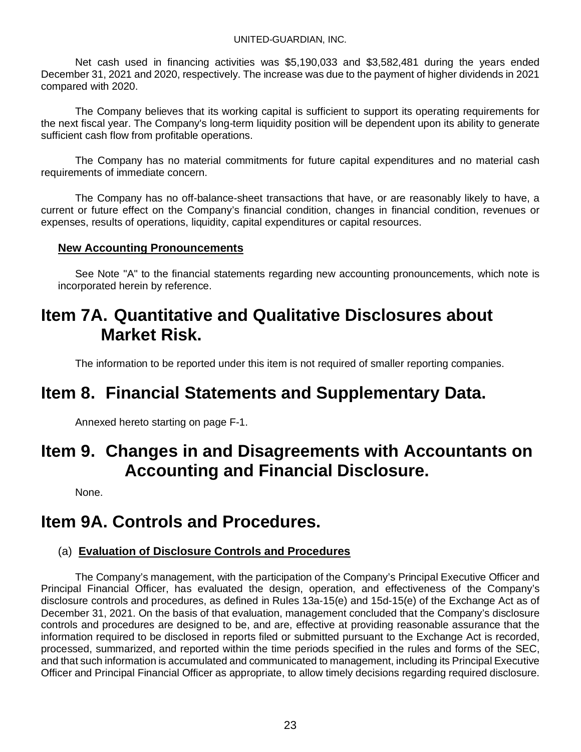Net cash used in financing activities was $5,190,033 and $3,582,481 during the years ended December 31, 2021 and 2020, respectively. The increase was due to the payment of higher dividends in 2021 compared with 2020.

The Company believes that its working capital is sufficient to support its operating requirements for the next fiscal year. The Company's long-term liquidity position will be dependent upon its ability to generate sufficient cash flow from profitable operations.

The Company has no material commitments for future capital expenditures and no material cash requirements of immediate concern.

The Company has no off-balance-sheet transactions that have, or are reasonably likely to have, a current or future effect on the Company's financial condition, changes in financial condition, revenues or expenses, results of operations, liquidity, capital expenditures or capital resources.

**New Accounting Pronouncements**

See Note "A" to the financial statements regarding new accounting pronouncements, which note is incorporated herein by reference.

# Item 7A. Quantitative and Qualitative Disclosures about Market Risk.

The information to be reported under this item is not required of smaller reporting companies.

# Item 8. Financial Statements and Supplementary Data.

Annexed hereto starting on page F-1.

# Item 9. Changes in and Disagreements with Accountants on Accounting and Financial Disclosure.

None.

# Item 9A. Controls and Procedures.

(a) **Evaluation of Disclosure Controls and Procedures**

The Company's management, with the participation of the Company's Principal Executive Officer and Principal Financial Officer, has evaluated the design, operation, and effectiveness of the Company's disclosure controls and procedures, as defined in Rules 13a-15(e) and 15d-15(e) of the Exchange Act as of December 31, 2021. On the basis of that evaluation, management concluded that the Company's disclosure controls and procedures are designed to be, and are, effective at providing reasonable assurance that the information required to be disclosed in reports filed or submitted pursuant to the Exchange Act is recorded, processed, summarized, and reported within the time periods specified in the rules and forms of the SEC, and that such information is accumulated and communicated to management, including its Principal Executive Officer and Principal Financial Officer as appropriate, to allow timely decisions regarding required disclosure.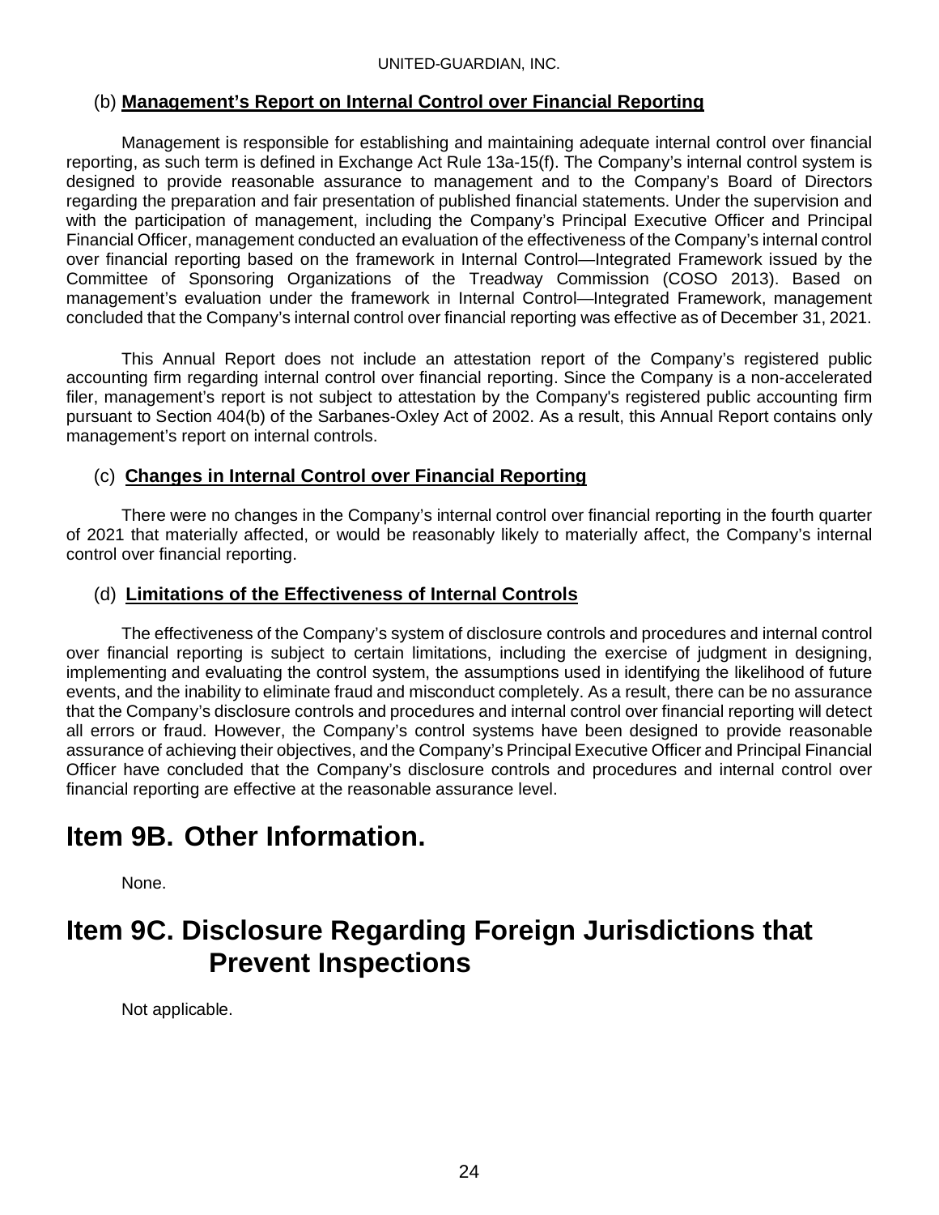### (b) **Management's Report on Internal Control over Financial Reporting**

Management is responsible for establishing and maintaining adequate internal control over financial reporting, as such term is defined in Exchange Act Rule 13a-15(f). The Company's internal control system is designed to provide reasonable assurance to management and to the Company's Board of Directors regarding the preparation and fair presentation of published financial statements. Under the supervision and with the participation of management, including the Company's Principal Executive Officer and Principal Financial Officer, management conducted an evaluation of the effectiveness of the Company's internal control over financial reporting based on the framework in Internal Control—Integrated Framework issued by the Committee of Sponsoring Organizations of the Treadway Commission (COSO 2013). Based on management's evaluation under the framework in Internal Control—Integrated Framework, management concluded that the Company's internal control over financial reporting was effective as of December 31, 2021.

This Annual Report does not include an attestation report of the Company's registered public accounting firm regarding internal control over financial reporting. Since the Company is a non-accelerated filer, management's report is not subject to attestation by the Company's registered public accounting firm pursuant to Section 404(b) of the Sarbanes-Oxley Act of 2002. As a result, this Annual Report contains only management's report on internal controls.

### (c) **Changes in Internal Control over Financial Reporting**

There were no changes in the Company's internal control over financial reporting in the fourth quarter of 2021 that materially affected, or would be reasonably likely to materially affect, the Company's internal control over financial reporting.

### (d) **Limitations of the Effectiveness of Internal Controls**

The effectiveness of the Company's system of disclosure controls and procedures and internal control over financial reporting is subject to certain limitations, including the exercise of judgment in designing, implementing and evaluating the control system, the assumptions used in identifying the likelihood of future events, and the inability to eliminate fraud and misconduct completely. As a result, there can be no assurance that the Company's disclosure controls and procedures and internal control over financial reporting will detect all errors or fraud. However, the Company's control systems have been designed to provide reasonable assurance of achieving their objectives, and the Company's Principal Executive Officer and Principal Financial Officer have concluded that the Company's disclosure controls and procedures and internal control over financial reporting are effective at the reasonable assurance level.

# Item 9B. Other Information.

None.

# Item 9C. Disclosure Regarding Foreign Jurisdictions that Prevent Inspections

Not applicable.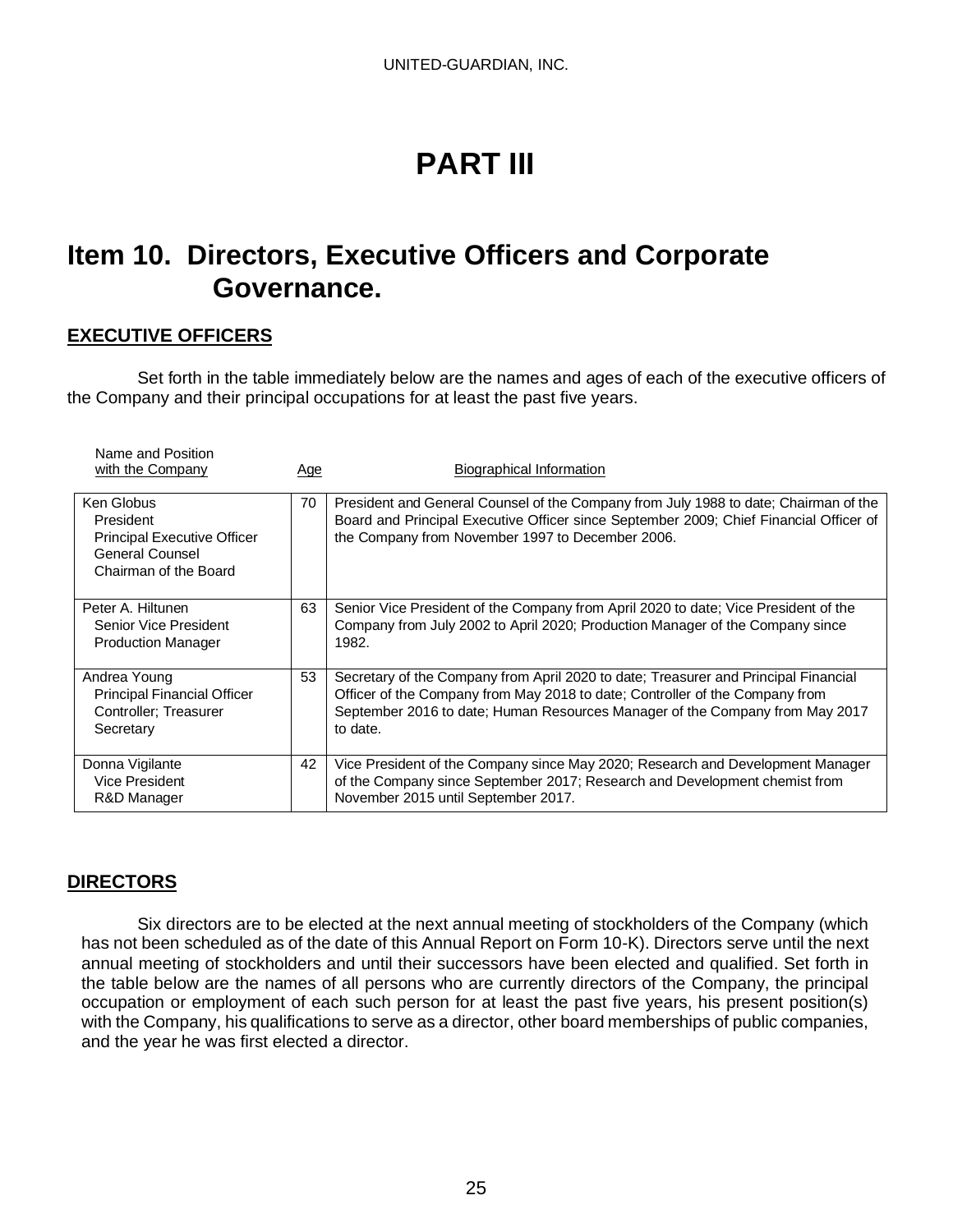# PART III

## Item 10. Directors, Executive Officers and Corporate Governance.

### EXECUTIVE OFFICERS

Set forth in the table immediately below are the names and ages of each of the executive officers of the Company and their principal occupations for at least the past five years.

| Name and Position with the Company | Age | Biographical Information |
|---|---|---|
| Ken Globus<br>President<br>Principal Executive Officer<br>General Counsel<br>Chairman of the Board | 70 | President and General Counsel of the Company from July 1988 to date; Chairman of the Board and Principal Executive Officer since September 2009; Chief Financial Officer of the Company from November 1997 to December 2006. |
| Peter A. Hiltunen<br>Senior Vice President<br>Production Manager | 63 | Senior Vice President of the Company from April 2020 to date; Vice President of the Company from July 2002 to April 2020; Production Manager of the Company since 1982. |
| Andrea Young<br>Principal Financial Officer<br>Controller; Treasurer<br>Secretary | 53 | Secretary of the Company from April 2020 to date; Treasurer and Principal Financial Officer of the Company from May 2018 to date; Controller of the Company from September 2016 to date; Human Resources Manager of the Company from May 2017 to date. |
| Donna Vigilante<br>Vice President<br>R&D Manager | 42 | Vice President of the Company since May 2020; Research and Development Manager of the Company since September 2017; Research and Development chemist from November 2015 until September 2017. |

### DIRECTORS

Six directors are to be elected at the next annual meeting of stockholders of the Company (which has not been scheduled as of the date of this Annual Report on Form 10-K). Directors serve until the next annual meeting of stockholders and until their successors have been elected and qualified. Set forth in the table below are the names of all persons who are currently directors of the Company, the principal occupation or employment of each such person for at least the past five years, his present position(s) with the Company, his qualifications to serve as a director, other board memberships of public companies, and the year he was first elected a director.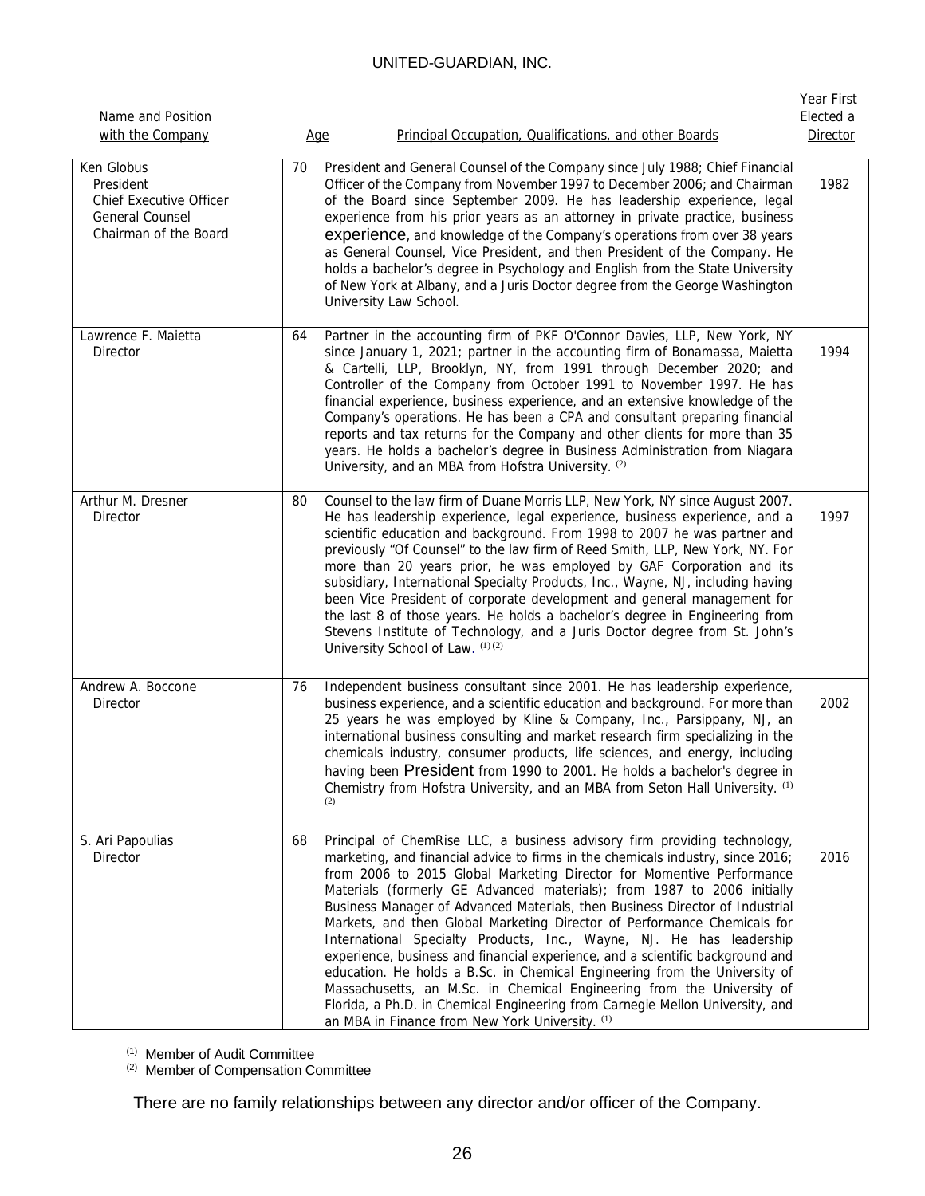| Name and Position with the Company | Age | Principal Occupation, Qualifications, and other Boards | Year First Elected a Director |
|---|---|---|---|
| Ken Globus<br>President<br>Chief Executive Officer<br>General Counsel<br>Chairman of the Board | 70 | President and General Counsel of the Company since July 1988; Chief Financial Officer of the Company from November 1997 to December 2006; and Chairman of the Board since September 2009. He has leadership experience, legal experience from his prior years as an attorney in private practice, business experience, and knowledge of the Company's operations from over 38 years as General Counsel, Vice President, and then President of the Company. He holds a bachelor's degree in Psychology and English from the State University of New York at Albany, and a Juris Doctor degree from the George Washington University Law School. | 1982 |
| Lawrence F. Maietta<br>Director | 64 | Partner in the accounting firm of PKF O'Connor Davies, LLP, New York, NY since January 1, 2021; partner in the accounting firm of Bonamassa, Maietta & Cartelli, LLP, Brooklyn, NY, from 1991 through December 2020; and Controller of the Company from October 1991 to November 1997. He has financial experience, business experience, and an extensive knowledge of the Company's operations. He has been a CPA and consultant preparing financial reports and tax returns for the Company and other clients for more than 35 years. He holds a bachelor's degree in Business Administration from Niagara University, and an MBA from Hofstra University. [2] | 1994 |
| Arthur M. Dresner<br>Director | 80 | Counsel to the law firm of Duane Morris LLP, New York, NY since August 2007. He has leadership experience, legal experience, business experience, and a scientific education and background. From 1998 to 2007 he was partner and previously "Of Counsel" to the law firm of Reed Smith, LLP, New York, NY. For more than 20 years prior, he was employed by GAF Corporation and its subsidiary, International Specialty Products, Inc., Wayne, NJ, including having been Vice President of corporate development and general management for the last 8 of those years. He holds a bachelor's degree in Engineering from Stevens Institute of Technology, and a Juris Doctor degree from St. John's University School of Law. [1][2] | 1997 |
| Andrew A. Boccone<br>Director | 76 | Independent business consultant since 2001. He has leadership experience, business experience, and a scientific education and background. For more than 25 years he was employed by Kline & Company, Inc., Parsippany, NJ, an international business consulting and market research firm specializing in the chemicals industry, consumer products, life sciences, and energy, including having been President from 1990 to 2001. He holds a bachelor's degree in Chemistry from Hofstra University, and an MBA from Seton Hall University. [1][2] | 2002 |
| S. Ari Papoulias<br>Director | 68 | Principal of ChemRise LLC, a business advisory firm providing technology, marketing, and financial advice to firms in the chemicals industry, since 2016; from 2006 to 2015 Global Marketing Director for Momentive Performance Materials (formerly GE Advanced materials); from 1987 to 2006 initially Business Manager of Advanced Materials, then Business Director of Industrial Markets, and then Global Marketing Director of Performance Chemicals for International Specialty Products, Inc., Wayne, NJ. He has leadership experience, business and financial experience, and a scientific background and education. He holds a B.Sc. in Chemical Engineering from the University of Massachusetts, an M.Sc. in Chemical Engineering from the University of Florida, a Ph.D. in Chemical Engineering from Carnegie Mellon University, and an MBA in Finance from New York University. [1] | 2016 |

[1] Member of Audit Committee
[2] Member of Compensation Committee

There are no family relationships between any director and/or officer of the Company.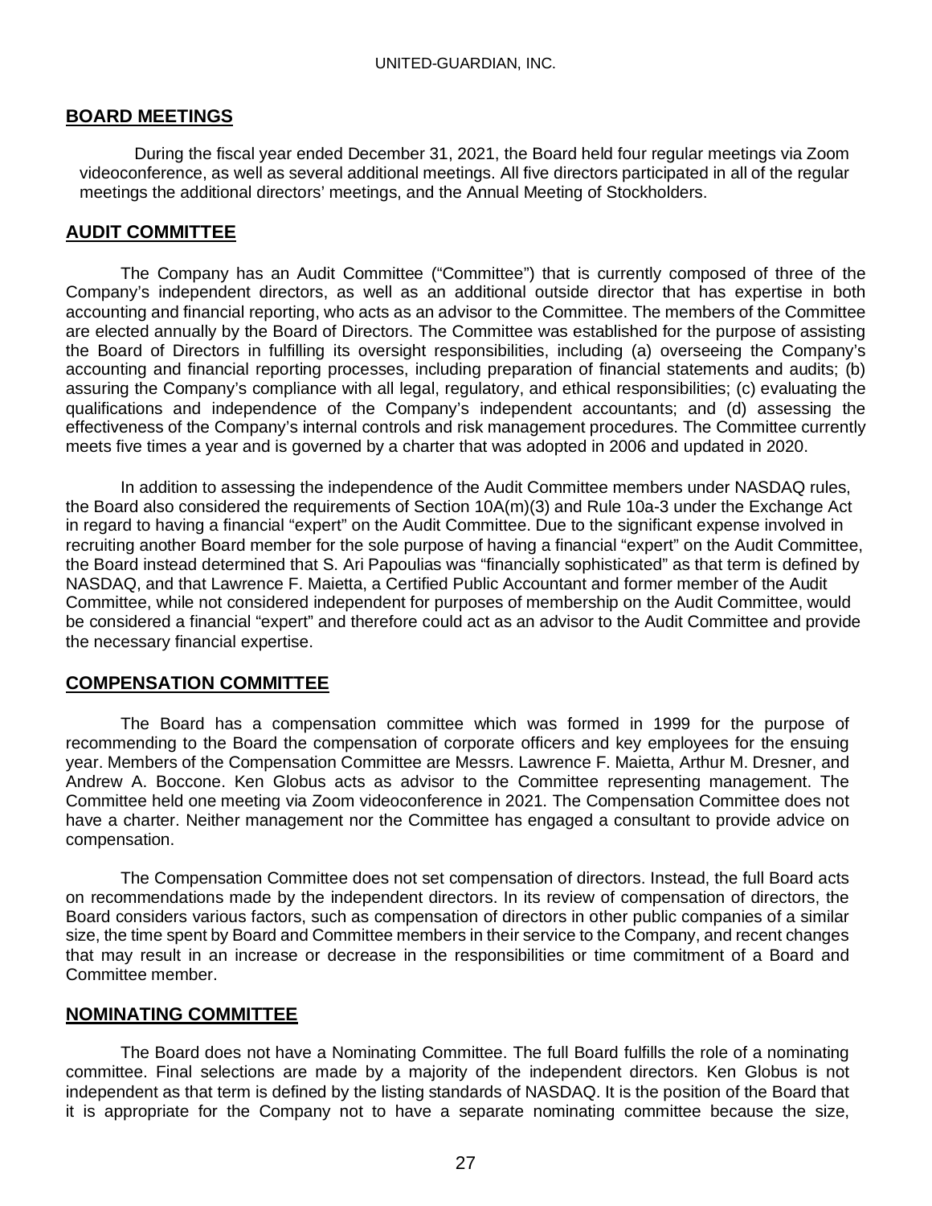## BOARD MEETINGS

During the fiscal year ended December 31, 2021, the Board held four regular meetings via Zoom videoconference, as well as several additional meetings. All five directors participated in all of the regular meetings the additional directors' meetings, and the Annual Meeting of Stockholders.

## AUDIT COMMITTEE

The Company has an Audit Committee ("Committee") that is currently composed of three of the Company's independent directors, as well as an additional outside director that has expertise in both accounting and financial reporting, who acts as an advisor to the Committee. The members of the Committee are elected annually by the Board of Directors. The Committee was established for the purpose of assisting the Board of Directors in fulfilling its oversight responsibilities, including (a) overseeing the Company's accounting and financial reporting processes, including preparation of financial statements and audits; (b) assuring the Company's compliance with all legal, regulatory, and ethical responsibilities; (c) evaluating the qualifications and independence of the Company's independent accountants; and (d) assessing the effectiveness of the Company's internal controls and risk management procedures. The Committee currently meets five times a year and is governed by a charter that was adopted in 2006 and updated in 2020.

In addition to assessing the independence of the Audit Committee members under NASDAQ rules, the Board also considered the requirements of Section 10A(m)(3) and Rule 10a-3 under the Exchange Act in regard to having a financial "expert" on the Audit Committee. Due to the significant expense involved in recruiting another Board member for the sole purpose of having a financial "expert" on the Audit Committee, the Board instead determined that S. Ari Papoulias was "financially sophisticated" as that term is defined by NASDAQ, and that Lawrence F. Maietta, a Certified Public Accountant and former member of the Audit Committee, while not considered independent for purposes of membership on the Audit Committee, would be considered a financial "expert" and therefore could act as an advisor to the Audit Committee and provide the necessary financial expertise.

## COMPENSATION COMMITTEE

The Board has a compensation committee which was formed in 1999 for the purpose of recommending to the Board the compensation of corporate officers and key employees for the ensuing year. Members of the Compensation Committee are Messrs. Lawrence F. Maietta, Arthur M. Dresner, and Andrew A. Boccone. Ken Globus acts as advisor to the Committee representing management. The Committee held one meeting via Zoom videoconference in 2021. The Compensation Committee does not have a charter. Neither management nor the Committee has engaged a consultant to provide advice on compensation.

The Compensation Committee does not set compensation of directors. Instead, the full Board acts on recommendations made by the independent directors. In its review of compensation of directors, the Board considers various factors, such as compensation of directors in other public companies of a similar size, the time spent by Board and Committee members in their service to the Company, and recent changes that may result in an increase or decrease in the responsibilities or time commitment of a Board and Committee member.

## NOMINATING COMMITTEE

The Board does not have a Nominating Committee. The full Board fulfills the role of a nominating committee. Final selections are made by a majority of the independent directors. Ken Globus is not independent as that term is defined by the listing standards of NASDAQ. It is the position of the Board that it is appropriate for the Company not to have a separate nominating committee because the size,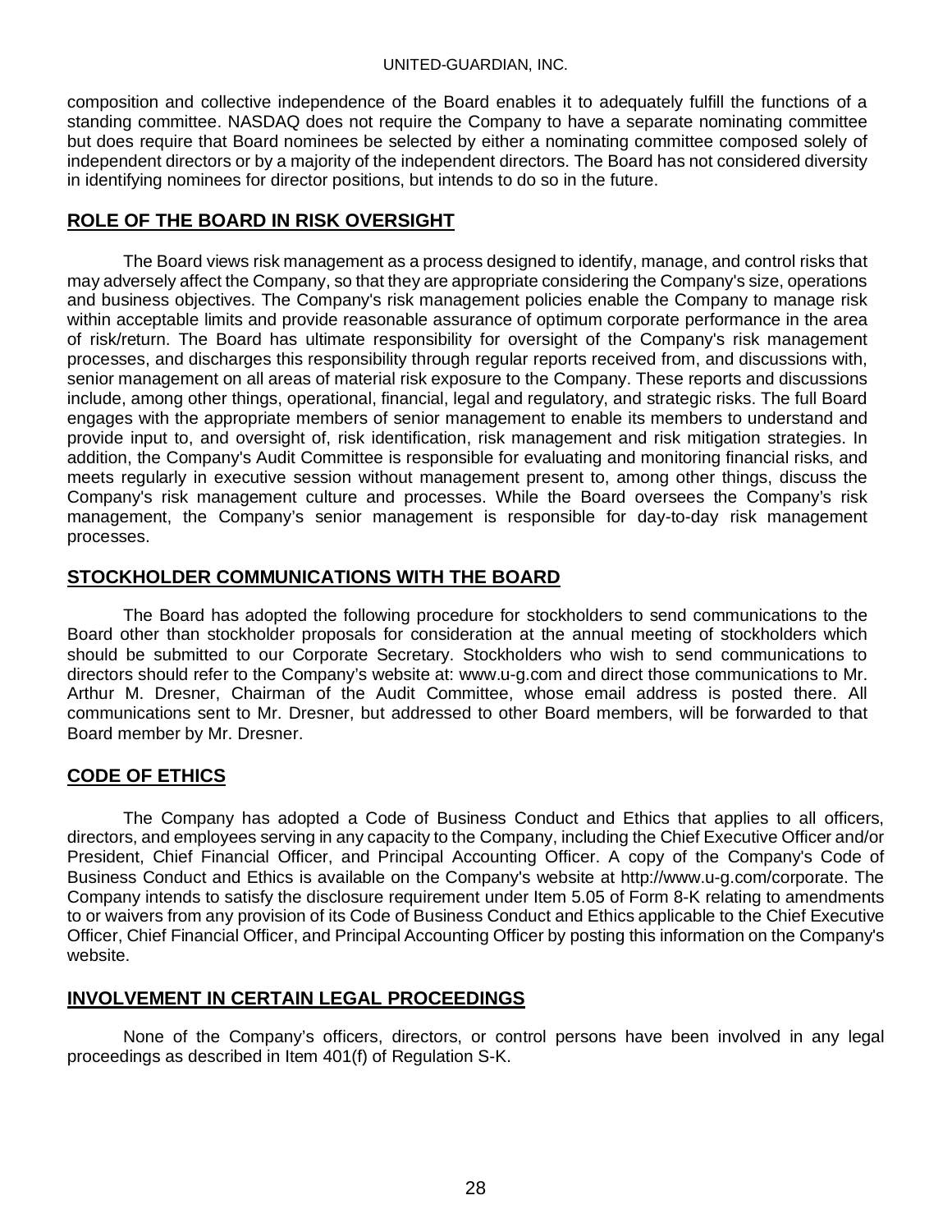composition and collective independence of the Board enables it to adequately fulfill the functions of a standing committee. NASDAQ does not require the Company to have a separate nominating committee but does require that Board nominees be selected by either a nominating committee composed solely of independent directors or by a majority of the independent directors. The Board has not considered diversity in identifying nominees for director positions, but intends to do so in the future.

## ROLE OF THE BOARD IN RISK OVERSIGHT

The Board views risk management as a process designed to identify, manage, and control risks that may adversely affect the Company, so that they are appropriate considering the Company's size, operations and business objectives. The Company's risk management policies enable the Company to manage risk within acceptable limits and provide reasonable assurance of optimum corporate performance in the area of risk/return. The Board has ultimate responsibility for oversight of the Company's risk management processes, and discharges this responsibility through regular reports received from, and discussions with, senior management on all areas of material risk exposure to the Company. These reports and discussions include, among other things, operational, financial, legal and regulatory, and strategic risks. The full Board engages with the appropriate members of senior management to enable its members to understand and provide input to, and oversight of, risk identification, risk management and risk mitigation strategies. In addition, the Company's Audit Committee is responsible for evaluating and monitoring financial risks, and meets regularly in executive session without management present to, among other things, discuss the Company's risk management culture and processes. While the Board oversees the Company's risk management, the Company's senior management is responsible for day-to-day risk management processes.

## STOCKHOLDER COMMUNICATIONS WITH THE BOARD

The Board has adopted the following procedure for stockholders to send communications to the Board other than stockholder proposals for consideration at the annual meeting of stockholders which should be submitted to our Corporate Secretary. Stockholders who wish to send communications to directors should refer to the Company's website at: www.u-g.com and direct those communications to Mr. Arthur M. Dresner, Chairman of the Audit Committee, whose email address is posted there. All communications sent to Mr. Dresner, but addressed to other Board members, will be forwarded to that Board member by Mr. Dresner.

## CODE OF ETHICS

The Company has adopted a Code of Business Conduct and Ethics that applies to all officers, directors, and employees serving in any capacity to the Company, including the Chief Executive Officer and/or President, Chief Financial Officer, and Principal Accounting Officer. A copy of the Company's Code of Business Conduct and Ethics is available on the Company's website at http://www.u-g.com/corporate. The Company intends to satisfy the disclosure requirement under Item 5.05 of Form 8-K relating to amendments to or waivers from any provision of its Code of Business Conduct and Ethics applicable to the Chief Executive Officer, Chief Financial Officer, and Principal Accounting Officer by posting this information on the Company's website.

## INVOLVEMENT IN CERTAIN LEGAL PROCEEDINGS

None of the Company's officers, directors, or control persons have been involved in any legal proceedings as described in Item 401(f) of Regulation S-K.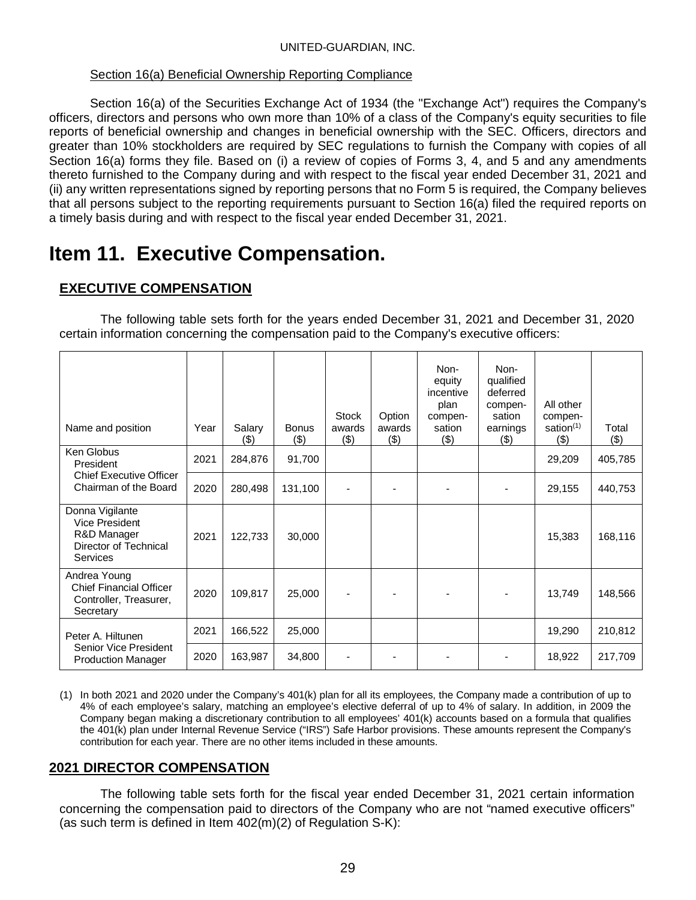Section 16(a) Beneficial Ownership Reporting Compliance

Section 16(a) of the Securities Exchange Act of 1934 (the "Exchange Act") requires the Company's officers, directors and persons who own more than 10% of a class of the Company's equity securities to file reports of beneficial ownership and changes in beneficial ownership with the SEC. Officers, directors and greater than 10% stockholders are required by SEC regulations to furnish the Company with copies of all Section 16(a) forms they file. Based on (i) a review of copies of Forms 3, 4, and 5 and any amendments thereto furnished to the Company during and with respect to the fiscal year ended December 31, 2021 and (ii) any written representations signed by reporting persons that no Form 5 is required, the Company believes that all persons subject to the reporting requirements pursuant to Section 16(a) filed the required reports on a timely basis during and with respect to the fiscal year ended December 31, 2021.

# Item 11. Executive Compensation.

## EXECUTIVE COMPENSATION

The following table sets forth for the years ended December 31, 2021 and December 31, 2020 certain information concerning the compensation paid to the Company's executive officers:

| Name and position | Year | Salary ($) | Bonus ($) | Stock awards ($) | Option awards ($) | Non-equity incentive plan compen-sation ($) | Non-qualified deferred compen-sation earnings ($) | All other compen-sation[(1)] ($) | Total ($) |
|---|---|---|---|---|---|---|---|---|---|
| Ken Globus<br>President<br>Chief Executive Officer<br>Chairman of the Board | 2021 | 284,876 | 91,700 | | | | | 29,209 | 405,785 |
| | 2020 | 280,498 | 131,100 | - | - | - | - | 29,155 | 440,753 |
| Donna Vigilante<br>Vice President<br>R&D Manager<br>Director of Technical Services | 2021 | 122,733 | 30,000 | | | | | 15,383 | 168,116 |
| Andrea Young<br>Chief Financial Officer<br>Controller, Treasurer, Secretary | 2020 | 109,817 | 25,000 | - | - | - | - | 13,749 | 148,566 |
| Peter A. Hiltunen<br>Senior Vice President<br>Production Manager | 2021 | 166,522 | 25,000 | | | | | 19,290 | 210,812 |
| | 2020 | 163,987 | 34,800 | - | - | - | - | 18,922 | 217,709 |

(1) In both 2021 and 2020 under the Company's 401(k) plan for all its employees, the Company made a contribution of up to 4% of each employee's salary, matching an employee's elective deferral of up to 4% of salary. In addition, in 2009 the Company began making a discretionary contribution to all employees' 401(k) accounts based on a formula that qualifies the 401(k) plan under Internal Revenue Service ("IRS") Safe Harbor provisions. These amounts represent the Company's contribution for each year. There are no other items included in these amounts.

## 2021 DIRECTOR COMPENSATION

The following table sets forth for the fiscal year ended December 31, 2021 certain information concerning the compensation paid to directors of the Company who are not "named executive officers" (as such term is defined in Item 402(m)(2) of Regulation S-K):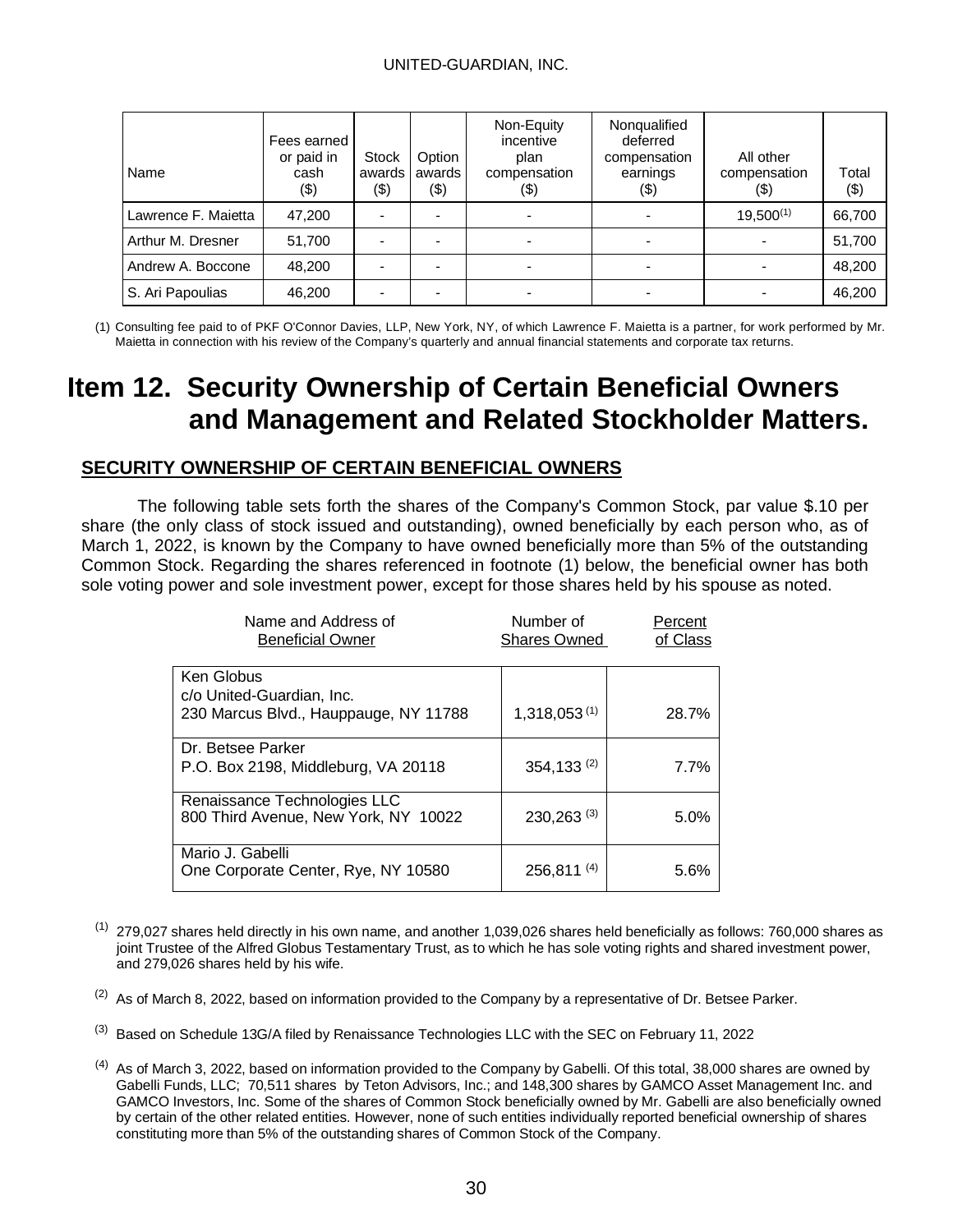| Name | Fees earned or paid in cash ($) | Stock awards ($) | Option awards ($) | Non-Equity incentive plan compensation ($) | Nonqualified deferred compensation earnings ($) | All other compensation ($) | Total ($) |
|---|---|---|---|---|---|---|---|
| Lawrence F. Maietta | 47,200 | - | - | - | - | 19,500[(1)] | 66,700 |
| Arthur M. Dresner | 51,700 | - | - | - | - | - | 51,700 |
| Andrew A. Boccone | 48,200 | - | - | - | - | - | 48,200 |
| S. Ari Papoulias | 46,200 | - | - | - | - | - | 46,200 |

(1) Consulting fee paid to of PKF O'Connor Davies, LLP, New York, NY, of which Lawrence F. Maietta is a partner, for work performed by Mr. Maietta in connection with his review of the Company's quarterly and annual financial statements and corporate tax returns.

# Item 12. Security Ownership of Certain Beneficial Owners and Management and Related Stockholder Matters.

## SECURITY OWNERSHIP OF CERTAIN BENEFICIAL OWNERS

The following table sets forth the shares of the Company's Common Stock, par value $.10 per share (the only class of stock issued and outstanding), owned beneficially by each person who, as of March 1, 2022, is known by the Company to have owned beneficially more than 5% of the outstanding Common Stock. Regarding the shares referenced in footnote (1) below, the beneficial owner has both sole voting power and sole investment power, except for those shares held by his spouse as noted.

| Name and Address of Beneficial Owner | Number of Shares Owned | Percent of Class |
|---|---|---|
| Ken Globus<br>c/o United-Guardian, Inc.<br>230 Marcus Blvd., Hauppauge, NY 11788 | 1,318,053 [(1)] | 28.7% |
| Dr. Betsee Parker<br>P.O. Box 2198, Middleburg, VA 20118 | 354,133 [(2)] | 7.7% |
| Renaissance Technologies LLC<br>800 Third Avenue, New York, NY 10022 | 230,263 [(3)] | 5.0% |
| Mario J. Gabelli<br>One Corporate Center, Rye, NY 10580 | 256,811 [(4)] | 5.6% |

(1) 279,027 shares held directly in his own name, and another 1,039,026 shares held beneficially as follows: 760,000 shares as joint Trustee of the Alfred Globus Testamentary Trust, as to which he has sole voting rights and shared investment power, and 279,026 shares held by his wife.

(2) As of March 8, 2022, based on information provided to the Company by a representative of Dr. Betsee Parker.

(3) Based on Schedule 13G/A filed by Renaissance Technologies LLC with the SEC on February 11, 2022

(4) As of March 3, 2022, based on information provided to the Company by Gabelli. Of this total, 38,000 shares are owned by Gabelli Funds, LLC; 70,511 shares by Teton Advisors, Inc.; and 148,300 shares by GAMCO Asset Management Inc. and GAMCO Investors, Inc. Some of the shares of Common Stock beneficially owned by Mr. Gabelli are also beneficially owned by certain of the other related entities. However, none of such entities individually reported beneficial ownership of shares constituting more than 5% of the outstanding shares of Common Stock of the Company.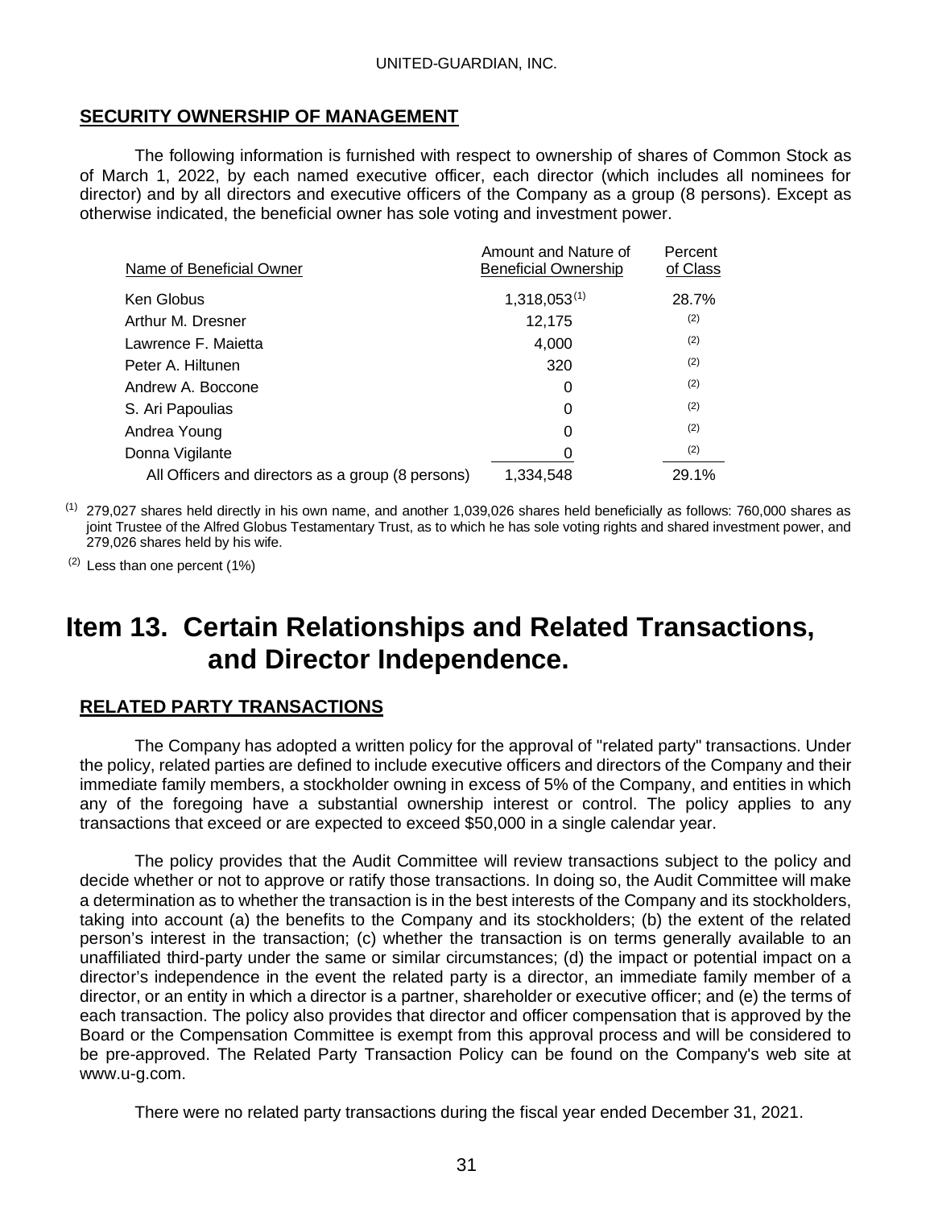## SECURITY OWNERSHIP OF MANAGEMENT

The following information is furnished with respect to ownership of shares of Common Stock as of March 1, 2022, by each named executive officer, each director (which includes all nominees for director) and by all directors and executive officers of the Company as a group (8 persons). Except as otherwise indicated, the beneficial owner has sole voting and investment power.

| Name of Beneficial Owner | Amount and Nature of Beneficial Ownership | Percent of Class |
|---|---|---|
| Ken Globus | 1,318,053 (1) | 28.7% |
| Arthur M. Dresner | 12,175 | (2) |
| Lawrence F. Maietta | 4,000 | (2) |
| Peter A. Hiltunen | 320 | (2) |
| Andrew A. Boccone | 0 | (2) |
| S. Ari Papoulias | 0 | (2) |
| Andrea Young | 0 | (2) |
| Donna Vigilante | 0 | (2) |
| All Officers and directors as a group (8 persons) | 1,334,548 | 29.1% |

(1) 279,027 shares held directly in his own name, and another 1,039,026 shares held beneficially as follows: 760,000 shares as joint Trustee of the Alfred Globus Testamentary Trust, as to which he has sole voting rights and shared investment power, and 279,026 shares held by his wife.

(2) Less than one percent (1%)

# Item 13. Certain Relationships and Related Transactions, and Director Independence.

## RELATED PARTY TRANSACTIONS

The Company has adopted a written policy for the approval of "related party" transactions. Under the policy, related parties are defined to include executive officers and directors of the Company and their immediate family members, a stockholder owning in excess of 5% of the Company, and entities in which any of the foregoing have a substantial ownership interest or control. The policy applies to any transactions that exceed or are expected to exceed $50,000 in a single calendar year.

The policy provides that the Audit Committee will review transactions subject to the policy and decide whether or not to approve or ratify those transactions. In doing so, the Audit Committee will make a determination as to whether the transaction is in the best interests of the Company and its stockholders, taking into account (a) the benefits to the Company and its stockholders; (b) the extent of the related person's interest in the transaction; (c) whether the transaction is on terms generally available to an unaffiliated third-party under the same or similar circumstances; (d) the impact or potential impact on a director's independence in the event the related party is a director, an immediate family member of a director, or an entity in which a director is a partner, shareholder or executive officer; and (e) the terms of each transaction. The policy also provides that director and officer compensation that is approved by the Board or the Compensation Committee is exempt from this approval process and will be considered to be pre-approved. The Related Party Transaction Policy can be found on the Company's web site at www.u-g.com.

There were no related party transactions during the fiscal year ended December 31, 2021.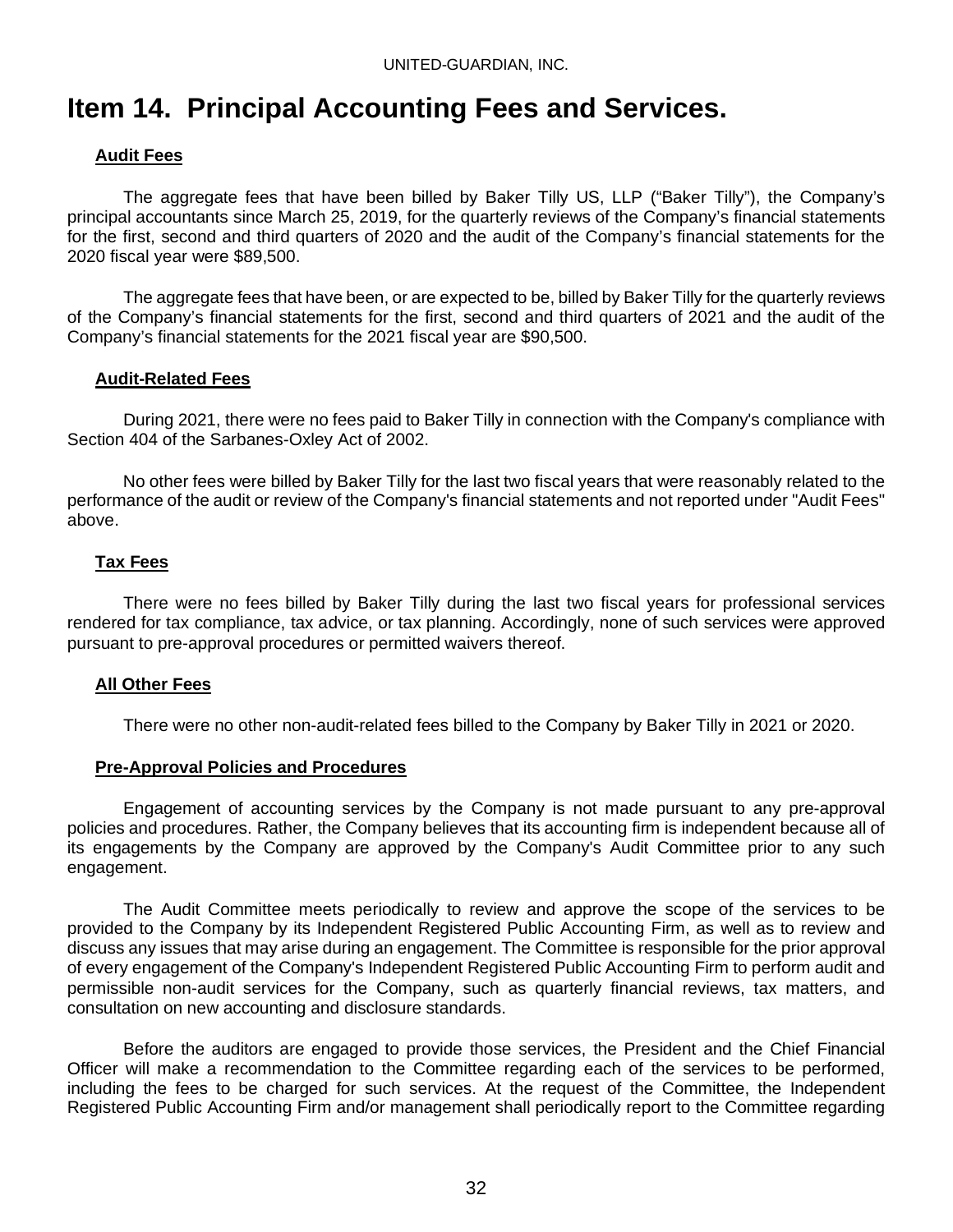# Item 14. Principal Accounting Fees and Services.

**Audit Fees**

The aggregate fees that have been billed by Baker Tilly US, LLP ("Baker Tilly"), the Company's principal accountants since March 25, 2019, for the quarterly reviews of the Company's financial statements for the first, second and third quarters of 2020 and the audit of the Company's financial statements for the 2020 fiscal year were $89,500.

The aggregate fees that have been, or are expected to be, billed by Baker Tilly for the quarterly reviews of the Company's financial statements for the first, second and third quarters of 2021 and the audit of the Company's financial statements for the 2021 fiscal year are $90,500.

**Audit-Related Fees**

During 2021, there were no fees paid to Baker Tilly in connection with the Company's compliance with Section 404 of the Sarbanes-Oxley Act of 2002.

No other fees were billed by Baker Tilly for the last two fiscal years that were reasonably related to the performance of the audit or review of the Company's financial statements and not reported under "Audit Fees" above.

**Tax Fees**

There were no fees billed by Baker Tilly during the last two fiscal years for professional services rendered for tax compliance, tax advice, or tax planning. Accordingly, none of such services were approved pursuant to pre-approval procedures or permitted waivers thereof.

**All Other Fees**

There were no other non-audit-related fees billed to the Company by Baker Tilly in 2021 or 2020.

**Pre-Approval Policies and Procedures**

Engagement of accounting services by the Company is not made pursuant to any pre-approval policies and procedures. Rather, the Company believes that its accounting firm is independent because all of its engagements by the Company are approved by the Company's Audit Committee prior to any such engagement.

The Audit Committee meets periodically to review and approve the scope of the services to be provided to the Company by its Independent Registered Public Accounting Firm, as well as to review and discuss any issues that may arise during an engagement. The Committee is responsible for the prior approval of every engagement of the Company's Independent Registered Public Accounting Firm to perform audit and permissible non-audit services for the Company, such as quarterly financial reviews, tax matters, and consultation on new accounting and disclosure standards.

Before the auditors are engaged to provide those services, the President and the Chief Financial Officer will make a recommendation to the Committee regarding each of the services to be performed, including the fees to be charged for such services. At the request of the Committee, the Independent Registered Public Accounting Firm and/or management shall periodically report to the Committee regarding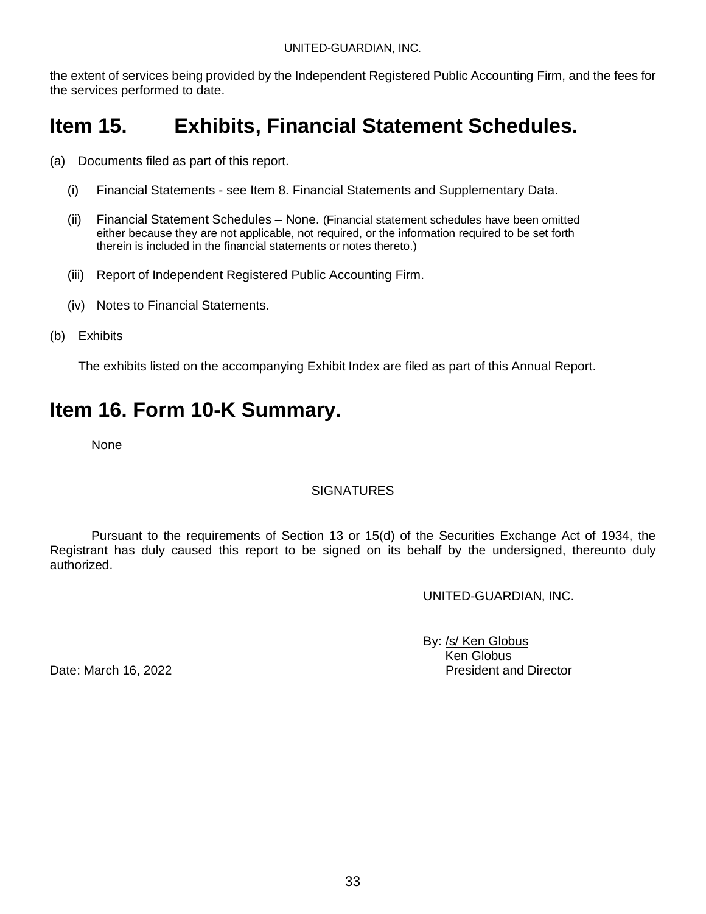the extent of services being provided by the Independent Registered Public Accounting Firm, and the fees for the services performed to date.

# Item 15. Exhibits, Financial Statement Schedules.

(a) Documents filed as part of this report.

(i) Financial Statements - see Item 8. Financial Statements and Supplementary Data.

(ii) Financial Statement Schedules – None. (Financial statement schedules have been omitted either because they are not applicable, not required, or the information required to be set forth therein is included in the financial statements or notes thereto.)

(iii) Report of Independent Registered Public Accounting Firm.

(iv) Notes to Financial Statements.

(b) Exhibits

The exhibits listed on the accompanying Exhibit Index are filed as part of this Annual Report.

# Item 16. Form 10-K Summary.

None

SIGNATURES

Pursuant to the requirements of Section 13 or 15(d) of the Securities Exchange Act of 1934, the Registrant has duly caused this report to be signed on its behalf by the undersigned, thereunto duly authorized.

UNITED-GUARDIAN, INC.

By: /s/ Ken Globus
Ken Globus
President and Director

Date: March 16, 2022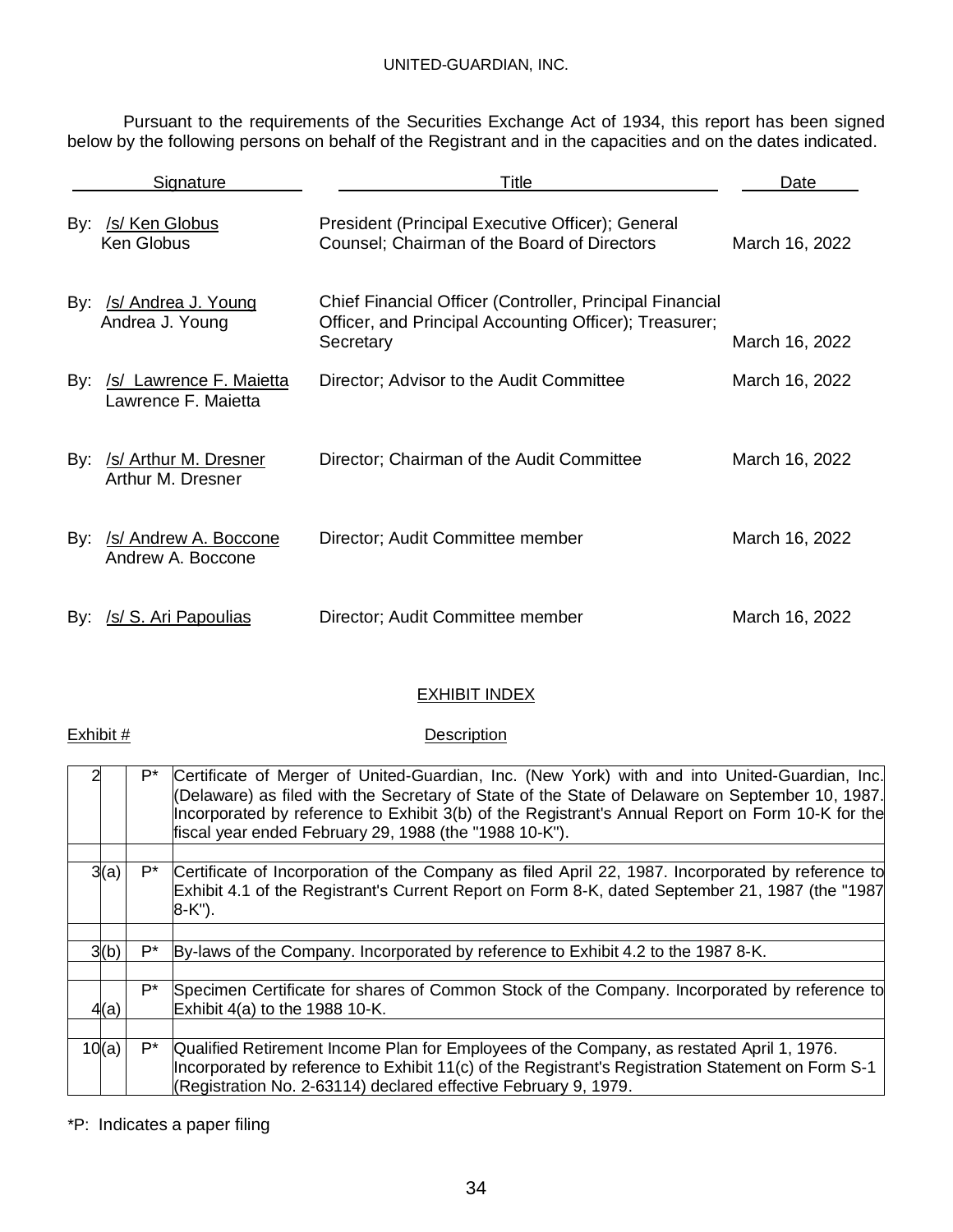UNITED-GUARDIAN, INC.

Pursuant to the requirements of the Securities Exchange Act of 1934, this report has been signed below by the following persons on behalf of the Registrant and in the capacities and on the dates indicated.

| Signature | Title | Date |
|---|---|---|
| By: /s/ Ken Globus<br>Ken Globus | President (Principal Executive Officer); General Counsel; Chairman of the Board of Directors | March 16, 2022 |
| By: /s/ Andrea J. Young<br>Andrea J. Young | Chief Financial Officer (Controller, Principal Financial Officer, and Principal Accounting Officer); Treasurer; Secretary | March 16, 2022 |
| By: /s/ Lawrence F. Maietta<br>Lawrence F. Maietta | Director; Advisor to the Audit Committee | March 16, 2022 |
| By: /s/ Arthur M. Dresner<br>Arthur M. Dresner | Director; Chairman of the Audit Committee | March 16, 2022 |
| By: /s/ Andrew A. Boccone<br>Andrew A. Boccone | Director; Audit Committee member | March 16, 2022 |
| By: /s/ S. Ari Papoulias | Director; Audit Committee member | March 16, 2022 |

## EXHIBIT INDEX

| Exhibit # | | | Description |
|---|---|---|---|
| 2 | | P* | Certificate of Merger of United-Guardian, Inc. (New York) with and into United-Guardian, Inc. (Delaware) as filed with the Secretary of State of the State of Delaware on September 10, 1987. Incorporated by reference to Exhibit 3(b) of the Registrant's Annual Report on Form 10-K for the fiscal year ended February 29, 1988 (the "1988 10-K"). |
| 3 | (a) | P* | Certificate of Incorporation of the Company as filed April 22, 1987. Incorporated by reference to Exhibit 4.1 of the Registrant's Current Report on Form 8-K, dated September 21, 1987 (the "1987 8-K"). |
| 3 | (b) | P* | By-laws of the Company. Incorporated by reference to Exhibit 4.2 to the 1987 8-K. |
| 4 | (a) | P* | Specimen Certificate for shares of Common Stock of the Company. Incorporated by reference to Exhibit 4(a) to the 1988 10-K. |
| 10 | (a) | P* | Qualified Retirement Income Plan for Employees of the Company, as restated April 1, 1976. Incorporated by reference to Exhibit 11(c) of the Registrant's Registration Statement on Form S-1 (Registration No. 2-63114) declared effective February 9, 1979. |

*P: Indicates a paper filing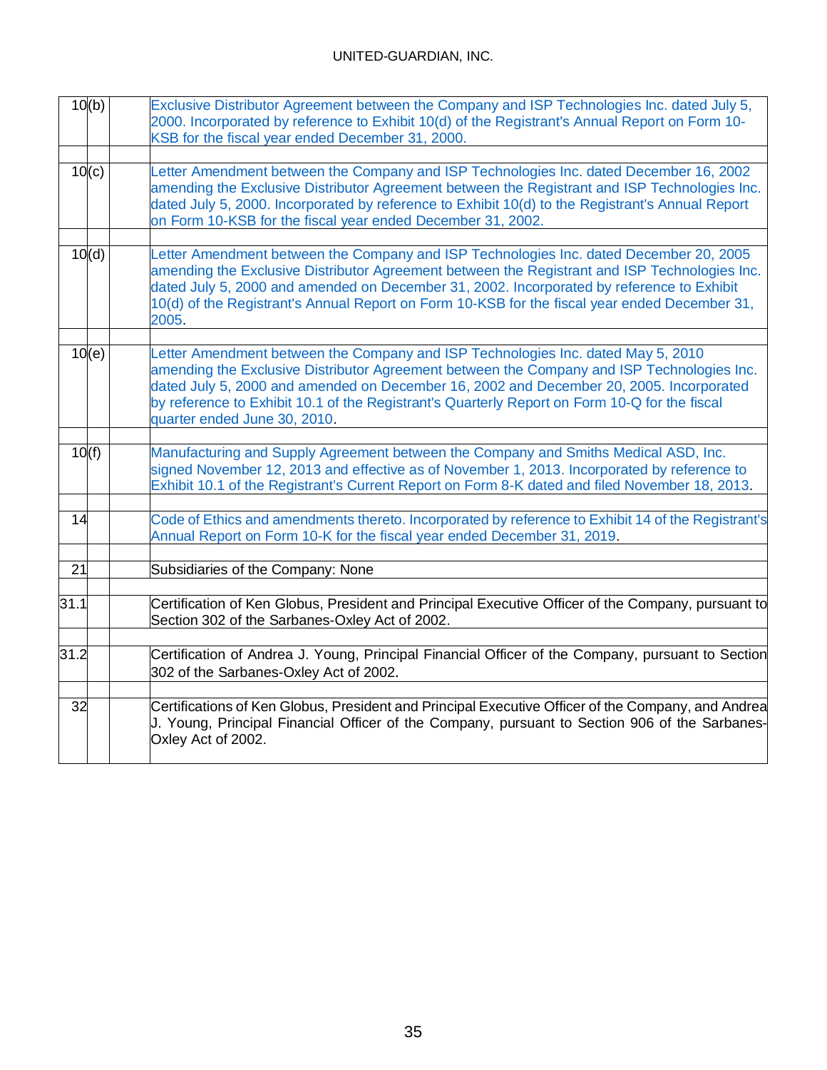| | | |
|---|---|---|
| 10(b) | | Exclusive Distributor Agreement between the Company and ISP Technologies Inc. dated July 5, 2000. Incorporated by reference to Exhibit 10(d) of the Registrant's Annual Report on Form 10-KSB for the fiscal year ended December 31, 2000. |
| 10(c) | | Letter Amendment between the Company and ISP Technologies Inc. dated December 16, 2002 amending the Exclusive Distributor Agreement between the Registrant and ISP Technologies Inc. dated July 5, 2000. Incorporated by reference to Exhibit 10(d) to the Registrant's Annual Report on Form 10-KSB for the fiscal year ended December 31, 2002. |
| 10(d) | | Letter Amendment between the Company and ISP Technologies Inc. dated December 20, 2005 amending the Exclusive Distributor Agreement between the Registrant and ISP Technologies Inc. dated July 5, 2000 and amended on December 31, 2002. Incorporated by reference to Exhibit 10(d) of the Registrant's Annual Report on Form 10-KSB for the fiscal year ended December 31, 2005. |
| 10(e) | | Letter Amendment between the Company and ISP Technologies Inc. dated May 5, 2010 amending the Exclusive Distributor Agreement between the Company and ISP Technologies Inc. dated July 5, 2000 and amended on December 16, 2002 and December 20, 2005. Incorporated by reference to Exhibit 10.1 of the Registrant's Quarterly Report on Form 10-Q for the fiscal quarter ended June 30, 2010. |
| 10(f) | | Manufacturing and Supply Agreement between the Company and Smiths Medical ASD, Inc. signed November 12, 2013 and effective as of November 1, 2013. Incorporated by reference to Exhibit 10.1 of the Registrant's Current Report on Form 8-K dated and filed November 18, 2013. |
| 14 | | Code of Ethics and amendments thereto. Incorporated by reference to Exhibit 14 of the Registrant's Annual Report on Form 10-K for the fiscal year ended December 31, 2019. |
| 21 | | Subsidiaries of the Company: None |
| 31.1 | | Certification of Ken Globus, President and Principal Executive Officer of the Company, pursuant to Section 302 of the Sarbanes-Oxley Act of 2002. |
| 31.2 | | Certification of Andrea J. Young, Principal Financial Officer of the Company, pursuant to Section 302 of the Sarbanes-Oxley Act of 2002. |
| 32 | | Certifications of Ken Globus, President and Principal Executive Officer of the Company, and Andrea J. Young, Principal Financial Officer of the Company, pursuant to Section 906 of the Sarbanes-Oxley Act of 2002. |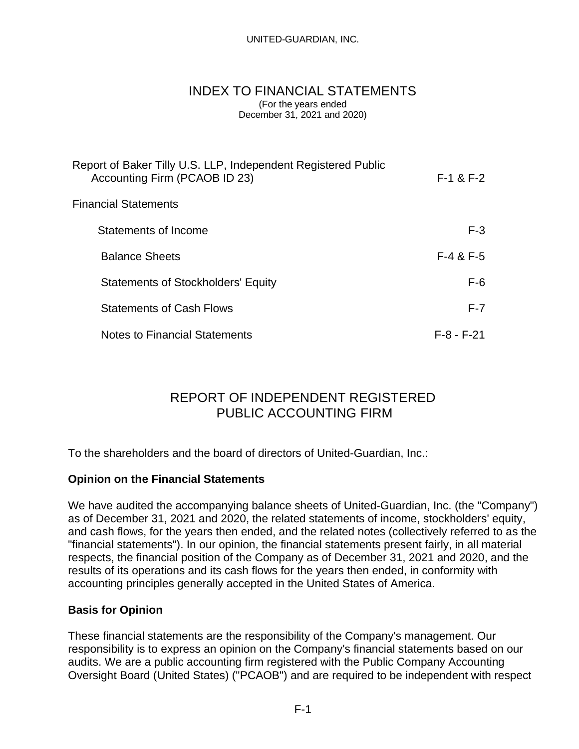UNITED-GUARDIAN, INC.

# INDEX TO FINANCIAL STATEMENTS

(For the years ended
December 31, 2021 and 2020)

| | |
|---|---|
| Report of Baker Tilly U.S. LLP, Independent Registered Public Accounting Firm (PCAOB ID 23) | F-1 & F-2 |
| Financial Statements | |
| Statements of Income | F-3 |
| Balance Sheets | F-4 & F-5 |
| Statements of Stockholders' Equity | F-6 |
| Statements of Cash Flows | F-7 |
| Notes to Financial Statements | F-8 - F-21 |

# REPORT OF INDEPENDENT REGISTERED PUBLIC ACCOUNTING FIRM

To the shareholders and the board of directors of United-Guardian, Inc.:

**Opinion on the Financial Statements**

We have audited the accompanying balance sheets of United-Guardian, Inc. (the "Company") as of December 31, 2021 and 2020, the related statements of income, stockholders' equity, and cash flows, for the years then ended, and the related notes (collectively referred to as the "financial statements"). In our opinion, the financial statements present fairly, in all material respects, the financial position of the Company as of December 31, 2021 and 2020, and the results of its operations and its cash flows for the years then ended, in conformity with accounting principles generally accepted in the United States of America.

**Basis for Opinion**

These financial statements are the responsibility of the Company's management. Our responsibility is to express an opinion on the Company's financial statements based on our audits. We are a public accounting firm registered with the Public Company Accounting Oversight Board (United States) ("PCAOB") and are required to be independent with respect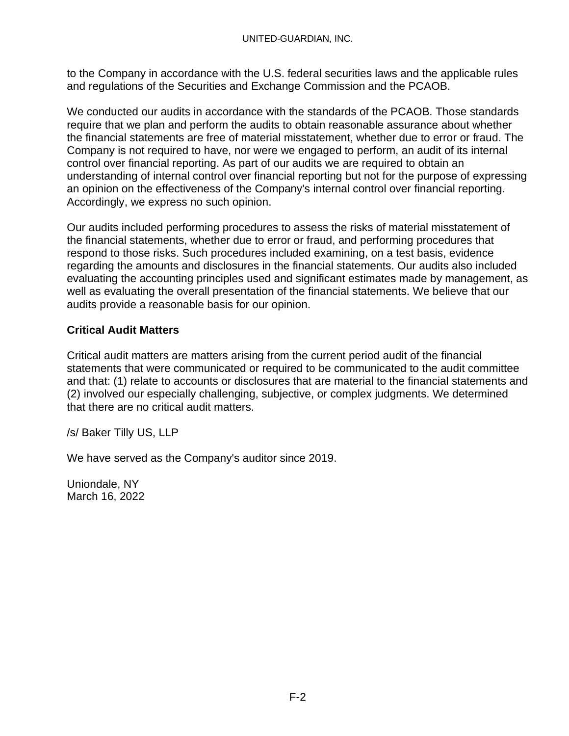to the Company in accordance with the U.S. federal securities laws and the applicable rules and regulations of the Securities and Exchange Commission and the PCAOB.

We conducted our audits in accordance with the standards of the PCAOB. Those standards require that we plan and perform the audits to obtain reasonable assurance about whether the financial statements are free of material misstatement, whether due to error or fraud. The Company is not required to have, nor were we engaged to perform, an audit of its internal control over financial reporting. As part of our audits we are required to obtain an understanding of internal control over financial reporting but not for the purpose of expressing an opinion on the effectiveness of the Company's internal control over financial reporting. Accordingly, we express no such opinion.

Our audits included performing procedures to assess the risks of material misstatement of the financial statements, whether due to error or fraud, and performing procedures that respond to those risks. Such procedures included examining, on a test basis, evidence regarding the amounts and disclosures in the financial statements. Our audits also included evaluating the accounting principles used and significant estimates made by management, as well as evaluating the overall presentation of the financial statements. We believe that our audits provide a reasonable basis for our opinion.

**Critical Audit Matters**

Critical audit matters are matters arising from the current period audit of the financial statements that were communicated or required to be communicated to the audit committee and that: (1) relate to accounts or disclosures that are material to the financial statements and (2) involved our especially challenging, subjective, or complex judgments. We determined that there are no critical audit matters.

/s/ Baker Tilly US, LLP

We have served as the Company's auditor since 2019.

Uniondale, NY
March 16, 2022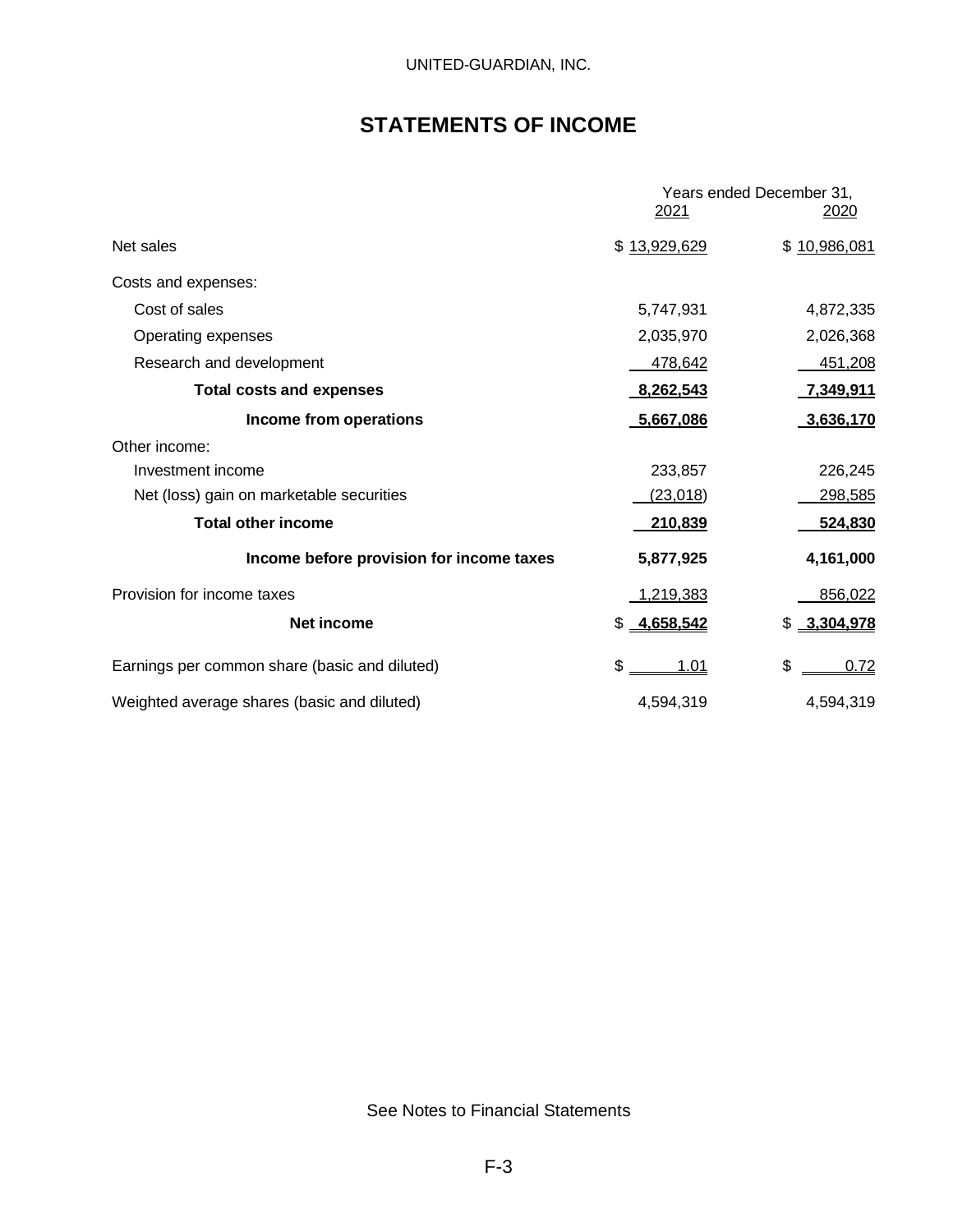UNITED-GUARDIAN, INC.

# STATEMENTS OF INCOME

| | Years ended December 31, 2021 | 2020 |
|---|---|---|
| Net sales | $ 13,929,629 | $ 10,986,081 |
| Costs and expenses: | | |
| Cost of sales | 5,747,931 | 4,872,335 |
| Operating expenses | 2,035,970 | 2,026,368 |
| Research and development | 478,642 | 451,208 |
| **Total costs and expenses** | **8,262,543** | **7,349,911** |
| **Income from operations** | **5,667,086** | **3,636,170** |
| Other income: | | |
| Investment income | 233,857 | 226,245 |
| Net (loss) gain on marketable securities | (23,018) | 298,585 |
| **Total other income** | **210,839** | **524,830** |
| **Income before provision for income taxes** | **5,877,925** | **4,161,000** |
| Provision for income taxes | 1,219,383 | 856,022 |
| **Net income** | **$ 4,658,542** | **$ 3,304,978** |
| Earnings per common share (basic and diluted) | $ 1.01 | $ 0.72 |
| Weighted average shares (basic and diluted) | 4,594,319 | 4,594,319 |

See Notes to Financial Statements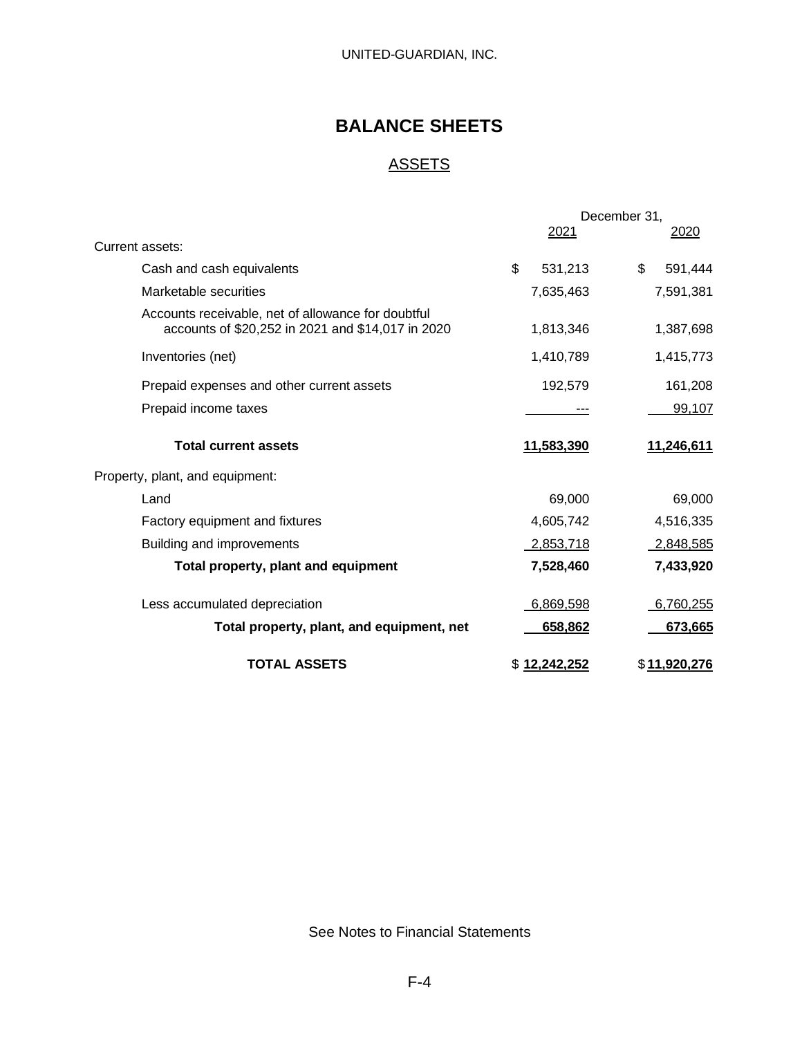UNITED-GUARDIAN, INC.

# BALANCE SHEETS

## ASSETS

| | December 31, 2021 | December 31, 2020 |
|---|---|---|
| Current assets: | | |
| Cash and cash equivalents | $ 531,213 | $ 591,444 |
| Marketable securities | 7,635,463 | 7,591,381 |
| Accounts receivable, net of allowance for doubtful accounts of $20,252 in 2021 and $14,017 in 2020 | 1,813,346 | 1,387,698 |
| Inventories (net) | 1,410,789 | 1,415,773 |
| Prepaid expenses and other current assets | 192,579 | 161,208 |
| Prepaid income taxes | --- | 99,107 |
| **Total current assets** | **11,583,390** | **11,246,611** |
| Property, plant, and equipment: | | |
| Land | 69,000 | 69,000 |
| Factory equipment and fixtures | 4,605,742 | 4,516,335 |
| Building and improvements | 2,853,718 | 2,848,585 |
| **Total property, plant and equipment** | **7,528,460** | **7,433,920** |
| Less accumulated depreciation | 6,869,598 | 6,760,255 |
| **Total property, plant, and equipment, net** | **658,862** | **673,665** |
| **TOTAL ASSETS** | $ **12,242,252** | $ **11,920,276** |

See Notes to Financial Statements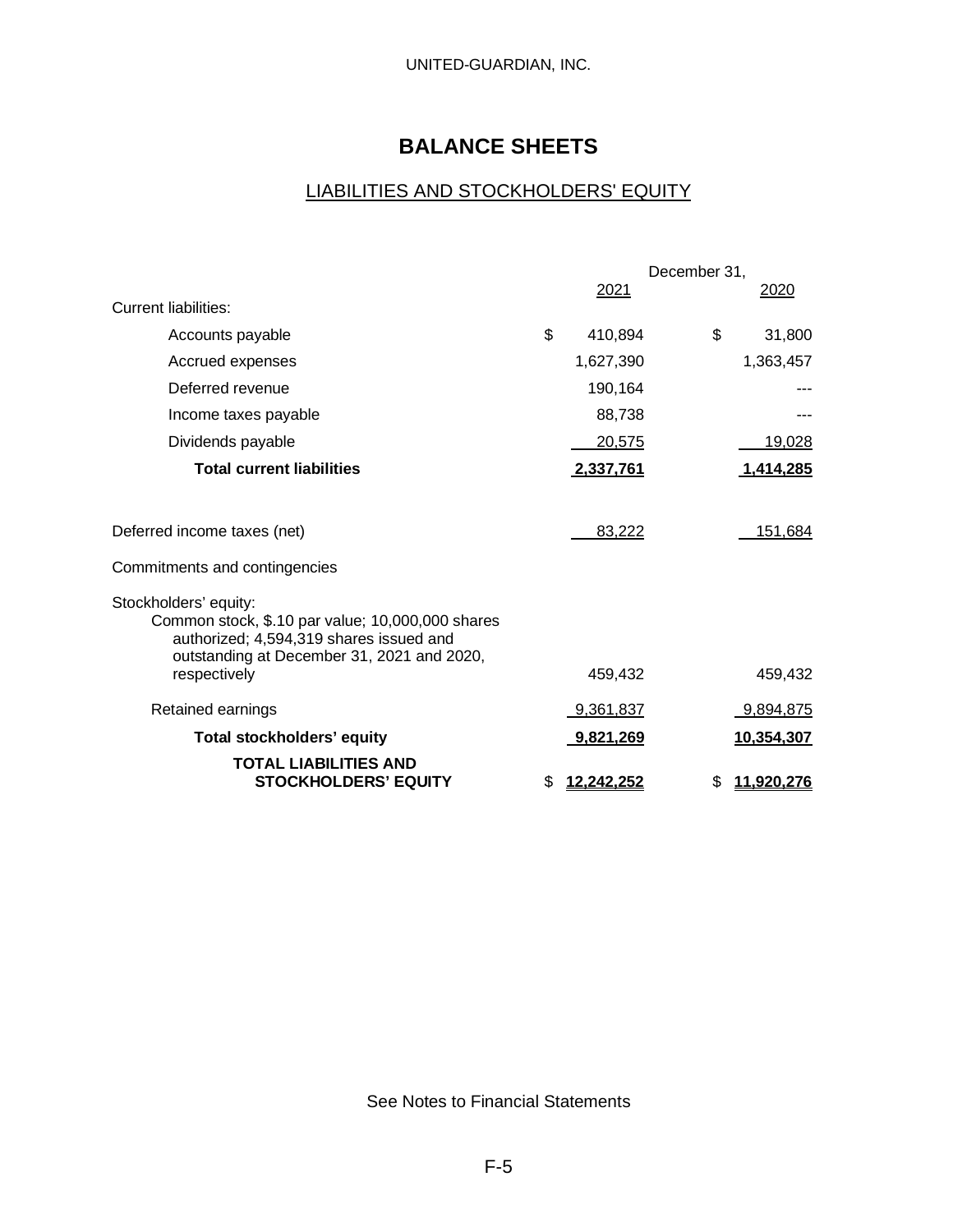UNITED-GUARDIAN, INC.

# BALANCE SHEETS

## LIABILITIES AND STOCKHOLDERS' EQUITY

| | December 31, 2021 | December 31, 2020 |
|---|---|---|
| Current liabilities: | | |
| Accounts payable | $ 410,894 | $ 31,800 |
| Accrued expenses | 1,627,390 | 1,363,457 |
| Deferred revenue | 190,164 | --- |
| Income taxes payable | 88,738 | --- |
| Dividends payable | 20,575 | 19,028 |
| **Total current liabilities** | **2,337,761** | **1,414,285** |
| | | |
| Deferred income taxes (net) | 83,222 | 151,684 |
| Commitments and contingencies | | |
| Stockholders' equity: | | |
| Common stock, $.10 par value; 10,000,000 shares authorized; 4,594,319 shares issued and outstanding at December 31, 2021 and 2020, respectively | 459,432 | 459,432 |
| Retained earnings | 9,361,837 | 9,894,875 |
| **Total stockholders' equity** | **9,821,269** | **10,354,307** |
| **TOTAL LIABILITIES AND STOCKHOLDERS' EQUITY** | **$ 12,242,252** | **$ 11,920,276** |

See Notes to Financial Statements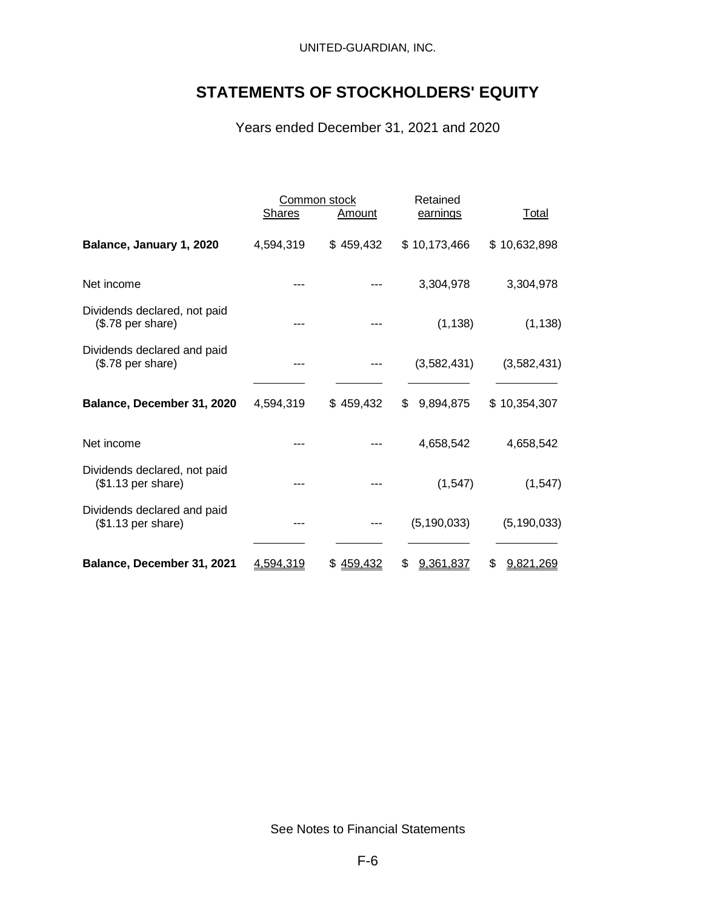UNITED-GUARDIAN, INC.

# STATEMENTS OF STOCKHOLDERS' EQUITY

Years ended December 31, 2021 and 2020

| | Common stock | | Retained | |
|---|---|---|---|---|
| | Shares | Amount | earnings | Total |
| **Balance, January 1, 2020** | 4,594,319 | $ 459,432 | $ 10,173,466 | $ 10,632,898 |
| Net income | --- | --- | 3,304,978 | 3,304,978 |
| Dividends declared, not paid ($.78 per share) | --- | --- | (1,138) | (1,138) |
| Dividends declared and paid ($.78 per share) | --- | --- | (3,582,431) | (3,582,431) |
| **Balance, December 31, 2020** | 4,594,319 | $ 459,432 | $ 9,894,875 | $ 10,354,307 |
| Net income | --- | --- | 4,658,542 | 4,658,542 |
| Dividends declared, not paid ($1.13 per share) | --- | --- | (1,547) | (1,547) |
| Dividends declared and paid ($1.13 per share) | --- | --- | (5,190,033) | (5,190,033) |
| **Balance, December 31, 2021** | 4,594,319 | $ 459,432 | $ 9,361,837 | $ 9,821,269 |

See Notes to Financial Statements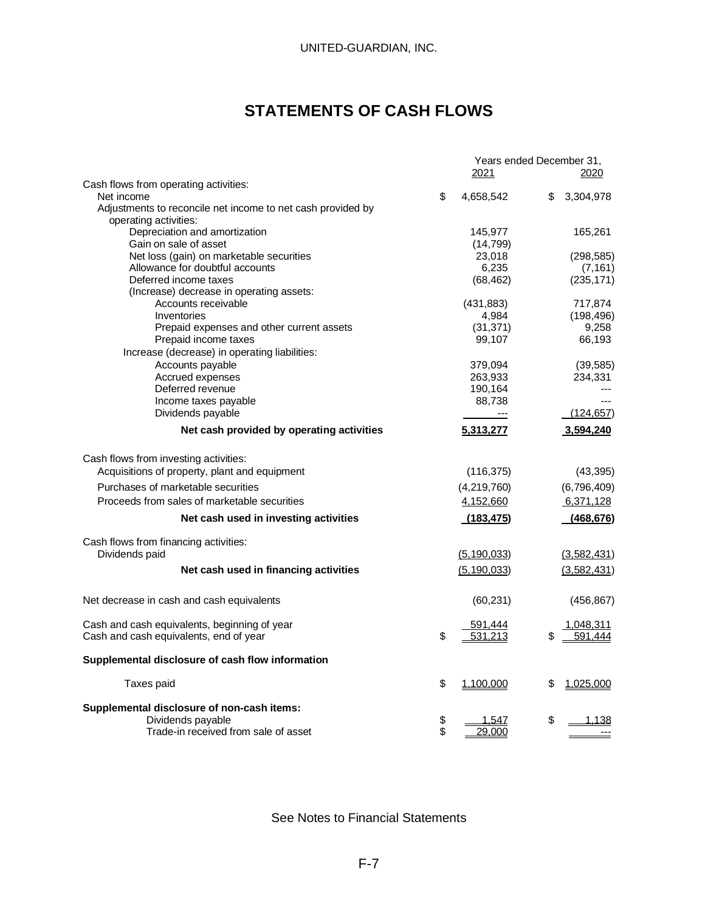UNITED-GUARDIAN, INC.

# STATEMENTS OF CASH FLOWS

| | Years ended December 31, 2021 | 2020 |
|---|---|---|
| Cash flows from operating activities: | | |
| Net income | $ 4,658,542 | $ 3,304,978 |
| Adjustments to reconcile net income to net cash provided by operating activities: | | |
| Depreciation and amortization | 145,977 | 165,261 |
| Gain on sale of asset | (14,799) | |
| Net loss (gain) on marketable securities | 23,018 | (298,585) |
| Allowance for doubtful accounts | 6,235 | (7,161) |
| Deferred income taxes | (68,462) | (235,171) |
| (Increase) decrease in operating assets: | | |
| Accounts receivable | (431,883) | 717,874 |
| Inventories | 4,984 | (198,496) |
| Prepaid expenses and other current assets | (31,371) | 9,258 |
| Prepaid income taxes | 99,107 | 66,193 |
| Increase (decrease) in operating liabilities: | | |
| Accounts payable | 379,094 | (39,585) |
| Accrued expenses | 263,933 | 234,331 |
| Deferred revenue | 190,164 | --- |
| Income taxes payable | 88,738 | --- |
| Dividends payable | --- | (124,657) |
| **Net cash provided by operating activities** | **5,313,277** | **3,594,240** |
| Cash flows from investing activities: | | |
| Acquisitions of property, plant and equipment | (116,375) | (43,395) |
| Purchases of marketable securities | (4,219,760) | (6,796,409) |
| Proceeds from sales of marketable securities | 4,152,660 | 6,371,128 |
| **Net cash used in investing activities** | **(183,475)** | **(468,676)** |
| Cash flows from financing activities: | | |
| Dividends paid | (5,190,033) | (3,582,431) |
| **Net cash used in financing activities** | (5,190,033) | (3,582,431) |
| Net decrease in cash and cash equivalents | (60,231) | (456,867) |
| Cash and cash equivalents, beginning of year | 591,444 | 1,048,311 |
| Cash and cash equivalents, end of year | $ 531,213 | $ 591,444 |
| **Supplemental disclosure of cash flow information** | | |
| Taxes paid | $ 1,100,000 | $ 1,025,000 |
| **Supplemental disclosure of non-cash items:** | | |
| Dividends payable | $ 1,547 | $ 1,138 |
| Trade-in received from sale of asset | $ 29,000 | --- |

See Notes to Financial Statements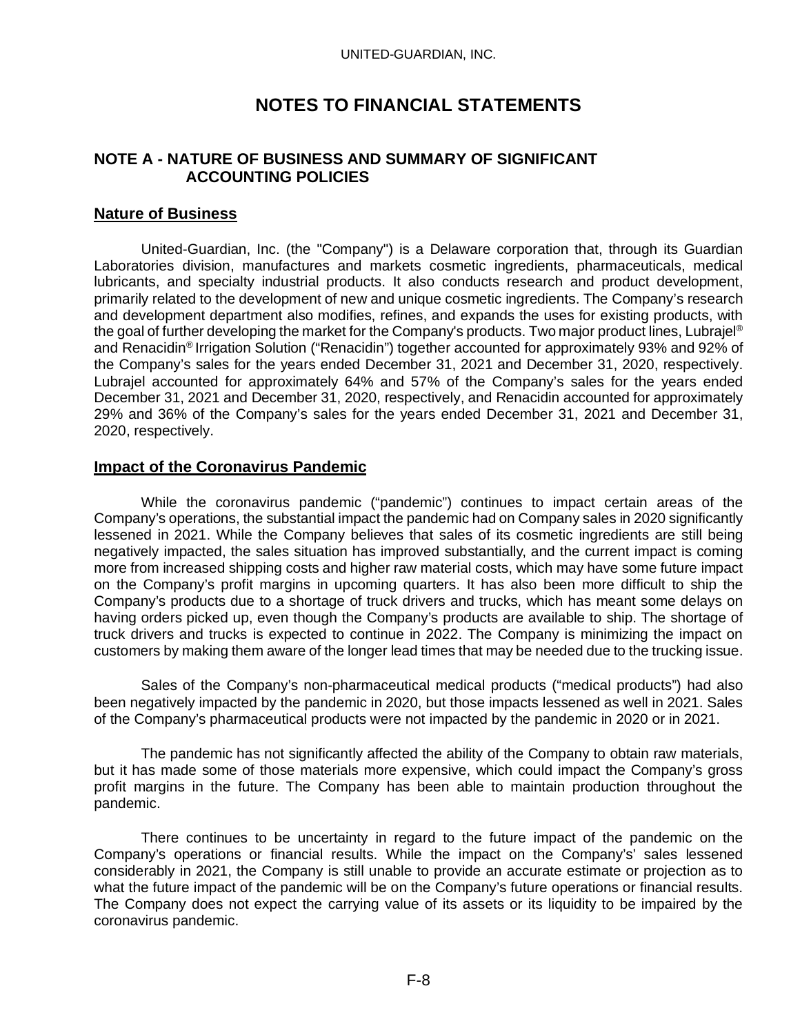# NOTES TO FINANCIAL STATEMENTS

## NOTE A - NATURE OF BUSINESS AND SUMMARY OF SIGNIFICANT ACCOUNTING POLICIES

### Nature of Business

United-Guardian, Inc. (the "Company") is a Delaware corporation that, through its Guardian Laboratories division, manufactures and markets cosmetic ingredients, pharmaceuticals, medical lubricants, and specialty industrial products. It also conducts research and product development, primarily related to the development of new and unique cosmetic ingredients. The Company's research and development department also modifies, refines, and expands the uses for existing products, with the goal of further developing the market for the Company's products. Two major product lines, Lubrajel® and Renacidin® Irrigation Solution ("Renacidin") together accounted for approximately 93% and 92% of the Company's sales for the years ended December 31, 2021 and December 31, 2020, respectively. Lubrajel accounted for approximately 64% and 57% of the Company's sales for the years ended December 31, 2021 and December 31, 2020, respectively, and Renacidin accounted for approximately 29% and 36% of the Company's sales for the years ended December 31, 2021 and December 31, 2020, respectively.

### Impact of the Coronavirus Pandemic

While the coronavirus pandemic ("pandemic") continues to impact certain areas of the Company's operations, the substantial impact the pandemic had on Company sales in 2020 significantly lessened in 2021. While the Company believes that sales of its cosmetic ingredients are still being negatively impacted, the sales situation has improved substantially, and the current impact is coming more from increased shipping costs and higher raw material costs, which may have some future impact on the Company's profit margins in upcoming quarters. It has also been more difficult to ship the Company's products due to a shortage of truck drivers and trucks, which has meant some delays on having orders picked up, even though the Company's products are available to ship. The shortage of truck drivers and trucks is expected to continue in 2022. The Company is minimizing the impact on customers by making them aware of the longer lead times that may be needed due to the trucking issue.

Sales of the Company's non-pharmaceutical medical products ("medical products") had also been negatively impacted by the pandemic in 2020, but those impacts lessened as well in 2021. Sales of the Company's pharmaceutical products were not impacted by the pandemic in 2020 or in 2021.

The pandemic has not significantly affected the ability of the Company to obtain raw materials, but it has made some of those materials more expensive, which could impact the Company's gross profit margins in the future. The Company has been able to maintain production throughout the pandemic.

There continues to be uncertainty in regard to the future impact of the pandemic on the Company's operations or financial results. While the impact on the Company's' sales lessened considerably in 2021, the Company is still unable to provide an accurate estimate or projection as to what the future impact of the pandemic will be on the Company's future operations or financial results. The Company does not expect the carrying value of its assets or its liquidity to be impaired by the coronavirus pandemic.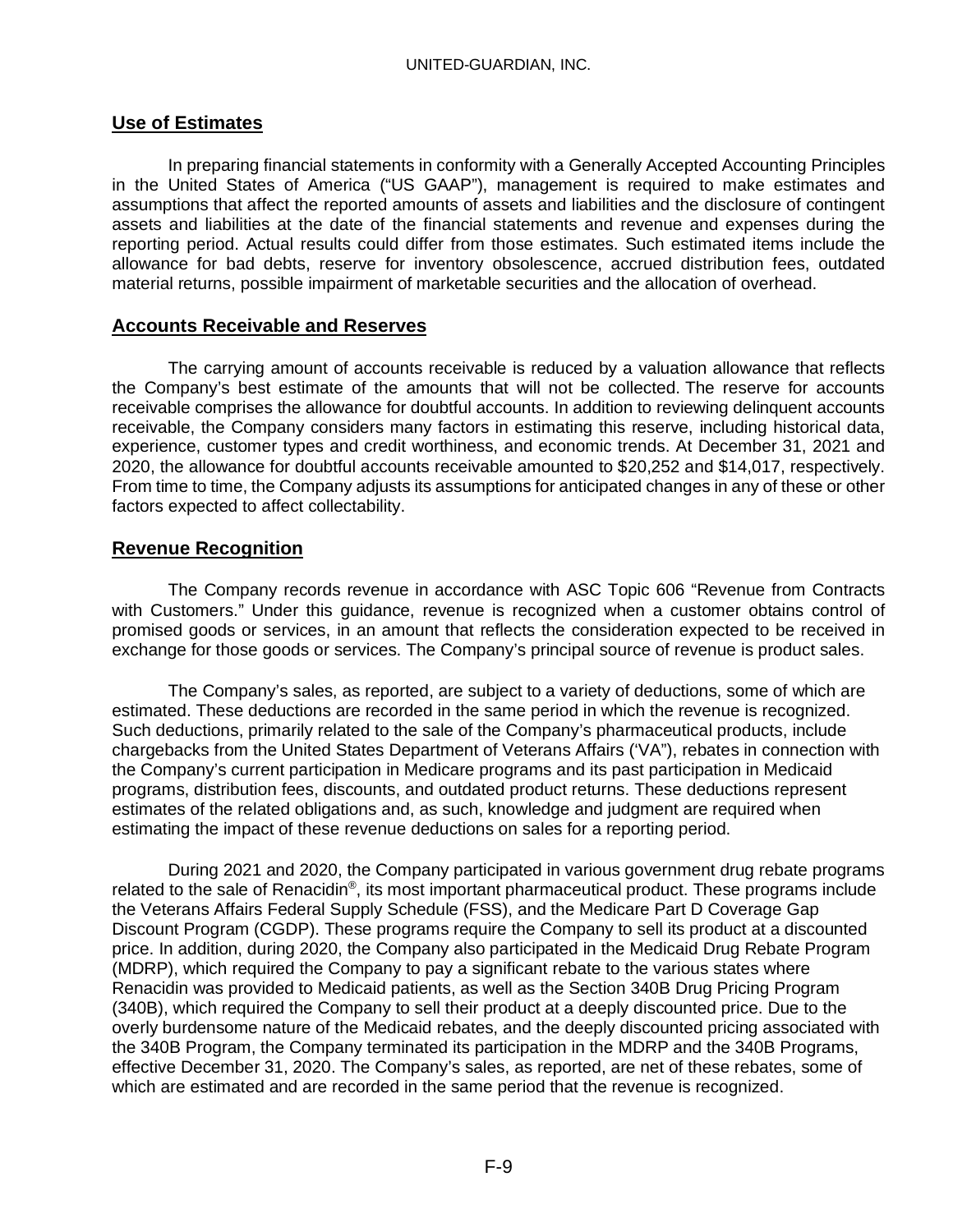## Use of Estimates

In preparing financial statements in conformity with a Generally Accepted Accounting Principles in the United States of America ("US GAAP"), management is required to make estimates and assumptions that affect the reported amounts of assets and liabilities and the disclosure of contingent assets and liabilities at the date of the financial statements and revenue and expenses during the reporting period. Actual results could differ from those estimates. Such estimated items include the allowance for bad debts, reserve for inventory obsolescence, accrued distribution fees, outdated material returns, possible impairment of marketable securities and the allocation of overhead.

## Accounts Receivable and Reserves

The carrying amount of accounts receivable is reduced by a valuation allowance that reflects the Company's best estimate of the amounts that will not be collected. The reserve for accounts receivable comprises the allowance for doubtful accounts. In addition to reviewing delinquent accounts receivable, the Company considers many factors in estimating this reserve, including historical data, experience, customer types and credit worthiness, and economic trends. At December 31, 2021 and 2020, the allowance for doubtful accounts receivable amounted to $20,252 and $14,017, respectively. From time to time, the Company adjusts its assumptions for anticipated changes in any of these or other factors expected to affect collectability.

## Revenue Recognition

The Company records revenue in accordance with ASC Topic 606 "Revenue from Contracts with Customers." Under this guidance, revenue is recognized when a customer obtains control of promised goods or services, in an amount that reflects the consideration expected to be received in exchange for those goods or services. The Company's principal source of revenue is product sales.

The Company's sales, as reported, are subject to a variety of deductions, some of which are estimated. These deductions are recorded in the same period in which the revenue is recognized. Such deductions, primarily related to the sale of the Company's pharmaceutical products, include chargebacks from the United States Department of Veterans Affairs ('VA"), rebates in connection with the Company's current participation in Medicare programs and its past participation in Medicaid programs, distribution fees, discounts, and outdated product returns. These deductions represent estimates of the related obligations and, as such, knowledge and judgment are required when estimating the impact of these revenue deductions on sales for a reporting period.

During 2021 and 2020, the Company participated in various government drug rebate programs related to the sale of Renacidin®, its most important pharmaceutical product. These programs include the Veterans Affairs Federal Supply Schedule (FSS), and the Medicare Part D Coverage Gap Discount Program (CGDP). These programs require the Company to sell its product at a discounted price. In addition, during 2020, the Company also participated in the Medicaid Drug Rebate Program (MDRP), which required the Company to pay a significant rebate to the various states where Renacidin was provided to Medicaid patients, as well as the Section 340B Drug Pricing Program (340B), which required the Company to sell their product at a deeply discounted price. Due to the overly burdensome nature of the Medicaid rebates, and the deeply discounted pricing associated with the 340B Program, the Company terminated its participation in the MDRP and the 340B Programs, effective December 31, 2020. The Company's sales, as reported, are net of these rebates, some of which are estimated and are recorded in the same period that the revenue is recognized.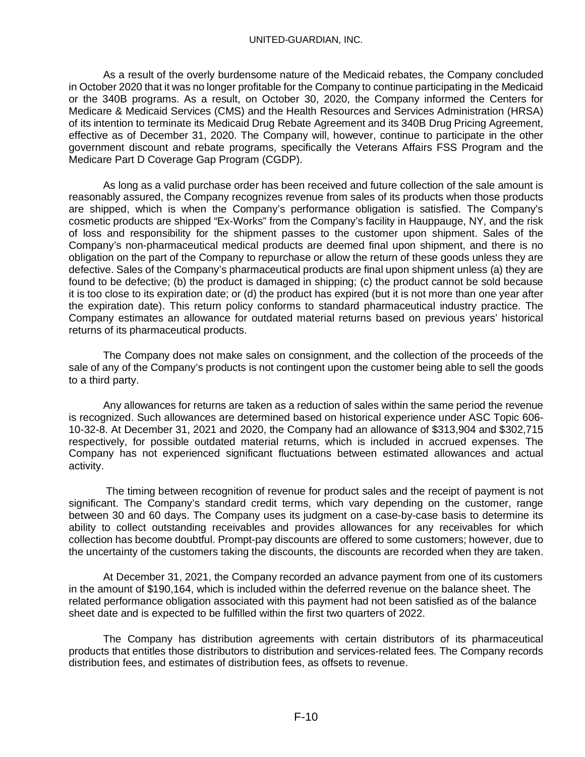As a result of the overly burdensome nature of the Medicaid rebates, the Company concluded in October 2020 that it was no longer profitable for the Company to continue participating in the Medicaid or the 340B programs. As a result, on October 30, 2020, the Company informed the Centers for Medicare & Medicaid Services (CMS) and the Health Resources and Services Administration (HRSA) of its intention to terminate its Medicaid Drug Rebate Agreement and its 340B Drug Pricing Agreement, effective as of December 31, 2020. The Company will, however, continue to participate in the other government discount and rebate programs, specifically the Veterans Affairs FSS Program and the Medicare Part D Coverage Gap Program (CGDP).

As long as a valid purchase order has been received and future collection of the sale amount is reasonably assured, the Company recognizes revenue from sales of its products when those products are shipped, which is when the Company's performance obligation is satisfied. The Company's cosmetic products are shipped "Ex-Works" from the Company's facility in Hauppauge, NY, and the risk of loss and responsibility for the shipment passes to the customer upon shipment. Sales of the Company's non-pharmaceutical medical products are deemed final upon shipment, and there is no obligation on the part of the Company to repurchase or allow the return of these goods unless they are defective. Sales of the Company's pharmaceutical products are final upon shipment unless (a) they are found to be defective; (b) the product is damaged in shipping; (c) the product cannot be sold because it is too close to its expiration date; or (d) the product has expired (but it is not more than one year after the expiration date). This return policy conforms to standard pharmaceutical industry practice. The Company estimates an allowance for outdated material returns based on previous years' historical returns of its pharmaceutical products.

The Company does not make sales on consignment, and the collection of the proceeds of the sale of any of the Company's products is not contingent upon the customer being able to sell the goods to a third party.

Any allowances for returns are taken as a reduction of sales within the same period the revenue is recognized. Such allowances are determined based on historical experience under ASC Topic 606-10-32-8. At December 31, 2021 and 2020, the Company had an allowance of $313,904 and $302,715 respectively, for possible outdated material returns, which is included in accrued expenses. The Company has not experienced significant fluctuations between estimated allowances and actual activity.

The timing between recognition of revenue for product sales and the receipt of payment is not significant. The Company's standard credit terms, which vary depending on the customer, range between 30 and 60 days. The Company uses its judgment on a case-by-case basis to determine its ability to collect outstanding receivables and provides allowances for any receivables for which collection has become doubtful. Prompt-pay discounts are offered to some customers; however, due to the uncertainty of the customers taking the discounts, the discounts are recorded when they are taken.

At December 31, 2021, the Company recorded an advance payment from one of its customers in the amount of $190,164, which is included within the deferred revenue on the balance sheet. The related performance obligation associated with this payment had not been satisfied as of the balance sheet date and is expected to be fulfilled within the first two quarters of 2022.

The Company has distribution agreements with certain distributors of its pharmaceutical products that entitles those distributors to distribution and services-related fees. The Company records distribution fees, and estimates of distribution fees, as offsets to revenue.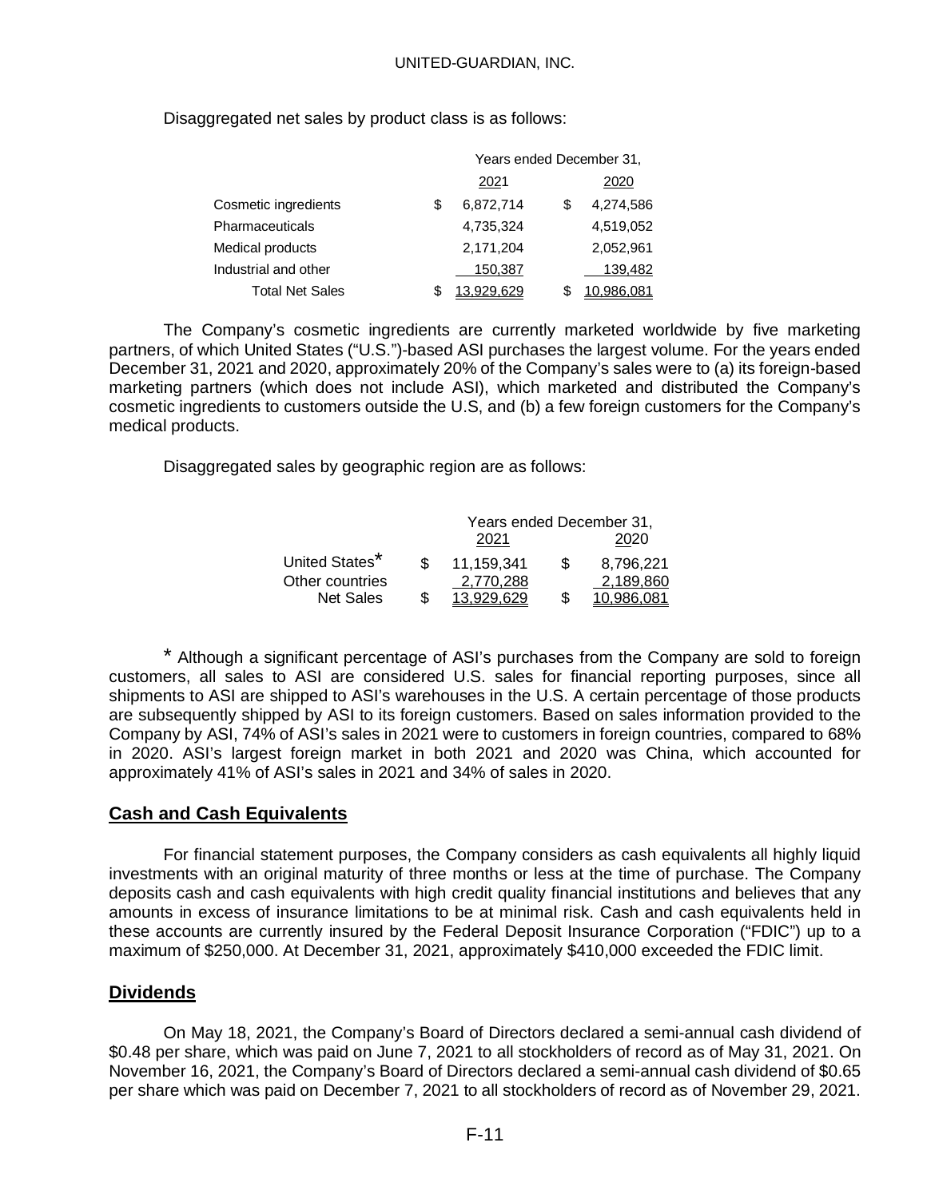Disaggregated net sales by product class is as follows:

| | Years ended December 31, | |
|---|---|---|
| | 2021 | 2020 |
| Cosmetic ingredients | $ 6,872,714 | $ 4,274,586 |
| Pharmaceuticals | 4,735,324 | 4,519,052 |
| Medical products | 2,171,204 | 2,052,961 |
| Industrial and other | 150,387 | 139,482 |
| Total Net Sales | $ 13,929,629 | $ 10,986,081 |

The Company's cosmetic ingredients are currently marketed worldwide by five marketing partners, of which United States ("U.S.")-based ASI purchases the largest volume. For the years ended December 31, 2021 and 2020, approximately 20% of the Company's sales were to (a) its foreign-based marketing partners (which does not include ASI), which marketed and distributed the Company's cosmetic ingredients to customers outside the U.S, and (b) a few foreign customers for the Company's medical products.

Disaggregated sales by geographic region are as follows:

| | Years ended December 31, | |
|---|---|---|
| | 2021 | 2020 |
| United States* | $ 11,159,341 | $ 8,796,221 |
| Other countries | 2,770,288 | 2,189,860 |
| Net Sales | $ 13,929,629 | $ 10,986,081 |

\* Although a significant percentage of ASI's purchases from the Company are sold to foreign customers, all sales to ASI are considered U.S. sales for financial reporting purposes, since all shipments to ASI are shipped to ASI's warehouses in the U.S. A certain percentage of those products are subsequently shipped by ASI to its foreign customers. Based on sales information provided to the Company by ASI, 74% of ASI's sales in 2021 were to customers in foreign countries, compared to 68% in 2020. ASI's largest foreign market in both 2021 and 2020 was China, which accounted for approximately 41% of ASI's sales in 2021 and 34% of sales in 2020.

## Cash and Cash Equivalents

For financial statement purposes, the Company considers as cash equivalents all highly liquid investments with an original maturity of three months or less at the time of purchase. The Company deposits cash and cash equivalents with high credit quality financial institutions and believes that any amounts in excess of insurance limitations to be at minimal risk. Cash and cash equivalents held in these accounts are currently insured by the Federal Deposit Insurance Corporation ("FDIC") up to a maximum of $250,000. At December 31, 2021, approximately $410,000 exceeded the FDIC limit.

## Dividends

On May 18, 2021, the Company's Board of Directors declared a semi-annual cash dividend of $0.48 per share, which was paid on June 7, 2021 to all stockholders of record as of May 31, 2021. On November 16, 2021, the Company's Board of Directors declared a semi-annual cash dividend of $0.65 per share which was paid on December 7, 2021 to all stockholders of record as of November 29, 2021.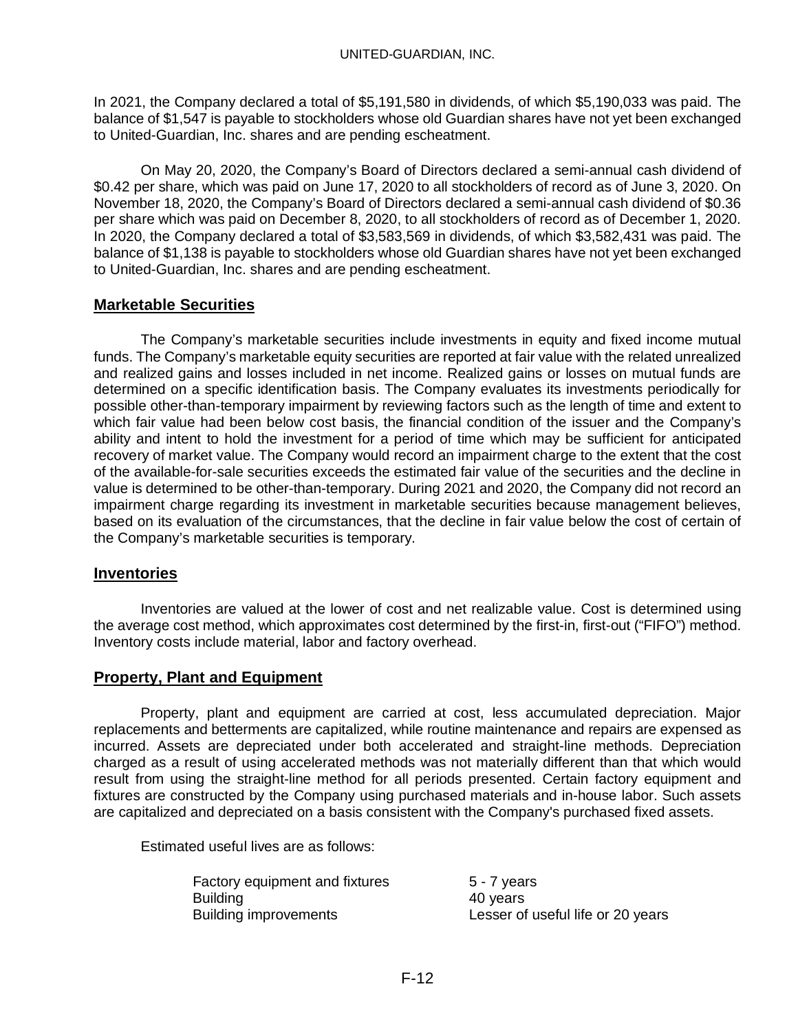In 2021, the Company declared a total of $5,191,580 in dividends, of which $5,190,033 was paid. The balance of $1,547 is payable to stockholders whose old Guardian shares have not yet been exchanged to United-Guardian, Inc. shares and are pending escheatment.

On May 20, 2020, the Company's Board of Directors declared a semi-annual cash dividend of $0.42 per share, which was paid on June 17, 2020 to all stockholders of record as of June 3, 2020. On November 18, 2020, the Company's Board of Directors declared a semi-annual cash dividend of $0.36 per share which was paid on December 8, 2020, to all stockholders of record as of December 1, 2020. In 2020, the Company declared a total of $3,583,569 in dividends, of which $3,582,431 was paid. The balance of $1,138 is payable to stockholders whose old Guardian shares have not yet been exchanged to United-Guardian, Inc. shares and are pending escheatment.

## Marketable Securities

The Company's marketable securities include investments in equity and fixed income mutual funds. The Company's marketable equity securities are reported at fair value with the related unrealized and realized gains and losses included in net income. Realized gains or losses on mutual funds are determined on a specific identification basis. The Company evaluates its investments periodically for possible other-than-temporary impairment by reviewing factors such as the length of time and extent to which fair value had been below cost basis, the financial condition of the issuer and the Company's ability and intent to hold the investment for a period of time which may be sufficient for anticipated recovery of market value. The Company would record an impairment charge to the extent that the cost of the available-for-sale securities exceeds the estimated fair value of the securities and the decline in value is determined to be other-than-temporary. During 2021 and 2020, the Company did not record an impairment charge regarding its investment in marketable securities because management believes, based on its evaluation of the circumstances, that the decline in fair value below the cost of certain of the Company's marketable securities is temporary.

## Inventories

Inventories are valued at the lower of cost and net realizable value. Cost is determined using the average cost method, which approximates cost determined by the first-in, first-out ("FIFO") method. Inventory costs include material, labor and factory overhead.

## Property, Plant and Equipment

Property, plant and equipment are carried at cost, less accumulated depreciation. Major replacements and betterments are capitalized, while routine maintenance and repairs are expensed as incurred. Assets are depreciated under both accelerated and straight-line methods. Depreciation charged as a result of using accelerated methods was not materially different than that which would result from using the straight-line method for all periods presented. Certain factory equipment and fixtures are constructed by the Company using purchased materials and in-house labor. Such assets are capitalized and depreciated on a basis consistent with the Company's purchased fixed assets.

Estimated useful lives are as follows:

| | |
|---|---|
| Factory equipment and fixtures | 5 - 7 years |
| Building | 40 years |
| Building improvements | Lesser of useful life or 20 years |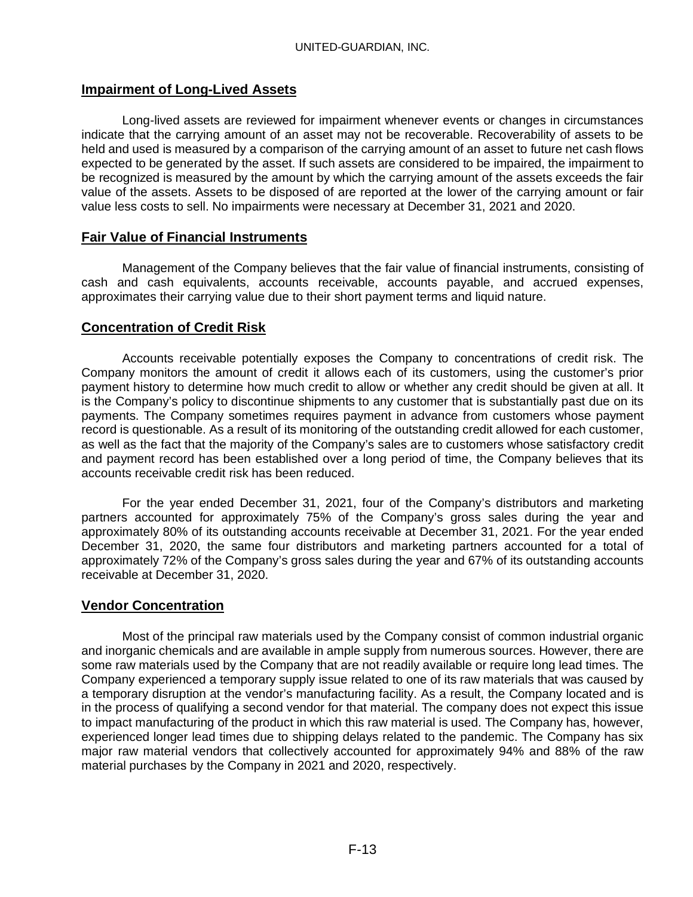## Impairment of Long-Lived Assets

Long-lived assets are reviewed for impairment whenever events or changes in circumstances indicate that the carrying amount of an asset may not be recoverable. Recoverability of assets to be held and used is measured by a comparison of the carrying amount of an asset to future net cash flows expected to be generated by the asset. If such assets are considered to be impaired, the impairment to be recognized is measured by the amount by which the carrying amount of the assets exceeds the fair value of the assets. Assets to be disposed of are reported at the lower of the carrying amount or fair value less costs to sell. No impairments were necessary at December 31, 2021 and 2020.

## Fair Value of Financial Instruments

Management of the Company believes that the fair value of financial instruments, consisting of cash and cash equivalents, accounts receivable, accounts payable, and accrued expenses, approximates their carrying value due to their short payment terms and liquid nature.

## Concentration of Credit Risk

Accounts receivable potentially exposes the Company to concentrations of credit risk. The Company monitors the amount of credit it allows each of its customers, using the customer's prior payment history to determine how much credit to allow or whether any credit should be given at all. It is the Company's policy to discontinue shipments to any customer that is substantially past due on its payments. The Company sometimes requires payment in advance from customers whose payment record is questionable. As a result of its monitoring of the outstanding credit allowed for each customer, as well as the fact that the majority of the Company's sales are to customers whose satisfactory credit and payment record has been established over a long period of time, the Company believes that its accounts receivable credit risk has been reduced.

For the year ended December 31, 2021, four of the Company's distributors and marketing partners accounted for approximately 75% of the Company's gross sales during the year and approximately 80% of its outstanding accounts receivable at December 31, 2021. For the year ended December 31, 2020, the same four distributors and marketing partners accounted for a total of approximately 72% of the Company's gross sales during the year and 67% of its outstanding accounts receivable at December 31, 2020.

## Vendor Concentration

Most of the principal raw materials used by the Company consist of common industrial organic and inorganic chemicals and are available in ample supply from numerous sources. However, there are some raw materials used by the Company that are not readily available or require long lead times. The Company experienced a temporary supply issue related to one of its raw materials that was caused by a temporary disruption at the vendor's manufacturing facility. As a result, the Company located and is in the process of qualifying a second vendor for that material. The company does not expect this issue to impact manufacturing of the product in which this raw material is used. The Company has, however, experienced longer lead times due to shipping delays related to the pandemic. The Company has six major raw material vendors that collectively accounted for approximately 94% and 88% of the raw material purchases by the Company in 2021 and 2020, respectively.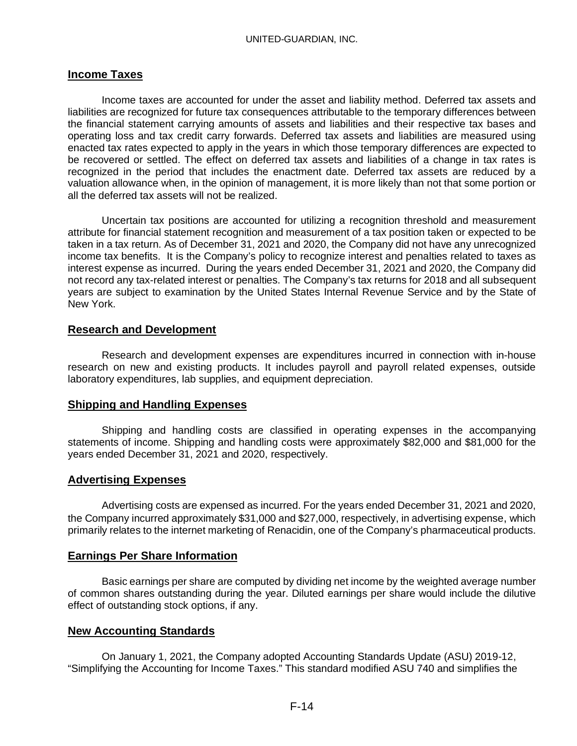## Income Taxes

Income taxes are accounted for under the asset and liability method. Deferred tax assets and liabilities are recognized for future tax consequences attributable to the temporary differences between the financial statement carrying amounts of assets and liabilities and their respective tax bases and operating loss and tax credit carry forwards. Deferred tax assets and liabilities are measured using enacted tax rates expected to apply in the years in which those temporary differences are expected to be recovered or settled. The effect on deferred tax assets and liabilities of a change in tax rates is recognized in the period that includes the enactment date. Deferred tax assets are reduced by a valuation allowance when, in the opinion of management, it is more likely than not that some portion or all the deferred tax assets will not be realized.

Uncertain tax positions are accounted for utilizing a recognition threshold and measurement attribute for financial statement recognition and measurement of a tax position taken or expected to be taken in a tax return. As of December 31, 2021 and 2020, the Company did not have any unrecognized income tax benefits. It is the Company's policy to recognize interest and penalties related to taxes as interest expense as incurred. During the years ended December 31, 2021 and 2020, the Company did not record any tax-related interest or penalties. The Company's tax returns for 2018 and all subsequent years are subject to examination by the United States Internal Revenue Service and by the State of New York.

## Research and Development

Research and development expenses are expenditures incurred in connection with in-house research on new and existing products. It includes payroll and payroll related expenses, outside laboratory expenditures, lab supplies, and equipment depreciation.

## Shipping and Handling Expenses

Shipping and handling costs are classified in operating expenses in the accompanying statements of income. Shipping and handling costs were approximately $82,000 and $81,000 for the years ended December 31, 2021 and 2020, respectively.

## Advertising Expenses

Advertising costs are expensed as incurred. For the years ended December 31, 2021 and 2020, the Company incurred approximately $31,000 and $27,000, respectively, in advertising expense, which primarily relates to the internet marketing of Renacidin, one of the Company's pharmaceutical products.

## Earnings Per Share Information

Basic earnings per share are computed by dividing net income by the weighted average number of common shares outstanding during the year. Diluted earnings per share would include the dilutive effect of outstanding stock options, if any.

## New Accounting Standards

On January 1, 2021, the Company adopted Accounting Standards Update (ASU) 2019-12, "Simplifying the Accounting for Income Taxes." This standard modified ASU 740 and simplifies the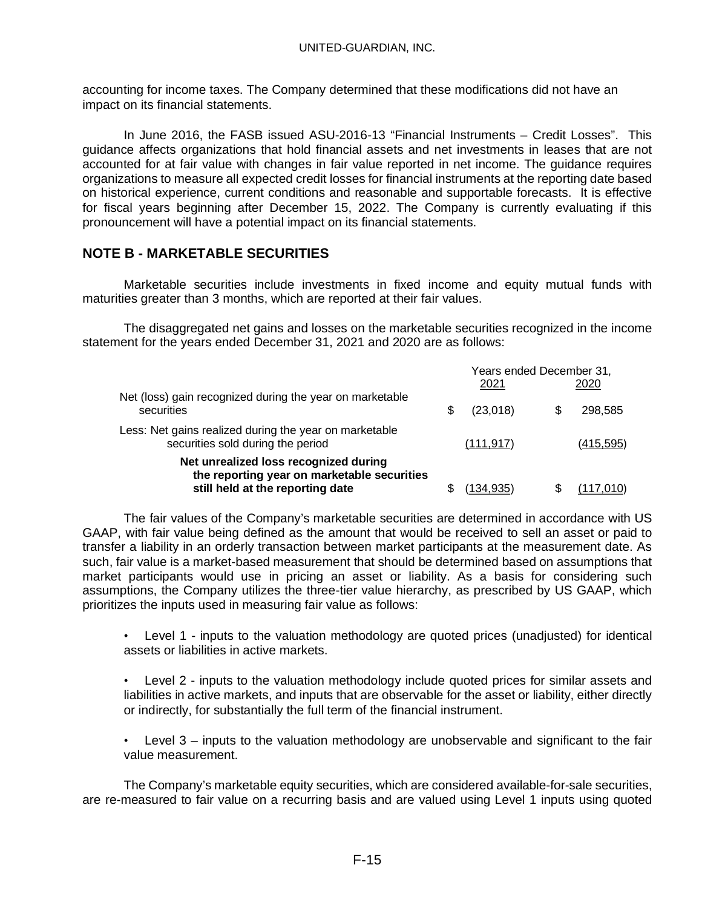accounting for income taxes. The Company determined that these modifications did not have an impact on its financial statements.

In June 2016, the FASB issued ASU-2016-13 "Financial Instruments – Credit Losses". This guidance affects organizations that hold financial assets and net investments in leases that are not accounted for at fair value with changes in fair value reported in net income. The guidance requires organizations to measure all expected credit losses for financial instruments at the reporting date based on historical experience, current conditions and reasonable and supportable forecasts. It is effective for fiscal years beginning after December 15, 2022. The Company is currently evaluating if this pronouncement will have a potential impact on its financial statements.

## NOTE B - MARKETABLE SECURITIES

Marketable securities include investments in fixed income and equity mutual funds with maturities greater than 3 months, which are reported at their fair values.

The disaggregated net gains and losses on the marketable securities recognized in the income statement for the years ended December 31, 2021 and 2020 are as follows:

| | Years ended December 31, | |
|---|---|---|
| | 2021 | 2020 |
| Net (loss) gain recognized during the year on marketable securities | $ (23,018) | $ 298,585 |
| Less: Net gains realized during the year on marketable securities sold during the period | (111,917) | (415,595) |
| **Net unrealized loss recognized during the reporting year on marketable securities still held at the reporting date** | $ (134,935) | $ (117,010) |

The fair values of the Company's marketable securities are determined in accordance with US GAAP, with fair value being defined as the amount that would be received to sell an asset or paid to transfer a liability in an orderly transaction between market participants at the measurement date. As such, fair value is a market-based measurement that should be determined based on assumptions that market participants would use in pricing an asset or liability. As a basis for considering such assumptions, the Company utilizes the three-tier value hierarchy, as prescribed by US GAAP, which prioritizes the inputs used in measuring fair value as follows:

- Level 1 - inputs to the valuation methodology are quoted prices (unadjusted) for identical assets or liabilities in active markets.
- Level 2 - inputs to the valuation methodology include quoted prices for similar assets and liabilities in active markets, and inputs that are observable for the asset or liability, either directly or indirectly, for substantially the full term of the financial instrument.
- Level 3 – inputs to the valuation methodology are unobservable and significant to the fair value measurement.

The Company's marketable equity securities, which are considered available-for-sale securities, are re-measured to fair value on a recurring basis and are valued using Level 1 inputs using quoted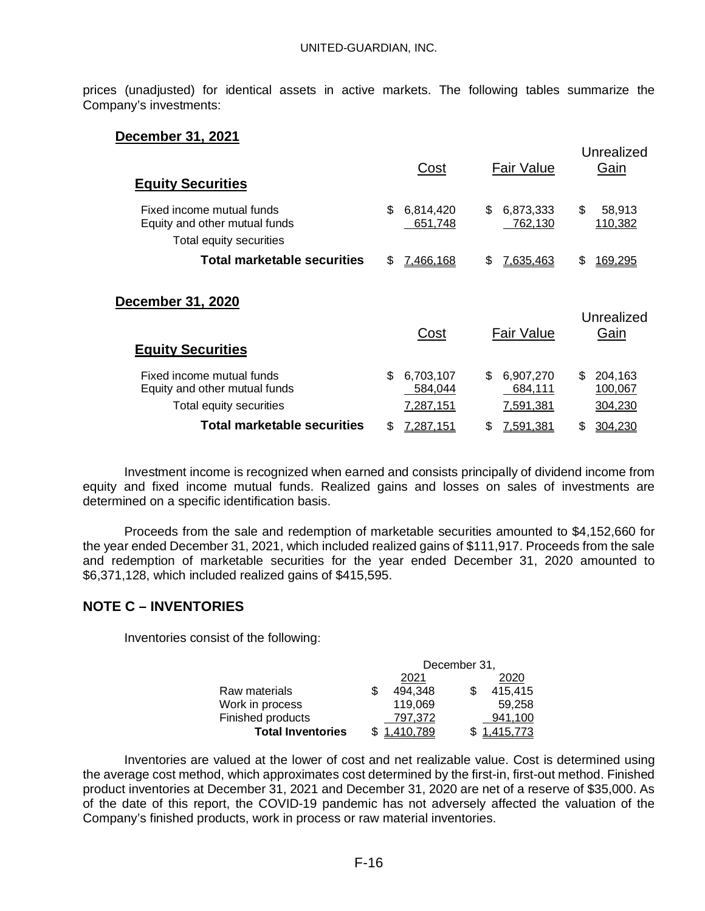prices (unadjusted) for identical assets in active markets. The following tables summarize the Company's investments:

**December 31, 2021**

| **Equity Securities** | Cost | Fair Value | Unrealized Gain |
|---|---|---|---|
| Fixed income mutual funds | $ 6,814,420 | $ 6,873,333 | $ 58,913 |
| Equity and other mutual funds | 651,748 | 762,130 | 110,382 |
| Total equity securities | | | |
| **Total marketable securities** | $ 7,466,168 | $ 7,635,463 | $ 169,295 |

**December 31, 2020**

| **Equity Securities** | Cost | Fair Value | Unrealized Gain |
|---|---|---|---|
| Fixed income mutual funds | $ 6,703,107 | $ 6,907,270 | $ 204,163 |
| Equity and other mutual funds | 584,044 | 684,111 | 100,067 |
| Total equity securities | 7,287,151 | 7,591,381 | 304,230 |
| **Total marketable securities** | $ 7,287,151 | $ 7,591,381 | $ 304,230 |

Investment income is recognized when earned and consists principally of dividend income from equity and fixed income mutual funds. Realized gains and losses on sales of investments are determined on a specific identification basis.

Proceeds from the sale and redemption of marketable securities amounted to $4,152,660 for the year ended December 31, 2021, which included realized gains of $111,917. Proceeds from the sale and redemption of marketable securities for the year ended December 31, 2020 amounted to $6,371,128, which included realized gains of $415,595.

## NOTE C – INVENTORIES

Inventories consist of the following:

| | December 31, | |
|---|---|---|
| | 2021 | 2020 |
| Raw materials | $ 494,348 | $ 415,415 |
| Work in process | 119,069 | 59,258 |
| Finished products | 797,372 | 941,100 |
| **Total Inventories** | $ 1,410,789 | $ 1,415,773 |

Inventories are valued at the lower of cost and net realizable value. Cost is determined using the average cost method, which approximates cost determined by the first-in, first-out method. Finished product inventories at December 31, 2021 and December 31, 2020 are net of a reserve of $35,000. As of the date of this report, the COVID-19 pandemic has not adversely affected the valuation of the Company's finished products, work in process or raw material inventories.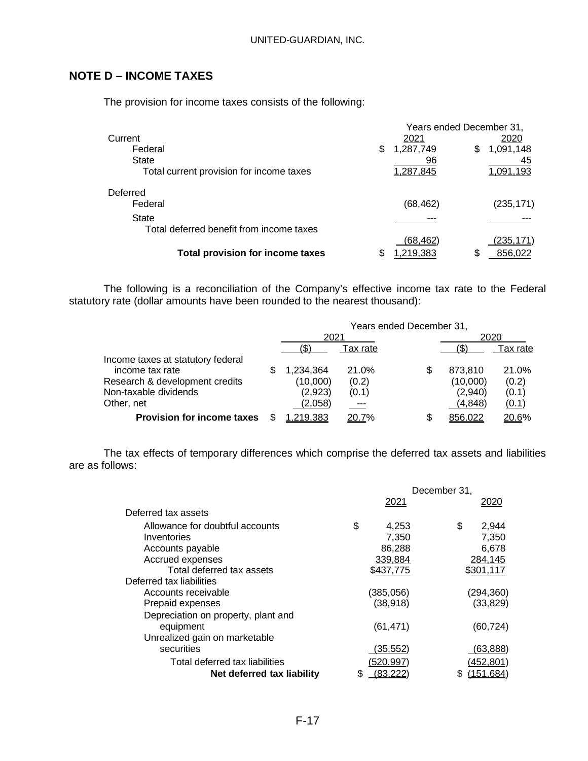## NOTE D – INCOME TAXES

The provision for income taxes consists of the following:

| | Years ended December 31, | |
|---|---|---|
| Current | 2021 | 2020 |
| Federal | $ 1,287,749 | $ 1,091,148 |
| State | 96 | 45 |
| Total current provision for income taxes | 1,287,845 | 1,091,193 |
| Deferred | | |
| Federal | (68,462) | (235,171) |
| State | --- | --- |
| Total deferred benefit from income taxes | (68,462) | (235,171) |
| **Total provision for income taxes** | $ 1,219,383 | $ 856,022 |

The following is a reconciliation of the Company's effective income tax rate to the Federal statutory rate (dollar amounts have been rounded to the nearest thousand):

| | Years ended December 31, | | | |
|---|---|---|---|---|
| | 2021 | | 2020 | |
| | ($) | Tax rate | ($) | Tax rate |
| Income taxes at statutory federal income tax rate | $ 1,234,364 | 21.0% | $ 873,810 | 21.0% |
| Research & development credits | (10,000) | (0.2) | (10,000) | (0.2) |
| Non-taxable dividends | (2,923) | (0.1) | (2,940) | (0.1) |
| Other, net | (2,058) | --- | (4,848) | (0.1) |
| **Provision for income taxes** | $ 1,219,383 | 20.7% | $ 856,022 | 20.6% |

The tax effects of temporary differences which comprise the deferred tax assets and liabilities are as follows:

| | December 31, | |
|---|---|---|
| | 2021 | 2020 |
| Deferred tax assets | | |
| Allowance for doubtful accounts | $ 4,253 | $ 2,944 |
| Inventories | 7,350 | 7,350 |
| Accounts payable | 86,288 | 6,678 |
| Accrued expenses | 339,884 | 284,145 |
| Total deferred tax assets | $437,775 | $301,117 |
| Deferred tax liabilities | | |
| Accounts receivable | (385,056) | (294,360) |
| Prepaid expenses | (38,918) | (33,829) |
| Depreciation on property, plant and equipment | (61,471) | (60,724) |
| Unrealized gain on marketable securities | (35,552) | (63,888) |
| Total deferred tax liabilities | (520,997) | (452,801) |
| **Net deferred tax liability** | $ (83,222) | $ (151,684) |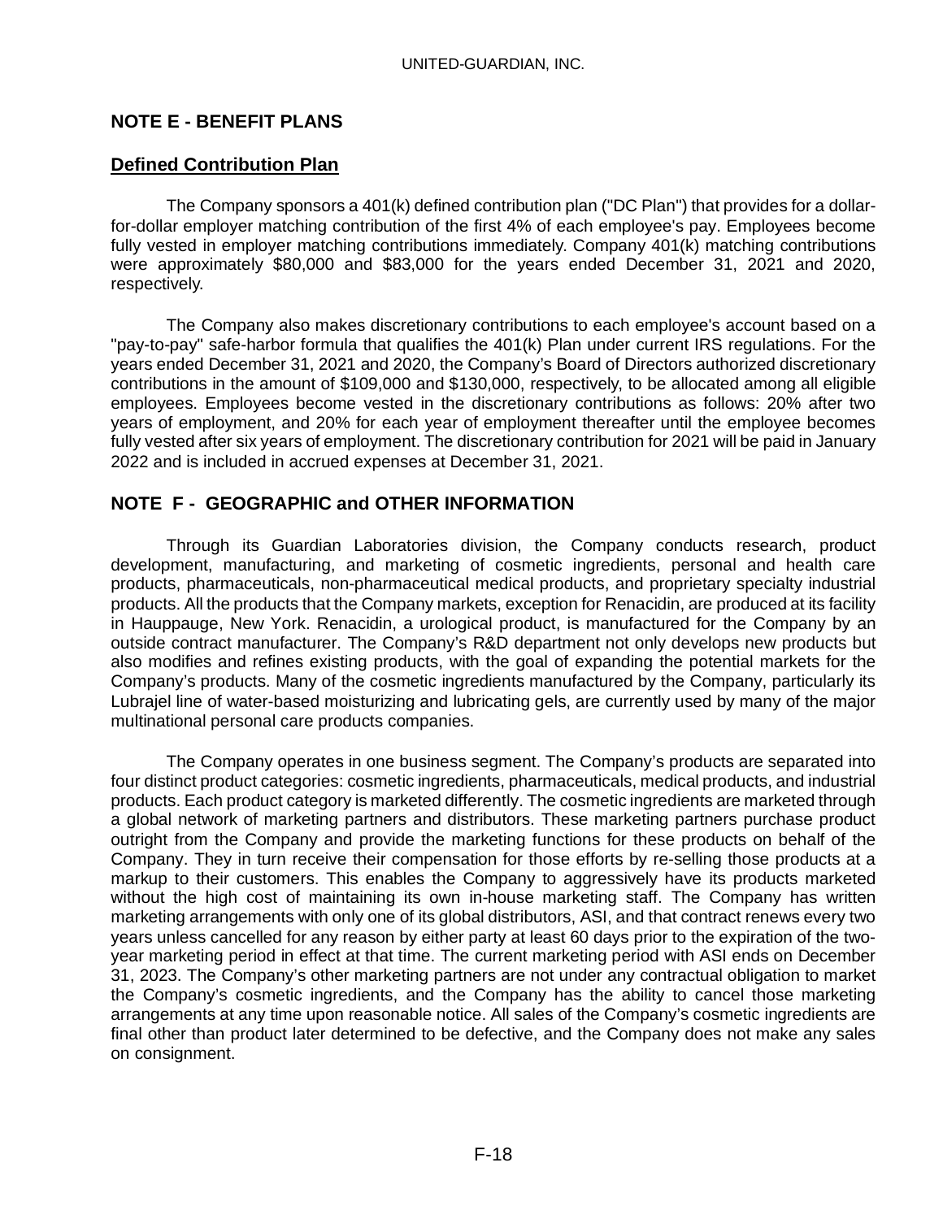## NOTE E - BENEFIT PLANS

### Defined Contribution Plan

The Company sponsors a 401(k) defined contribution plan ("DC Plan") that provides for a dollar-for-dollar employer matching contribution of the first 4% of each employee's pay. Employees become fully vested in employer matching contributions immediately. Company 401(k) matching contributions were approximately $80,000 and $83,000 for the years ended December 31, 2021 and 2020, respectively.

The Company also makes discretionary contributions to each employee's account based on a "pay-to-pay" safe-harbor formula that qualifies the 401(k) Plan under current IRS regulations. For the years ended December 31, 2021 and 2020, the Company's Board of Directors authorized discretionary contributions in the amount of $109,000 and $130,000, respectively, to be allocated among all eligible employees. Employees become vested in the discretionary contributions as follows: 20% after two years of employment, and 20% for each year of employment thereafter until the employee becomes fully vested after six years of employment. The discretionary contribution for 2021 will be paid in January 2022 and is included in accrued expenses at December 31, 2021.

## NOTE F - GEOGRAPHIC and OTHER INFORMATION

Through its Guardian Laboratories division, the Company conducts research, product development, manufacturing, and marketing of cosmetic ingredients, personal and health care products, pharmaceuticals, non-pharmaceutical medical products, and proprietary specialty industrial products. All the products that the Company markets, exception for Renacidin, are produced at its facility in Hauppauge, New York. Renacidin, a urological product, is manufactured for the Company by an outside contract manufacturer. The Company's R&D department not only develops new products but also modifies and refines existing products, with the goal of expanding the potential markets for the Company's products. Many of the cosmetic ingredients manufactured by the Company, particularly its Lubrajel line of water-based moisturizing and lubricating gels, are currently used by many of the major multinational personal care products companies.

The Company operates in one business segment. The Company's products are separated into four distinct product categories: cosmetic ingredients, pharmaceuticals, medical products, and industrial products. Each product category is marketed differently. The cosmetic ingredients are marketed through a global network of marketing partners and distributors. These marketing partners purchase product outright from the Company and provide the marketing functions for these products on behalf of the Company. They in turn receive their compensation for those efforts by re-selling those products at a markup to their customers. This enables the Company to aggressively have its products marketed without the high cost of maintaining its own in-house marketing staff. The Company has written marketing arrangements with only one of its global distributors, ASI, and that contract renews every two years unless cancelled for any reason by either party at least 60 days prior to the expiration of the two-year marketing period in effect at that time. The current marketing period with ASI ends on December 31, 2023. The Company's other marketing partners are not under any contractual obligation to market the Company's cosmetic ingredients, and the Company has the ability to cancel those marketing arrangements at any time upon reasonable notice. All sales of the Company's cosmetic ingredients are final other than product later determined to be defective, and the Company does not make any sales on consignment.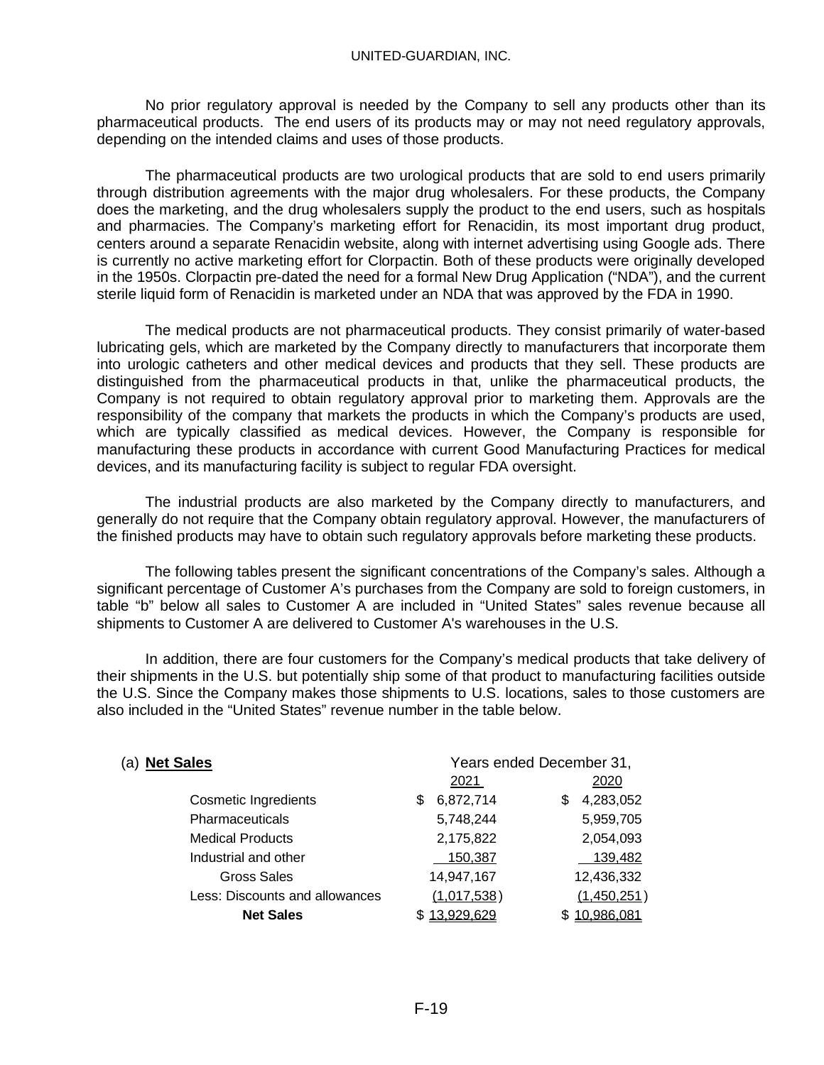No prior regulatory approval is needed by the Company to sell any products other than its pharmaceutical products. The end users of its products may or may not need regulatory approvals, depending on the intended claims and uses of those products.

The pharmaceutical products are two urological products that are sold to end users primarily through distribution agreements with the major drug wholesalers. For these products, the Company does the marketing, and the drug wholesalers supply the product to the end users, such as hospitals and pharmacies. The Company's marketing effort for Renacidin, its most important drug product, centers around a separate Renacidin website, along with internet advertising using Google ads. There is currently no active marketing effort for Clorpactin. Both of these products were originally developed in the 1950s. Clorpactin pre-dated the need for a formal New Drug Application ("NDA"), and the current sterile liquid form of Renacidin is marketed under an NDA that was approved by the FDA in 1990.

The medical products are not pharmaceutical products. They consist primarily of water-based lubricating gels, which are marketed by the Company directly to manufacturers that incorporate them into urologic catheters and other medical devices and products that they sell. These products are distinguished from the pharmaceutical products in that, unlike the pharmaceutical products, the Company is not required to obtain regulatory approval prior to marketing them. Approvals are the responsibility of the company that markets the products in which the Company's products are used, which are typically classified as medical devices. However, the Company is responsible for manufacturing these products in accordance with current Good Manufacturing Practices for medical devices, and its manufacturing facility is subject to regular FDA oversight.

The industrial products are also marketed by the Company directly to manufacturers, and generally do not require that the Company obtain regulatory approval. However, the manufacturers of the finished products may have to obtain such regulatory approvals before marketing these products.

The following tables present the significant concentrations of the Company's sales. Although a significant percentage of Customer A's purchases from the Company are sold to foreign customers, in table "b" below all sales to Customer A are included in "United States" sales revenue because all shipments to Customer A are delivered to Customer A's warehouses in the U.S.

In addition, there are four customers for the Company's medical products that take delivery of their shipments in the U.S. but potentially ship some of that product to manufacturing facilities outside the U.S. Since the Company makes those shipments to U.S. locations, sales to those customers are also included in the "United States" revenue number in the table below.

| (a) **Net Sales** | Years ended December 31, | |
|---|---|---|
| | 2021 | 2020 |
| Cosmetic Ingredients | $ 6,872,714 | $ 4,283,052 |
| Pharmaceuticals | 5,748,244 | 5,959,705 |
| Medical Products | 2,175,822 | 2,054,093 |
| Industrial and other | 150,387 | 139,482 |
| Gross Sales | 14,947,167 | 12,436,332 |
| Less: Discounts and allowances | (1,017,538) | (1,450,251) |
| **Net Sales** | $ 13,929,629 | $ 10,986,081 |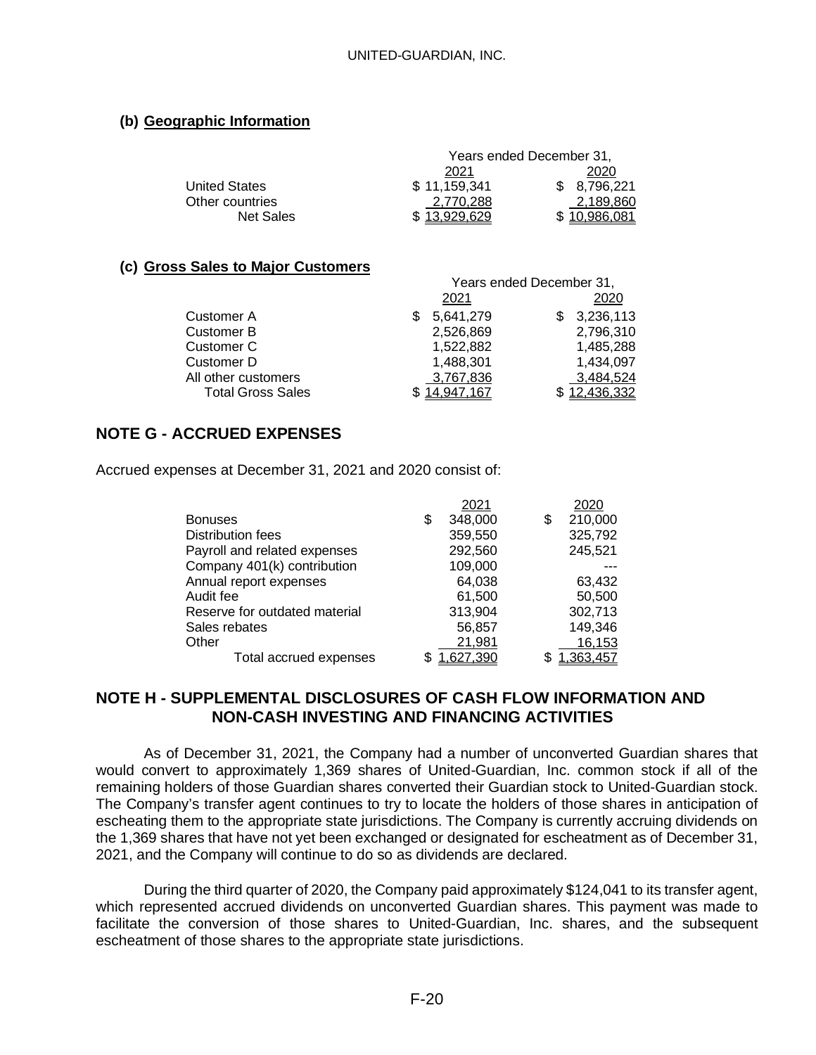### (b) Geographic Information

| | Years ended December 31, | |
|---|---|---|
| | 2021 | 2020 |
| United States | $ 11,159,341 | $ 8,796,221 |
| Other countries | 2,770,288 | 2,189,860 |
| Net Sales | $ 13,929,629 | $ 10,986,081 |

### (c) Gross Sales to Major Customers

| | Years ended December 31, | |
|---|---|---|
| | 2021 | 2020 |
| Customer A | $ 5,641,279 | $ 3,236,113 |
| Customer B | 2,526,869 | 2,796,310 |
| Customer C | 1,522,882 | 1,485,288 |
| Customer D | 1,488,301 | 1,434,097 |
| All other customers | 3,767,836 | 3,484,524 |
| Total Gross Sales | $ 14,947,167 | $ 12,436,332 |

## NOTE G - ACCRUED EXPENSES

Accrued expenses at December 31, 2021 and 2020 consist of:

| | 2021 | 2020 |
|---|---|---|
| Bonuses | $ 348,000 | $ 210,000 |
| Distribution fees | 359,550 | 325,792 |
| Payroll and related expenses | 292,560 | 245,521 |
| Company 401(k) contribution | 109,000 | --- |
| Annual report expenses | 64,038 | 63,432 |
| Audit fee | 61,500 | 50,500 |
| Reserve for outdated material | 313,904 | 302,713 |
| Sales rebates | 56,857 | 149,346 |
| Other | 21,981 | 16,153 |
| Total accrued expenses | $ 1,627,390 | $ 1,363,457 |

## NOTE H - SUPPLEMENTAL DISCLOSURES OF CASH FLOW INFORMATION AND NON-CASH INVESTING AND FINANCING ACTIVITIES

As of December 31, 2021, the Company had a number of unconverted Guardian shares that would convert to approximately 1,369 shares of United-Guardian, Inc. common stock if all of the remaining holders of those Guardian shares converted their Guardian stock to United-Guardian stock. The Company's transfer agent continues to try to locate the holders of those shares in anticipation of escheating them to the appropriate state jurisdictions. The Company is currently accruing dividends on the 1,369 shares that have not yet been exchanged or designated for escheatment as of December 31, 2021, and the Company will continue to do so as dividends are declared.

During the third quarter of 2020, the Company paid approximately $124,041 to its transfer agent, which represented accrued dividends on unconverted Guardian shares. This payment was made to facilitate the conversion of those shares to United-Guardian, Inc. shares, and the subsequent escheatment of those shares to the appropriate state jurisdictions.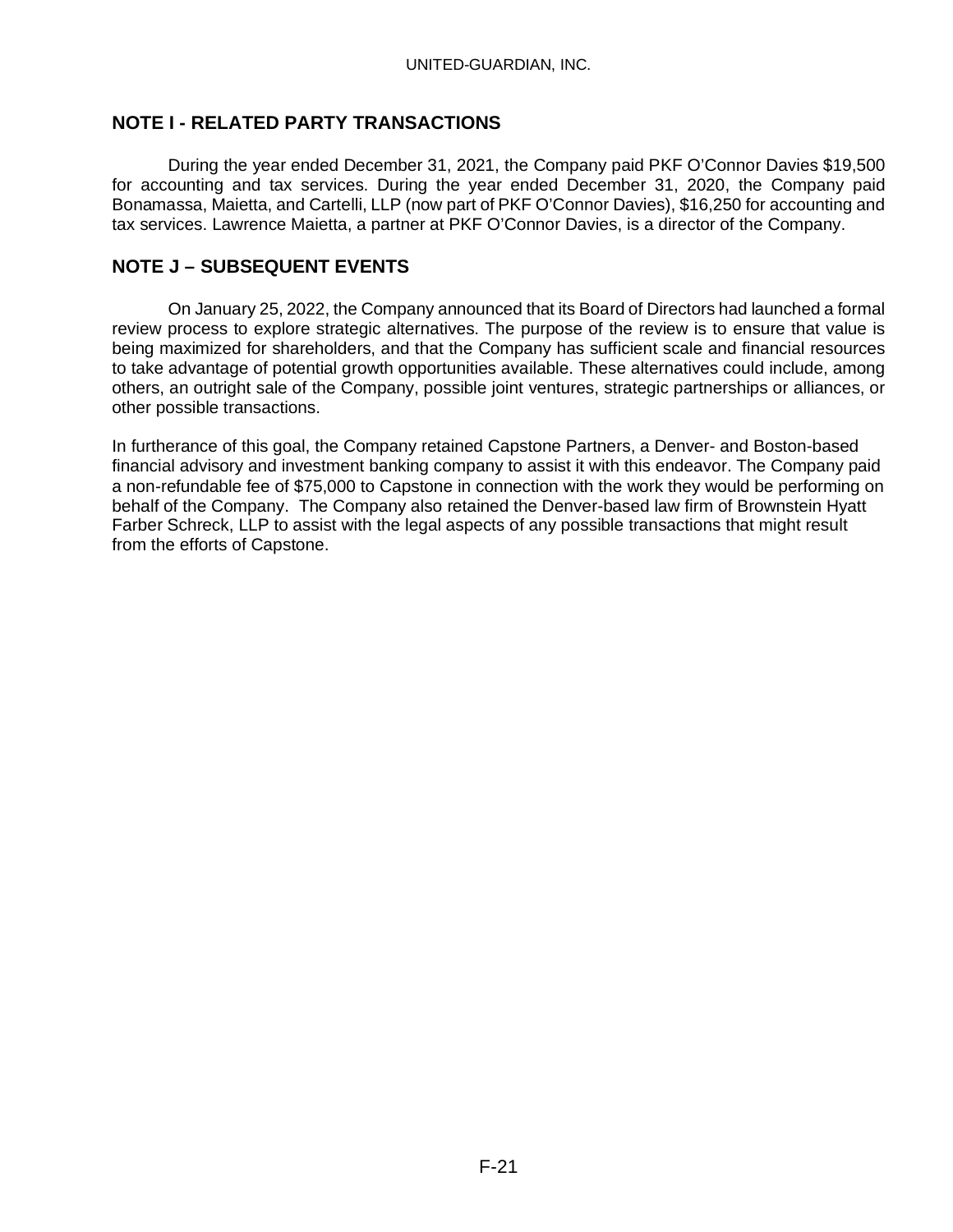## NOTE I - RELATED PARTY TRANSACTIONS

During the year ended December 31, 2021, the Company paid PKF O'Connor Davies $19,500 for accounting and tax services. During the year ended December 31, 2020, the Company paid Bonamassa, Maietta, and Cartelli, LLP (now part of PKF O'Connor Davies), $16,250 for accounting and tax services. Lawrence Maietta, a partner at PKF O'Connor Davies, is a director of the Company.

## NOTE J – SUBSEQUENT EVENTS

On January 25, 2022, the Company announced that its Board of Directors had launched a formal review process to explore strategic alternatives. The purpose of the review is to ensure that value is being maximized for shareholders, and that the Company has sufficient scale and financial resources to take advantage of potential growth opportunities available. These alternatives could include, among others, an outright sale of the Company, possible joint ventures, strategic partnerships or alliances, or other possible transactions.

In furtherance of this goal, the Company retained Capstone Partners, a Denver- and Boston-based financial advisory and investment banking company to assist it with this endeavor. The Company paid a non-refundable fee of $75,000 to Capstone in connection with the work they would be performing on behalf of the Company. The Company also retained the Denver-based law firm of Brownstein Hyatt Farber Schreck, LLP to assist with the legal aspects of any possible transactions that might result from the efforts of Capstone.